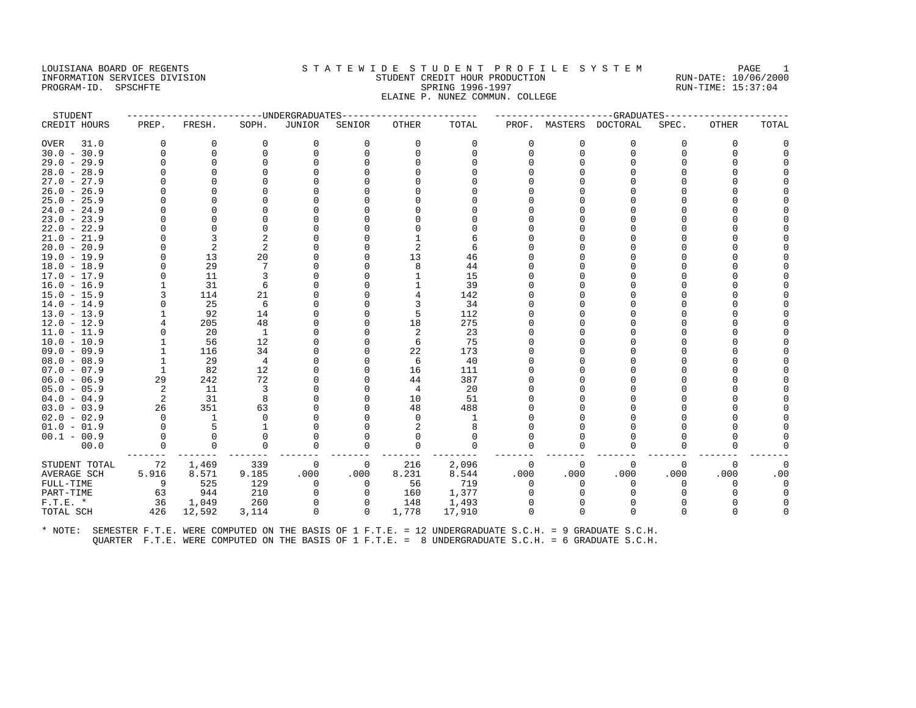LOUISIANA BOARD OF REGENTS
INFORMATION SERVICES DIVISION
PROGRAM-ID. SPSCHFTE

# S T A T E W I D E S T U D E N T P R O F I L E S Y S T E M

## STUDENT CREDIT HOUR PRODUCTION

SPRING 1996-1997

ELAINE P. NUNEZ COMMUN. COLLEGE

RUN-DATE: 10/06/2000
RUN-TIME: 15:37:04

| STUDENT | UNDERGRADUATES | | | | | | | GRADUATES | | | | | | |
|---|---|---|---|---|---|---|---|---|---|---|---|---|---|---|
| CREDIT HOURS | PREP. | FRESH. | SOPH. | JUNIOR | SENIOR | OTHER | TOTAL | PROF. | MASTERS | DOCTORAL | SPEC. | OTHER | TOTAL |
| OVER 31.0 | 0 | 0 | 0 | 0 | 0 | 0 | 0 | 0 | 0 | 0 | 0 | 0 | 0 |
| 30.0 - 30.9 | 0 | 0 | 0 | 0 | 0 | 0 | 0 | 0 | 0 | 0 | 0 | 0 | 0 |
| 29.0 - 29.9 | 0 | 0 | 0 | 0 | 0 | 0 | 0 | 0 | 0 | 0 | 0 | 0 | 0 |
| 28.0 - 28.9 | 0 | 0 | 0 | 0 | 0 | 0 | 0 | 0 | 0 | 0 | 0 | 0 | 0 |
| 27.0 - 27.9 | 0 | 0 | 0 | 0 | 0 | 0 | 0 | 0 | 0 | 0 | 0 | 0 | 0 |
| 26.0 - 26.9 | 0 | 0 | 0 | 0 | 0 | 0 | 0 | 0 | 0 | 0 | 0 | 0 | 0 |
| 25.0 - 25.9 | 0 | 0 | 0 | 0 | 0 | 0 | 0 | 0 | 0 | 0 | 0 | 0 | 0 |
| 24.0 - 24.9 | 0 | 0 | 0 | 0 | 0 | 0 | 0 | 0 | 0 | 0 | 0 | 0 | 0 |
| 23.0 - 23.9 | 0 | 0 | 0 | 0 | 0 | 0 | 0 | 0 | 0 | 0 | 0 | 0 | 0 |
| 22.0 - 22.9 | 0 | 0 | 0 | 0 | 0 | 0 | 0 | 0 | 0 | 0 | 0 | 0 | 0 |
| 21.0 - 21.9 | 0 | 3 | 2 | 0 | 0 | 1 | 6 | 0 | 0 | 0 | 0 | 0 | 0 |
| 20.0 - 20.9 | 0 | 2 | 2 | 0 | 0 | 2 | 6 | 0 | 0 | 0 | 0 | 0 | 0 |
| 19.0 - 19.9 | 0 | 13 | 20 | 0 | 0 | 13 | 46 | 0 | 0 | 0 | 0 | 0 | 0 |
| 18.0 - 18.9 | 0 | 29 | 7 | 0 | 0 | 8 | 44 | 0 | 0 | 0 | 0 | 0 | 0 |
| 17.0 - 17.9 | 0 | 11 | 3 | 0 | 0 | 1 | 15 | 0 | 0 | 0 | 0 | 0 | 0 |
| 16.0 - 16.9 | 1 | 31 | 6 | 0 | 0 | 1 | 39 | 0 | 0 | 0 | 0 | 0 | 0 |
| 15.0 - 15.9 | 3 | 114 | 21 | 0 | 0 | 4 | 142 | 0 | 0 | 0 | 0 | 0 | 0 |
| 14.0 - 14.9 | 0 | 25 | 6 | 0 | 0 | 3 | 34 | 0 | 0 | 0 | 0 | 0 | 0 |
| 13.0 - 13.9 | 1 | 92 | 14 | 0 | 0 | 5 | 112 | 0 | 0 | 0 | 0 | 0 | 0 |
| 12.0 - 12.9 | 4 | 205 | 48 | 0 | 0 | 18 | 275 | 0 | 0 | 0 | 0 | 0 | 0 |
| 11.0 - 11.9 | 0 | 20 | 1 | 0 | 0 | 2 | 23 | 0 | 0 | 0 | 0 | 0 | 0 |
| 10.0 - 10.9 | 1 | 56 | 12 | 0 | 0 | 6 | 75 | 0 | 0 | 0 | 0 | 0 | 0 |
| 09.0 - 09.9 | 1 | 116 | 34 | 0 | 0 | 22 | 173 | 0 | 0 | 0 | 0 | 0 | 0 |
| 08.0 - 08.9 | 1 | 29 | 4 | 0 | 0 | 6 | 40 | 0 | 0 | 0 | 0 | 0 | 0 |
| 07.0 - 07.9 | 1 | 82 | 12 | 0 | 0 | 16 | 111 | 0 | 0 | 0 | 0 | 0 | 0 |
| 06.0 - 06.9 | 29 | 242 | 72 | 0 | 0 | 44 | 387 | 0 | 0 | 0 | 0 | 0 | 0 |
| 05.0 - 05.9 | 2 | 11 | 3 | 0 | 0 | 4 | 20 | 0 | 0 | 0 | 0 | 0 | 0 |
| 04.0 - 04.9 | 2 | 31 | 8 | 0 | 0 | 10 | 51 | 0 | 0 | 0 | 0 | 0 | 0 |
| 03.0 - 03.9 | 26 | 351 | 63 | 0 | 0 | 48 | 488 | 0 | 0 | 0 | 0 | 0 | 0 |
| 02.0 - 02.9 | 0 | 1 | 0 | 0 | 0 | 0 | 1 | 0 | 0 | 0 | 0 | 0 | 0 |
| 01.0 - 01.9 | 0 | 5 | 1 | 0 | 0 | 2 | 8 | 0 | 0 | 0 | 0 | 0 | 0 |
| 00.1 - 00.9 | 0 | 0 | 0 | 0 | 0 | 0 | 0 | 0 | 0 | 0 | 0 | 0 | 0 |
| 00.0 | 0 | 0 | 0 | 0 | 0 | 0 | 0 | 0 | 0 | 0 | 0 | 0 | 0 |
| STUDENT TOTAL | 72 | 1,469 | 339 | 0 | 0 | 216 | 2,096 | 0 | 0 | 0 | 0 | 0 | 0 |
| AVERAGE SCH | 5.916 | 8.571 | 9.185 | .000 | .000 | 8.231 | 8.544 | .000 | .000 | .000 | .000 | .000 | .00 |
| FULL-TIME | 9 | 525 | 129 | 0 | 0 | 56 | 719 | 0 | 0 | 0 | 0 | 0 | 0 |
| PART-TIME | 63 | 944 | 210 | 0 | 0 | 160 | 1,377 | 0 | 0 | 0 | 0 | 0 | 0 |
| F.T.E. * | 36 | 1,049 | 260 | 0 | 0 | 148 | 1,493 | 0 | 0 | 0 | 0 | 0 | 0 |
| TOTAL SCH | 426 | 12,592 | 3,114 | 0 | 0 | 1,778 | 17,910 | 0 | 0 | 0 | 0 | 0 | 0 |

* NOTE: SEMESTER F.T.E. WERE COMPUTED ON THE BASIS OF 1 F.T.E. = 12 UNDERGRADUATE S.C.H. = 9 GRADUATE S.C.H.
QUARTER F.T.E. WERE COMPUTED ON THE BASIS OF 1 F.T.E. = 8 UNDERGRADUATE S.C.H. = 6 GRADUATE S.C.H.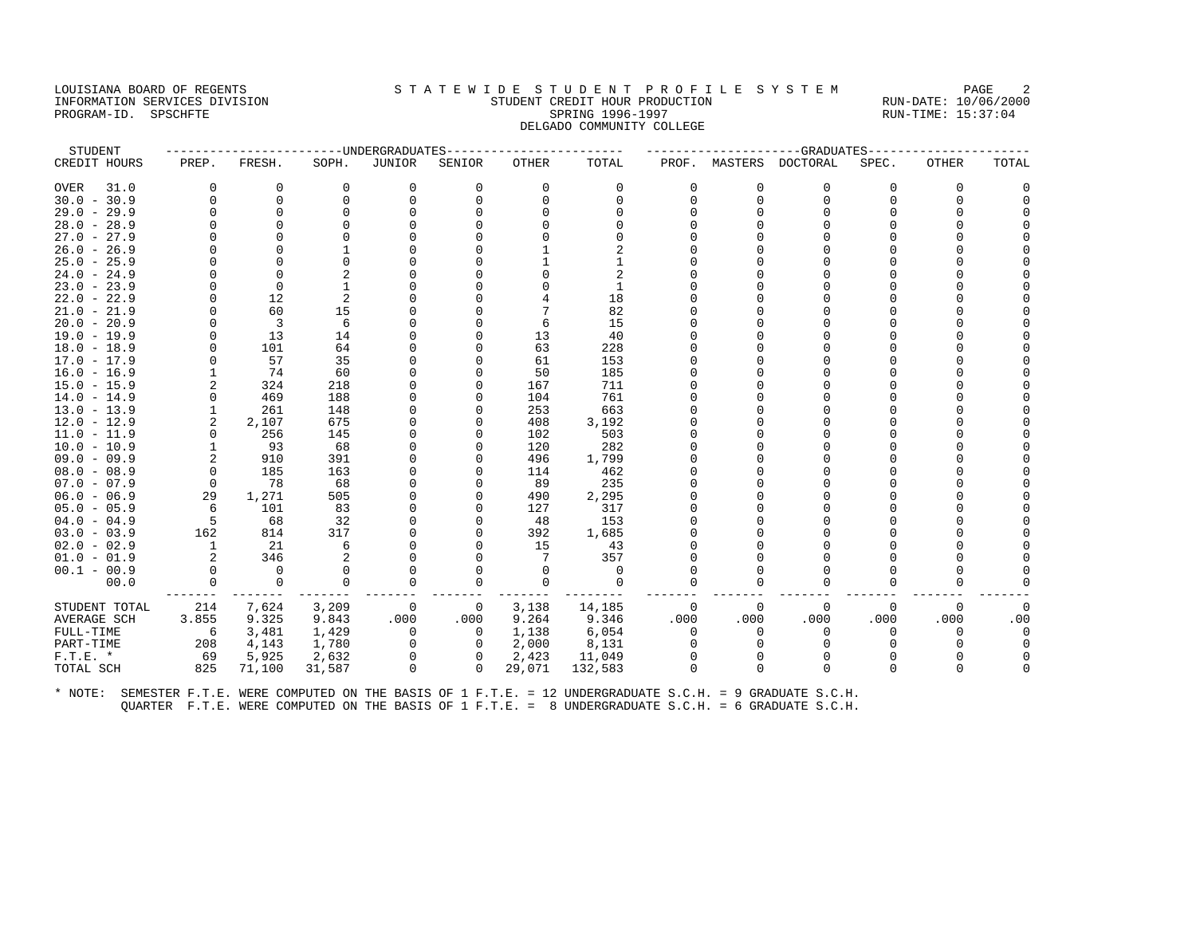LOUISIANA BOARD OF REGENTS — STATEWIDE STUDENT PROFILE SYSTEM
INFORMATION SERVICES DIVISION — STUDENT CREDIT HOUR PRODUCTION — RUN-DATE: 10/06/2000
PROGRAM-ID. SPSCHFTE — SPRING 1996-1997 — RUN-TIME: 15:37:04

DELGADO COMMUNITY COLLEGE

| STUDENT CREDIT HOURS | UNDERGRADUATES PREP. | FRESH. | SOPH. | JUNIOR | SENIOR | OTHER | TOTAL | GRADUATES PROF. | MASTERS | DOCTORAL | SPEC. | OTHER | TOTAL |
|---|---|---|---|---|---|---|---|---|---|---|---|---|---|
| OVER 31.0 | 0 | 0 | 0 | 0 | 0 | 0 | 0 | 0 | 0 | 0 | 0 | 0 | 0 |
| 30.0 - 30.9 | 0 | 0 | 0 | 0 | 0 | 0 | 0 | 0 | 0 | 0 | 0 | 0 | 0 |
| 29.0 - 29.9 | 0 | 0 | 0 | 0 | 0 | 0 | 0 | 0 | 0 | 0 | 0 | 0 | 0 |
| 28.0 - 28.9 | 0 | 0 | 0 | 0 | 0 | 0 | 0 | 0 | 0 | 0 | 0 | 0 | 0 |
| 27.0 - 27.9 | 0 | 0 | 0 | 0 | 0 | 0 | 0 | 0 | 0 | 0 | 0 | 0 | 0 |
| 26.0 - 26.9 | 0 | 0 | 1 | 0 | 0 | 1 | 2 | 0 | 0 | 0 | 0 | 0 | 0 |
| 25.0 - 25.9 | 0 | 0 | 0 | 0 | 0 | 1 | 1 | 0 | 0 | 0 | 0 | 0 | 0 |
| 24.0 - 24.9 | 0 | 0 | 2 | 0 | 0 | 0 | 2 | 0 | 0 | 0 | 0 | 0 | 0 |
| 23.0 - 23.9 | 0 | 0 | 1 | 0 | 0 | 0 | 1 | 0 | 0 | 0 | 0 | 0 | 0 |
| 22.0 - 22.9 | 0 | 12 | 2 | 0 | 0 | 4 | 18 | 0 | 0 | 0 | 0 | 0 | 0 |
| 21.0 - 21.9 | 0 | 60 | 15 | 0 | 0 | 7 | 82 | 0 | 0 | 0 | 0 | 0 | 0 |
| 20.0 - 20.9 | 0 | 3 | 6 | 0 | 0 | 6 | 15 | 0 | 0 | 0 | 0 | 0 | 0 |
| 19.0 - 19.9 | 0 | 13 | 14 | 0 | 0 | 13 | 40 | 0 | 0 | 0 | 0 | 0 | 0 |
| 18.0 - 18.9 | 0 | 101 | 64 | 0 | 0 | 63 | 228 | 0 | 0 | 0 | 0 | 0 | 0 |
| 17.0 - 17.9 | 0 | 57 | 35 | 0 | 0 | 61 | 153 | 0 | 0 | 0 | 0 | 0 | 0 |
| 16.0 - 16.9 | 1 | 74 | 60 | 0 | 0 | 50 | 185 | 0 | 0 | 0 | 0 | 0 | 0 |
| 15.0 - 15.9 | 2 | 324 | 218 | 0 | 0 | 167 | 711 | 0 | 0 | 0 | 0 | 0 | 0 |
| 14.0 - 14.9 | 0 | 469 | 188 | 0 | 0 | 104 | 761 | 0 | 0 | 0 | 0 | 0 | 0 |
| 13.0 - 13.9 | 1 | 261 | 148 | 0 | 0 | 253 | 663 | 0 | 0 | 0 | 0 | 0 | 0 |
| 12.0 - 12.9 | 2 | 2,107 | 675 | 0 | 0 | 408 | 3,192 | 0 | 0 | 0 | 0 | 0 | 0 |
| 11.0 - 11.9 | 0 | 256 | 145 | 0 | 0 | 102 | 503 | 0 | 0 | 0 | 0 | 0 | 0 |
| 10.0 - 10.9 | 1 | 93 | 68 | 0 | 0 | 120 | 282 | 0 | 0 | 0 | 0 | 0 | 0 |
| 09.0 - 09.9 | 2 | 910 | 391 | 0 | 0 | 496 | 1,799 | 0 | 0 | 0 | 0 | 0 | 0 |
| 08.0 - 08.9 | 0 | 185 | 163 | 0 | 0 | 114 | 462 | 0 | 0 | 0 | 0 | 0 | 0 |
| 07.0 - 07.9 | 0 | 78 | 68 | 0 | 0 | 89 | 235 | 0 | 0 | 0 | 0 | 0 | 0 |
| 06.0 - 06.9 | 29 | 1,271 | 505 | 0 | 0 | 490 | 2,295 | 0 | 0 | 0 | 0 | 0 | 0 |
| 05.0 - 05.9 | 6 | 101 | 83 | 0 | 0 | 127 | 317 | 0 | 0 | 0 | 0 | 0 | 0 |
| 04.0 - 04.9 | 5 | 68 | 32 | 0 | 0 | 48 | 153 | 0 | 0 | 0 | 0 | 0 | 0 |
| 03.0 - 03.9 | 162 | 814 | 317 | 0 | 0 | 392 | 1,685 | 0 | 0 | 0 | 0 | 0 | 0 |
| 02.0 - 02.9 | 1 | 21 | 6 | 0 | 0 | 15 | 43 | 0 | 0 | 0 | 0 | 0 | 0 |
| 01.0 - 01.9 | 2 | 346 | 2 | 0 | 0 | 7 | 357 | 0 | 0 | 0 | 0 | 0 | 0 |
| 00.1 - 00.9 | 0 | 0 | 0 | 0 | 0 | 0 | 0 | 0 | 0 | 0 | 0 | 0 | 0 |
| 00.0 | 0 | 0 | 0 | 0 | 0 | 0 | 0 | 0 | 0 | 0 | 0 | 0 | 0 |
| STUDENT TOTAL | 214 | 7,624 | 3,209 | 0 | 0 | 3,138 | 14,185 | 0 | 0 | 0 | 0 | 0 | 0 |
| AVERAGE SCH | 3.855 | 9.325 | 9.843 | .000 | .000 | 9.264 | 9.346 | .000 | .000 | .000 | .000 | .000 | .00 |
| FULL-TIME | 6 | 3,481 | 1,429 | 0 | 0 | 1,138 | 6,054 | 0 | 0 | 0 | 0 | 0 | 0 |
| PART-TIME | 208 | 4,143 | 1,780 | 0 | 0 | 2,000 | 8,131 | 0 | 0 | 0 | 0 | 0 | 0 |
| F.T.E. * | 69 | 5,925 | 2,632 | 0 | 0 | 2,423 | 11,049 | 0 | 0 | 0 | 0 | 0 | 0 |
| TOTAL SCH | 825 | 71,100 | 31,587 | 0 | 0 | 29,071 | 132,583 | 0 | 0 | 0 | 0 | 0 | 0 |

* NOTE: SEMESTER F.T.E. WERE COMPUTED ON THE BASIS OF 1 F.T.E. = 12 UNDERGRADUATE S.C.H. = 9 GRADUATE S.C.H.
QUARTER F.T.E. WERE COMPUTED ON THE BASIS OF 1 F.T.E. = 8 UNDERGRADUATE S.C.H. = 6 GRADUATE S.C.H.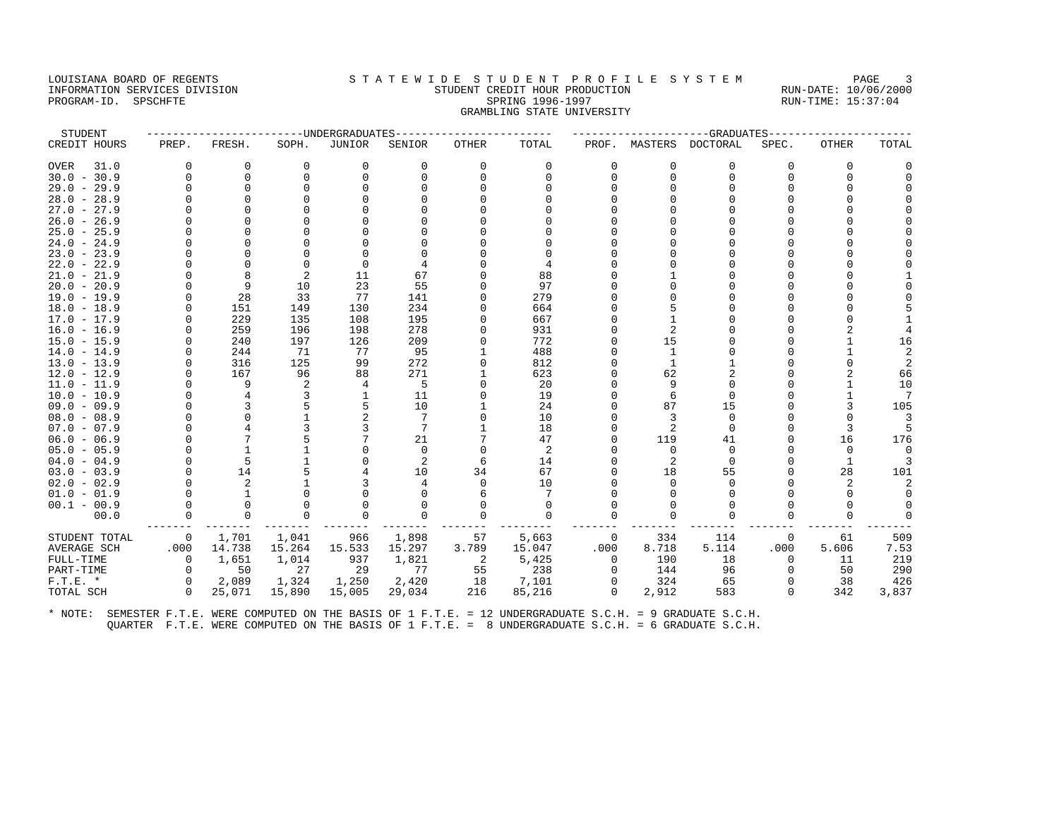LOUISIANA BOARD OF REGENTS
INFORMATION SERVICES DIVISION
PROGRAM-ID. SPSCHFTE

# S T A T E W I D E   S T U D E N T   P R O F I L E   S Y S T E M

STUDENT CREDIT HOUR PRODUCTION
SPRING 1996-1997
GRAMBLING STATE UNIVERSITY

RUN-DATE: 10/06/2000
RUN-TIME: 15:37:04

| STUDENT CREDIT HOURS | UNDERGRADUATES PREP. | FRESH. | SOPH. | JUNIOR | SENIOR | OTHER | TOTAL | GRADUATES PROF. | MASTERS | DOCTORAL | SPEC. | OTHER | TOTAL |
|---|---|---|---|---|---|---|---|---|---|---|---|---|---|
| OVER 31.0 | 0 | 0 | 0 | 0 | 0 | 0 | 0 | 0 | 0 | 0 | 0 | 0 | 0 |
| 30.0 - 30.9 | 0 | 0 | 0 | 0 | 0 | 0 | 0 | 0 | 0 | 0 | 0 | 0 | 0 |
| 29.0 - 29.9 | 0 | 0 | 0 | 0 | 0 | 0 | 0 | 0 | 0 | 0 | 0 | 0 | 0 |
| 28.0 - 28.9 | 0 | 0 | 0 | 0 | 0 | 0 | 0 | 0 | 0 | 0 | 0 | 0 | 0 |
| 27.0 - 27.9 | 0 | 0 | 0 | 0 | 0 | 0 | 0 | 0 | 0 | 0 | 0 | 0 | 0 |
| 26.0 - 26.9 | 0 | 0 | 0 | 0 | 0 | 0 | 0 | 0 | 0 | 0 | 0 | 0 | 0 |
| 25.0 - 25.9 | 0 | 0 | 0 | 0 | 0 | 0 | 0 | 0 | 0 | 0 | 0 | 0 | 0 |
| 24.0 - 24.9 | 0 | 0 | 0 | 0 | 0 | 0 | 0 | 0 | 0 | 0 | 0 | 0 | 0 |
| 23.0 - 23.9 | 0 | 0 | 0 | 0 | 0 | 0 | 0 | 0 | 0 | 0 | 0 | 0 | 0 |
| 22.0 - 22.9 | 0 | 0 | 0 | 0 | 4 | 0 | 4 | 0 | 0 | 0 | 0 | 0 | 0 |
| 21.0 - 21.9 | 0 | 8 | 2 | 11 | 67 | 0 | 88 | 0 | 1 | 0 | 0 | 0 | 1 |
| 20.0 - 20.9 | 0 | 9 | 10 | 23 | 55 | 0 | 97 | 0 | 0 | 0 | 0 | 0 | 0 |
| 19.0 - 19.9 | 0 | 28 | 33 | 77 | 141 | 0 | 279 | 0 | 0 | 0 | 0 | 0 | 0 |
| 18.0 - 18.9 | 0 | 151 | 149 | 130 | 234 | 0 | 664 | 0 | 5 | 0 | 0 | 0 | 5 |
| 17.0 - 17.9 | 0 | 229 | 135 | 108 | 195 | 0 | 667 | 0 | 1 | 0 | 0 | 0 | 1 |
| 16.0 - 16.9 | 0 | 259 | 196 | 198 | 278 | 0 | 931 | 0 | 2 | 0 | 0 | 2 | 4 |
| 15.0 - 15.9 | 0 | 240 | 197 | 126 | 209 | 0 | 772 | 0 | 15 | 0 | 0 | 1 | 16 |
| 14.0 - 14.9 | 0 | 244 | 71 | 77 | 95 | 1 | 488 | 0 | 1 | 0 | 0 | 1 | 2 |
| 13.0 - 13.9 | 0 | 316 | 125 | 99 | 272 | 0 | 812 | 0 | 1 | 1 | 0 | 0 | 2 |
| 12.0 - 12.9 | 0 | 167 | 96 | 88 | 271 | 1 | 623 | 0 | 62 | 2 | 0 | 2 | 66 |
| 11.0 - 11.9 | 0 | 9 | 2 | 4 | 5 | 0 | 20 | 0 | 9 | 0 | 0 | 1 | 10 |
| 10.0 - 10.9 | 0 | 4 | 3 | 1 | 11 | 0 | 19 | 0 | 6 | 0 | 0 | 1 | 7 |
| 09.0 - 09.9 | 0 | 3 | 5 | 5 | 10 | 1 | 24 | 0 | 87 | 15 | 0 | 3 | 105 |
| 08.0 - 08.9 | 0 | 0 | 1 | 2 | 7 | 0 | 10 | 0 | 3 | 0 | 0 | 0 | 3 |
| 07.0 - 07.9 | 0 | 4 | 3 | 3 | 7 | 1 | 18 | 0 | 2 | 0 | 0 | 3 | 5 |
| 06.0 - 06.9 | 0 | 7 | 5 | 7 | 21 | 7 | 47 | 0 | 119 | 41 | 0 | 16 | 176 |
| 05.0 - 05.9 | 0 | 1 | 1 | 0 | 0 | 0 | 2 | 0 | 0 | 0 | 0 | 0 | 0 |
| 04.0 - 04.9 | 0 | 5 | 1 | 0 | 2 | 6 | 14 | 0 | 2 | 0 | 0 | 1 | 3 |
| 03.0 - 03.9 | 0 | 14 | 5 | 4 | 10 | 34 | 67 | 0 | 18 | 55 | 0 | 28 | 101 |
| 02.0 - 02.9 | 0 | 2 | 1 | 3 | 4 | 0 | 10 | 0 | 0 | 0 | 0 | 2 | 2 |
| 01.0 - 01.9 | 0 | 1 | 0 | 0 | 0 | 6 | 7 | 0 | 0 | 0 | 0 | 0 | 0 |
| 00.1 - 00.9 | 0 | 0 | 0 | 0 | 0 | 0 | 0 | 0 | 0 | 0 | 0 | 0 | 0 |
| 00.0 | 0 | 0 | 0 | 0 | 0 | 0 | 0 | 0 | 0 | 0 | 0 | 0 | 0 |
| STUDENT TOTAL | 0 | 1,701 | 1,041 | 966 | 1,898 | 57 | 5,663 | 0 | 334 | 114 | 0 | 61 | 509 |
| AVERAGE SCH | .000 | 14.738 | 15.264 | 15.533 | 15.297 | 3.789 | 15.047 | .000 | 8.718 | 5.114 | .000 | 5.606 | 7.53 |
| FULL-TIME | 0 | 1,651 | 1,014 | 937 | 1,821 | 2 | 5,425 | 0 | 190 | 18 | 0 | 11 | 219 |
| PART-TIME | 0 | 50 | 27 | 29 | 77 | 55 | 238 | 0 | 144 | 96 | 0 | 50 | 290 |
| F.T.E. * | 0 | 2,089 | 1,324 | 1,250 | 2,420 | 18 | 7,101 | 0 | 324 | 65 | 0 | 38 | 426 |
| TOTAL SCH | 0 | 25,071 | 15,890 | 15,005 | 29,034 | 216 | 85,216 | 0 | 2,912 | 583 | 0 | 342 | 3,837 |

\* NOTE: SEMESTER F.T.E. WERE COMPUTED ON THE BASIS OF 1 F.T.E. = 12 UNDERGRADUATE S.C.H. = 9 GRADUATE S.C.H.
QUARTER F.T.E. WERE COMPUTED ON THE BASIS OF 1 F.T.E. = 8 UNDERGRADUATE S.C.H. = 6 GRADUATE S.C.H.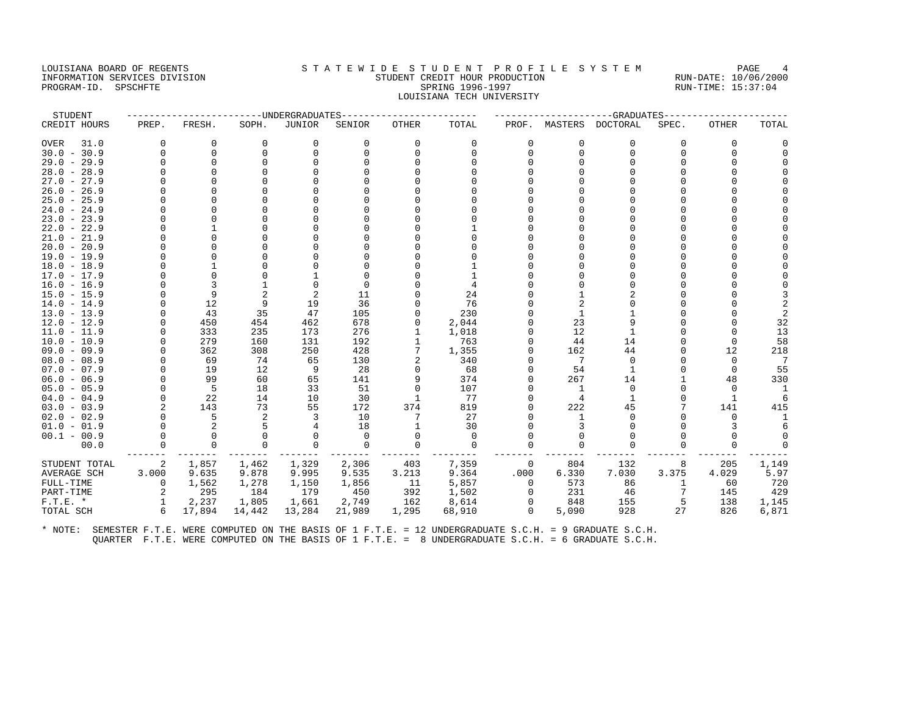LOUISIANA BOARD OF REGENTS
INFORMATION SERVICES DIVISION
PROGRAM-ID. SPSCHFTE

STATEWIDE STUDENT PROFILE SYSTEM
STUDENT CREDIT HOUR PRODUCTION
SPRING 1996-1997
LOUISIANA TECH UNIVERSITY

RUN-DATE: 10/06/2000
RUN-TIME: 15:37:04

| STUDENT CREDIT HOURS | UNDERGRADUATES PREP. | FRESH. | SOPH. | JUNIOR | SENIOR | OTHER | TOTAL | GRADUATES PROF. | MASTERS | DOCTORAL | SPEC. | OTHER | TOTAL |
|---|---|---|---|---|---|---|---|---|---|---|---|---|---|
| OVER 31.0 | 0 | 0 | 0 | 0 | 0 | 0 | 0 | 0 | 0 | 0 | 0 | 0 | 0 |
| 30.0 - 30.9 | 0 | 0 | 0 | 0 | 0 | 0 | 0 | 0 | 0 | 0 | 0 | 0 | 0 |
| 29.0 - 29.9 | 0 | 0 | 0 | 0 | 0 | 0 | 0 | 0 | 0 | 0 | 0 | 0 | 0 |
| 28.0 - 28.9 | 0 | 0 | 0 | 0 | 0 | 0 | 0 | 0 | 0 | 0 | 0 | 0 | 0 |
| 27.0 - 27.9 | 0 | 0 | 0 | 0 | 0 | 0 | 0 | 0 | 0 | 0 | 0 | 0 | 0 |
| 26.0 - 26.9 | 0 | 0 | 0 | 0 | 0 | 0 | 0 | 0 | 0 | 0 | 0 | 0 | 0 |
| 25.0 - 25.9 | 0 | 0 | 0 | 0 | 0 | 0 | 0 | 0 | 0 | 0 | 0 | 0 | 0 |
| 24.0 - 24.9 | 0 | 0 | 0 | 0 | 0 | 0 | 0 | 0 | 0 | 0 | 0 | 0 | 0 |
| 23.0 - 23.9 | 0 | 0 | 0 | 0 | 0 | 0 | 0 | 0 | 0 | 0 | 0 | 0 | 0 |
| 22.0 - 22.9 | 0 | 1 | 0 | 0 | 0 | 0 | 1 | 0 | 0 | 0 | 0 | 0 | 0 |
| 21.0 - 21.9 | 0 | 0 | 0 | 0 | 0 | 0 | 0 | 0 | 0 | 0 | 0 | 0 | 0 |
| 20.0 - 20.9 | 0 | 0 | 0 | 0 | 0 | 0 | 0 | 0 | 0 | 0 | 0 | 0 | 0 |
| 19.0 - 19.9 | 0 | 0 | 0 | 0 | 0 | 0 | 0 | 0 | 0 | 0 | 0 | 0 | 0 |
| 18.0 - 18.9 | 0 | 1 | 0 | 0 | 0 | 0 | 1 | 0 | 0 | 0 | 0 | 0 | 0 |
| 17.0 - 17.9 | 0 | 0 | 0 | 1 | 0 | 0 | 1 | 0 | 0 | 0 | 0 | 0 | 0 |
| 16.0 - 16.9 | 0 | 3 | 1 | 0 | 0 | 0 | 4 | 0 | 0 | 0 | 0 | 0 | 0 |
| 15.0 - 15.9 | 0 | 9 | 2 | 2 | 11 | 0 | 24 | 0 | 1 | 2 | 0 | 0 | 3 |
| 14.0 - 14.9 | 0 | 12 | 9 | 19 | 36 | 0 | 76 | 0 | 2 | 0 | 0 | 0 | 2 |
| 13.0 - 13.9 | 0 | 43 | 35 | 47 | 105 | 0 | 230 | 0 | 1 | 1 | 0 | 0 | 2 |
| 12.0 - 12.9 | 0 | 450 | 454 | 462 | 678 | 0 | 2,044 | 0 | 23 | 9 | 0 | 0 | 32 |
| 11.0 - 11.9 | 0 | 333 | 235 | 173 | 276 | 1 | 1,018 | 0 | 12 | 1 | 0 | 0 | 13 |
| 10.0 - 10.9 | 0 | 279 | 160 | 131 | 192 | 1 | 763 | 0 | 44 | 14 | 0 | 0 | 58 |
| 09.0 - 09.9 | 0 | 362 | 308 | 250 | 428 | 7 | 1,355 | 0 | 162 | 44 | 0 | 12 | 218 |
| 08.0 - 08.9 | 0 | 69 | 74 | 65 | 130 | 2 | 340 | 0 | 7 | 0 | 0 | 0 | 7 |
| 07.0 - 07.9 | 0 | 19 | 12 | 9 | 28 | 0 | 68 | 0 | 54 | 1 | 0 | 0 | 55 |
| 06.0 - 06.9 | 0 | 99 | 60 | 65 | 141 | 9 | 374 | 0 | 267 | 14 | 1 | 48 | 330 |
| 05.0 - 05.9 | 0 | 5 | 18 | 33 | 51 | 0 | 107 | 0 | 1 | 0 | 0 | 0 | 1 |
| 04.0 - 04.9 | 0 | 22 | 14 | 10 | 30 | 1 | 77 | 0 | 4 | 1 | 0 | 1 | 6 |
| 03.0 - 03.9 | 2 | 143 | 73 | 55 | 172 | 374 | 819 | 0 | 222 | 45 | 7 | 141 | 415 |
| 02.0 - 02.9 | 0 | 5 | 2 | 3 | 10 | 7 | 27 | 0 | 1 | 0 | 0 | 0 | 1 |
| 01.0 - 01.9 | 0 | 2 | 5 | 4 | 18 | 1 | 30 | 0 | 3 | 0 | 0 | 3 | 6 |
| 00.1 - 00.9 | 0 | 0 | 0 | 0 | 0 | 0 | 0 | 0 | 0 | 0 | 0 | 0 | 0 |
| 00.0 | 0 | 0 | 0 | 0 | 0 | 0 | 0 | 0 | 0 | 0 | 0 | 0 | 0 |
| STUDENT TOTAL | 2 | 1,857 | 1,462 | 1,329 | 2,306 | 403 | 7,359 | 0 | 804 | 132 | 8 | 205 | 1,149 |
| AVERAGE SCH | 3.000 | 9.635 | 9.878 | 9.995 | 9.535 | 3.213 | 9.364 | .000 | 6.330 | 7.030 | 3.375 | 4.029 | 5.97 |
| FULL-TIME | 0 | 1,562 | 1,278 | 1,150 | 1,856 | 11 | 5,857 | 0 | 573 | 86 | 1 | 60 | 720 |
| PART-TIME | 2 | 295 | 184 | 179 | 450 | 392 | 1,502 | 0 | 231 | 46 | 7 | 145 | 429 |
| F.T.E. * | 1 | 2,237 | 1,805 | 1,661 | 2,749 | 162 | 8,614 | 0 | 848 | 155 | 5 | 138 | 1,145 |
| TOTAL SCH | 6 | 17,894 | 14,442 | 13,284 | 21,989 | 1,295 | 68,910 | 0 | 5,090 | 928 | 27 | 826 | 6,871 |

* NOTE: SEMESTER F.T.E. WERE COMPUTED ON THE BASIS OF 1 F.T.E. = 12 UNDERGRADUATE S.C.H. = 9 GRADUATE S.C.H.
QUARTER F.T.E. WERE COMPUTED ON THE BASIS OF 1 F.T.E. = 8 UNDERGRADUATE S.C.H. = 6 GRADUATE S.C.H.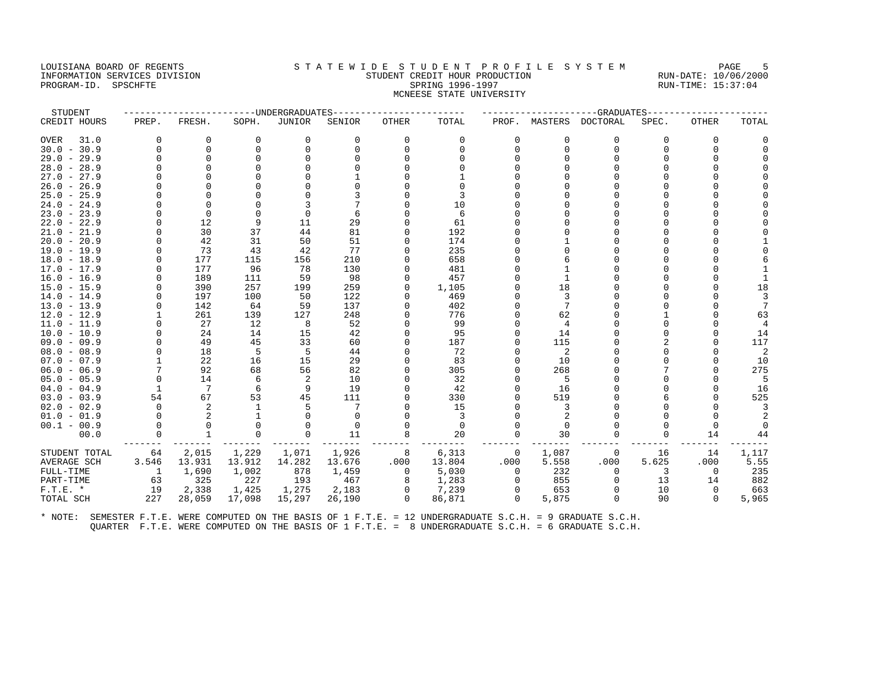LOUISIANA BOARD OF REGENTS
INFORMATION SERVICES DIVISION
PROGRAM-ID. SPSCHFTE

# S T A T E W I D E  S T U D E N T  P R O F I L E  S Y S T E M

STUDENT CREDIT HOUR PRODUCTION
SPRING 1996-1997
MCNEESE STATE UNIVERSITY

RUN-DATE: 10/06/2000
RUN-TIME: 15:37:04

| STUDENT CREDIT HOURS | UNDERGRADUATES PREP. | FRESH. | SOPH. | JUNIOR | SENIOR | OTHER | TOTAL | GRADUATES PROF. | MASTERS | DOCTORAL | SPEC. | OTHER | TOTAL |
|---|---|---|---|---|---|---|---|---|---|---|---|---|---|
| OVER 31.0 | 0 | 0 | 0 | 0 | 0 | 0 | 0 | 0 | 0 | 0 | 0 | 0 | 0 |
| 30.0 - 30.9 | 0 | 0 | 0 | 0 | 0 | 0 | 0 | 0 | 0 | 0 | 0 | 0 | 0 |
| 29.0 - 29.9 | 0 | 0 | 0 | 0 | 0 | 0 | 0 | 0 | 0 | 0 | 0 | 0 | 0 |
| 28.0 - 28.9 | 0 | 0 | 0 | 0 | 0 | 0 | 0 | 0 | 0 | 0 | 0 | 0 | 0 |
| 27.0 - 27.9 | 0 | 0 | 0 | 0 | 1 | 0 | 1 | 0 | 0 | 0 | 0 | 0 | 0 |
| 26.0 - 26.9 | 0 | 0 | 0 | 0 | 0 | 0 | 0 | 0 | 0 | 0 | 0 | 0 | 0 |
| 25.0 - 25.9 | 0 | 0 | 0 | 0 | 3 | 0 | 3 | 0 | 0 | 0 | 0 | 0 | 0 |
| 24.0 - 24.9 | 0 | 0 | 0 | 3 | 7 | 0 | 10 | 0 | 0 | 0 | 0 | 0 | 0 |
| 23.0 - 23.9 | 0 | 0 | 0 | 0 | 6 | 0 | 6 | 0 | 0 | 0 | 0 | 0 | 0 |
| 22.0 - 22.9 | 0 | 12 | 9 | 11 | 29 | 0 | 61 | 0 | 0 | 0 | 0 | 0 | 0 |
| 21.0 - 21.9 | 0 | 30 | 37 | 44 | 81 | 0 | 192 | 0 | 0 | 0 | 0 | 0 | 0 |
| 20.0 - 20.9 | 0 | 42 | 31 | 50 | 51 | 0 | 174 | 0 | 1 | 0 | 0 | 0 | 1 |
| 19.0 - 19.9 | 0 | 73 | 43 | 42 | 77 | 0 | 235 | 0 | 0 | 0 | 0 | 0 | 0 |
| 18.0 - 18.9 | 0 | 177 | 115 | 156 | 210 | 0 | 658 | 0 | 6 | 0 | 0 | 0 | 6 |
| 17.0 - 17.9 | 0 | 177 | 96 | 78 | 130 | 0 | 481 | 0 | 1 | 0 | 0 | 0 | 1 |
| 16.0 - 16.9 | 0 | 189 | 111 | 59 | 98 | 0 | 457 | 0 | 1 | 0 | 0 | 0 | 1 |
| 15.0 - 15.9 | 0 | 390 | 257 | 199 | 259 | 0 | 1,105 | 0 | 18 | 0 | 0 | 0 | 18 |
| 14.0 - 14.9 | 0 | 197 | 100 | 50 | 122 | 0 | 469 | 0 | 3 | 0 | 0 | 0 | 3 |
| 13.0 - 13.9 | 0 | 142 | 64 | 59 | 137 | 0 | 402 | 0 | 7 | 0 | 0 | 0 | 7 |
| 12.0 - 12.9 | 1 | 261 | 139 | 127 | 248 | 0 | 776 | 0 | 62 | 0 | 1 | 0 | 63 |
| 11.0 - 11.9 | 0 | 27 | 12 | 8 | 52 | 0 | 99 | 0 | 4 | 0 | 0 | 0 | 4 |
| 10.0 - 10.9 | 0 | 24 | 14 | 15 | 42 | 0 | 95 | 0 | 14 | 0 | 0 | 0 | 14 |
| 09.0 - 09.9 | 0 | 49 | 45 | 33 | 60 | 0 | 187 | 0 | 115 | 0 | 2 | 0 | 117 |
| 08.0 - 08.9 | 0 | 18 | 5 | 5 | 44 | 0 | 72 | 0 | 2 | 0 | 0 | 0 | 2 |
| 07.0 - 07.9 | 1 | 22 | 16 | 15 | 29 | 0 | 83 | 0 | 10 | 0 | 0 | 0 | 10 |
| 06.0 - 06.9 | 7 | 92 | 68 | 56 | 82 | 0 | 305 | 0 | 268 | 0 | 7 | 0 | 275 |
| 05.0 - 05.9 | 0 | 14 | 6 | 2 | 10 | 0 | 32 | 0 | 5 | 0 | 0 | 0 | 5 |
| 04.0 - 04.9 | 1 | 7 | 6 | 9 | 19 | 0 | 42 | 0 | 16 | 0 | 0 | 0 | 16 |
| 03.0 - 03.9 | 54 | 67 | 53 | 45 | 111 | 0 | 330 | 0 | 519 | 0 | 6 | 0 | 525 |
| 02.0 - 02.9 | 0 | 2 | 1 | 5 | 7 | 0 | 15 | 0 | 3 | 0 | 0 | 0 | 3 |
| 01.0 - 01.9 | 0 | 2 | 1 | 0 | 0 | 0 | 3 | 0 | 2 | 0 | 0 | 0 | 2 |
| 00.1 - 00.9 | 0 | 0 | 0 | 0 | 0 | 0 | 0 | 0 | 0 | 0 | 0 | 0 | 0 |
| 00.0 | 0 | 1 | 0 | 0 | 11 | 8 | 20 | 0 | 30 | 0 | 0 | 14 | 44 |
| STUDENT TOTAL | 64 | 2,015 | 1,229 | 1,071 | 1,926 | 8 | 6,313 | 0 | 1,087 | 0 | 16 | 14 | 1,117 |
| AVERAGE SCH | 3.546 | 13.931 | 13.912 | 14.282 | 13.676 | .000 | 13.804 | .000 | 5.558 | .000 | 5.625 | .000 | 5.55 |
| FULL-TIME | 1 | 1,690 | 1,002 | 878 | 1,459 | 0 | 5,030 | 0 | 232 | 0 | 3 | 0 | 235 |
| PART-TIME | 63 | 325 | 227 | 193 | 467 | 8 | 1,283 | 0 | 855 | 0 | 13 | 14 | 882 |
| F.T.E. * | 19 | 2,338 | 1,425 | 1,275 | 2,183 | 0 | 7,239 | 0 | 653 | 0 | 10 | 0 | 663 |
| TOTAL SCH | 227 | 28,059 | 17,098 | 15,297 | 26,190 | 0 | 86,871 | 0 | 5,875 | 0 | 90 | 0 | 5,965 |

* NOTE: SEMESTER F.T.E. WERE COMPUTED ON THE BASIS OF 1 F.T.E. = 12 UNDERGRADUATE S.C.H. = 9 GRADUATE S.C.H.
QUARTER F.T.E. WERE COMPUTED ON THE BASIS OF 1 F.T.E. = 8 UNDERGRADUATE S.C.H. = 6 GRADUATE S.C.H.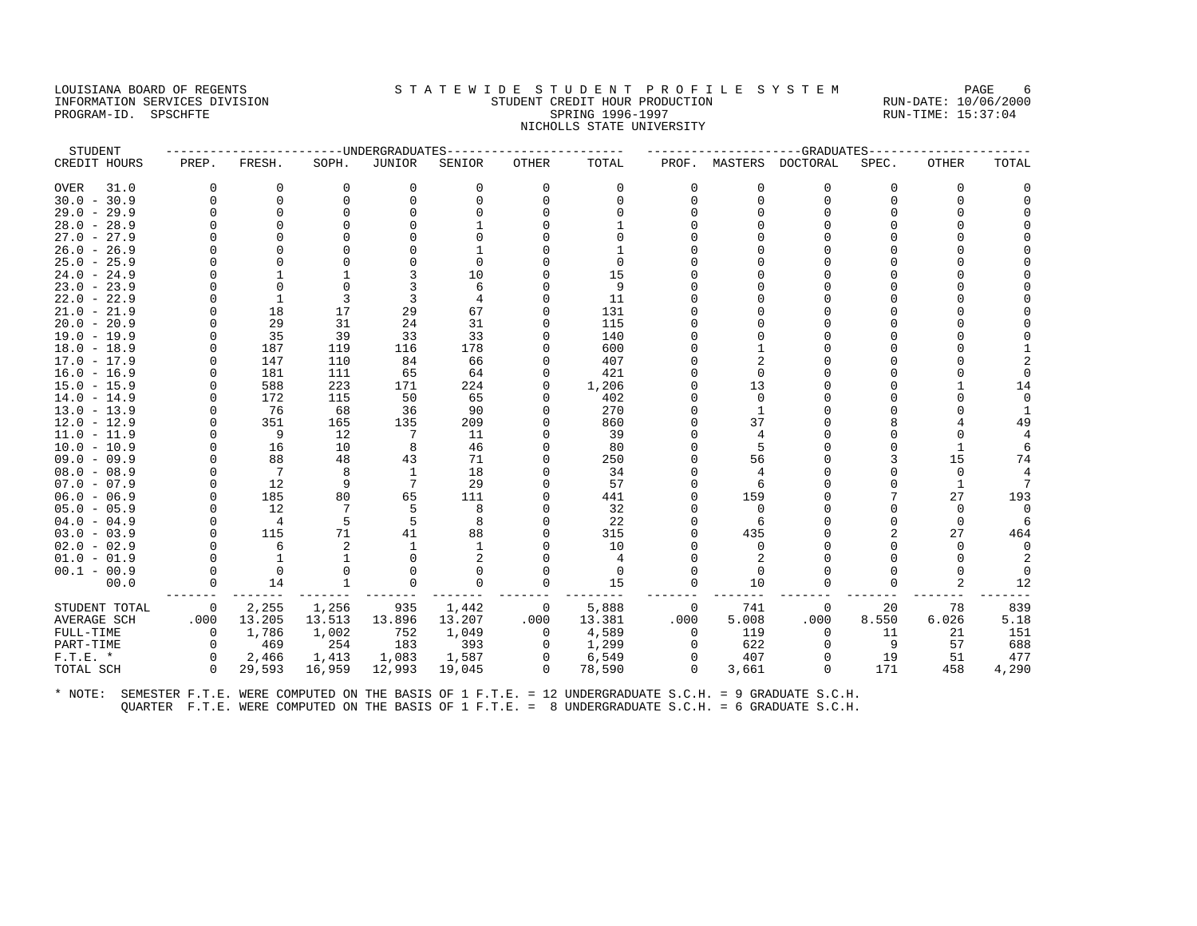LOUISIANA BOARD OF REGENTS
INFORMATION SERVICES DIVISION
PROGRAM-ID. SPSCHFTE

STATEWIDE STUDENT PROFILE SYSTEM
STUDENT CREDIT HOUR PRODUCTION
SPRING 1996-1997
NICHOLLS STATE UNIVERSITY

RUN-DATE: 10/06/2000
RUN-TIME: 15:37:04

| STUDENT CREDIT HOURS | UNDERGRADUATES PREP. | FRESH. | SOPH. | JUNIOR | SENIOR | OTHER | TOTAL | GRADUATES PROF. | MASTERS | DOCTORAL | SPEC. | OTHER | TOTAL |
|---|---|---|---|---|---|---|---|---|---|---|---|---|---|
| OVER 31.0 | 0 | 0 | 0 | 0 | 0 | 0 | 0 | 0 | 0 | 0 | 0 | 0 | 0 |
| 30.0 - 30.9 | 0 | 0 | 0 | 0 | 0 | 0 | 0 | 0 | 0 | 0 | 0 | 0 | 0 |
| 29.0 - 29.9 | 0 | 0 | 0 | 0 | 0 | 0 | 0 | 0 | 0 | 0 | 0 | 0 | 0 |
| 28.0 - 28.9 | 0 | 0 | 0 | 0 | 1 | 0 | 1 | 0 | 0 | 0 | 0 | 0 | 0 |
| 27.0 - 27.9 | 0 | 0 | 0 | 0 | 0 | 0 | 0 | 0 | 0 | 0 | 0 | 0 | 0 |
| 26.0 - 26.9 | 0 | 0 | 0 | 0 | 1 | 0 | 1 | 0 | 0 | 0 | 0 | 0 | 0 |
| 25.0 - 25.9 | 0 | 0 | 0 | 0 | 0 | 0 | 0 | 0 | 0 | 0 | 0 | 0 | 0 |
| 24.0 - 24.9 | 0 | 1 | 1 | 3 | 10 | 0 | 15 | 0 | 0 | 0 | 0 | 0 | 0 |
| 23.0 - 23.9 | 0 | 0 | 0 | 3 | 6 | 0 | 9 | 0 | 0 | 0 | 0 | 0 | 0 |
| 22.0 - 22.9 | 0 | 1 | 3 | 3 | 4 | 0 | 11 | 0 | 0 | 0 | 0 | 0 | 0 |
| 21.0 - 21.9 | 0 | 18 | 17 | 29 | 67 | 0 | 131 | 0 | 0 | 0 | 0 | 0 | 0 |
| 20.0 - 20.9 | 0 | 29 | 31 | 24 | 31 | 0 | 115 | 0 | 0 | 0 | 0 | 0 | 0 |
| 19.0 - 19.9 | 0 | 35 | 39 | 33 | 33 | 0 | 140 | 0 | 0 | 0 | 0 | 0 | 0 |
| 18.0 - 18.9 | 0 | 187 | 119 | 116 | 178 | 0 | 600 | 0 | 1 | 0 | 0 | 0 | 1 |
| 17.0 - 17.9 | 0 | 147 | 110 | 84 | 66 | 0 | 407 | 0 | 2 | 0 | 0 | 0 | 2 |
| 16.0 - 16.9 | 0 | 181 | 111 | 65 | 64 | 0 | 421 | 0 | 0 | 0 | 0 | 0 | 0 |
| 15.0 - 15.9 | 0 | 588 | 223 | 171 | 224 | 0 | 1,206 | 0 | 13 | 0 | 0 | 1 | 14 |
| 14.0 - 14.9 | 0 | 172 | 115 | 50 | 65 | 0 | 402 | 0 | 0 | 0 | 0 | 0 | 0 |
| 13.0 - 13.9 | 0 | 76 | 68 | 36 | 90 | 0 | 270 | 0 | 1 | 0 | 0 | 0 | 1 |
| 12.0 - 12.9 | 0 | 351 | 165 | 135 | 209 | 0 | 860 | 0 | 37 | 0 | 8 | 4 | 49 |
| 11.0 - 11.9 | 0 | 9 | 12 | 7 | 11 | 0 | 39 | 0 | 4 | 0 | 0 | 0 | 4 |
| 10.0 - 10.9 | 0 | 16 | 10 | 8 | 46 | 0 | 80 | 0 | 5 | 0 | 0 | 1 | 6 |
| 09.0 - 09.9 | 0 | 88 | 48 | 43 | 71 | 0 | 250 | 0 | 56 | 0 | 3 | 15 | 74 |
| 08.0 - 08.9 | 0 | 7 | 8 | 1 | 18 | 0 | 34 | 0 | 4 | 0 | 0 | 0 | 4 |
| 07.0 - 07.9 | 0 | 12 | 9 | 7 | 29 | 0 | 57 | 0 | 6 | 0 | 0 | 1 | 7 |
| 06.0 - 06.9 | 0 | 185 | 80 | 65 | 111 | 0 | 441 | 0 | 159 | 0 | 7 | 27 | 193 |
| 05.0 - 05.9 | 0 | 12 | 7 | 5 | 8 | 0 | 32 | 0 | 0 | 0 | 0 | 0 | 0 |
| 04.0 - 04.9 | 0 | 4 | 5 | 5 | 8 | 0 | 22 | 0 | 6 | 0 | 0 | 0 | 6 |
| 03.0 - 03.9 | 0 | 115 | 71 | 41 | 88 | 0 | 315 | 0 | 435 | 0 | 2 | 27 | 464 |
| 02.0 - 02.9 | 0 | 6 | 2 | 1 | 1 | 0 | 10 | 0 | 0 | 0 | 0 | 0 | 0 |
| 01.0 - 01.9 | 0 | 1 | 1 | 0 | 2 | 0 | 4 | 0 | 2 | 0 | 0 | 0 | 2 |
| 00.1 - 00.9 | 0 | 0 | 0 | 0 | 0 | 0 | 0 | 0 | 0 | 0 | 0 | 0 | 0 |
| 00.0 | 0 | 14 | 1 | 0 | 0 | 0 | 15 | 0 | 10 | 0 | 0 | 2 | 12 |
| STUDENT TOTAL | 0 | 2,255 | 1,256 | 935 | 1,442 | 0 | 5,888 | 0 | 741 | 0 | 20 | 78 | 839 |
| AVERAGE SCH | .000 | 13.205 | 13.513 | 13.896 | 13.207 | .000 | 13.381 | .000 | 5.008 | .000 | 8.550 | 6.026 | 5.18 |
| FULL-TIME | 0 | 1,786 | 1,002 | 752 | 1,049 | 0 | 4,589 | 0 | 119 | 0 | 11 | 21 | 151 |
| PART-TIME | 0 | 469 | 254 | 183 | 393 | 0 | 1,299 | 0 | 622 | 0 | 9 | 57 | 688 |
| F.T.E. * | 0 | 2,466 | 1,413 | 1,083 | 1,587 | 0 | 6,549 | 0 | 407 | 0 | 19 | 51 | 477 |
| TOTAL SCH | 0 | 29,593 | 16,959 | 12,993 | 19,045 | 0 | 78,590 | 0 | 3,661 | 0 | 171 | 458 | 4,290 |

* NOTE: SEMESTER F.T.E. WERE COMPUTED ON THE BASIS OF 1 F.T.E. = 12 UNDERGRADUATE S.C.H. = 9 GRADUATE S.C.H.
QUARTER F.T.E. WERE COMPUTED ON THE BASIS OF 1 F.T.E. = 8 UNDERGRADUATE S.C.H. = 6 GRADUATE S.C.H.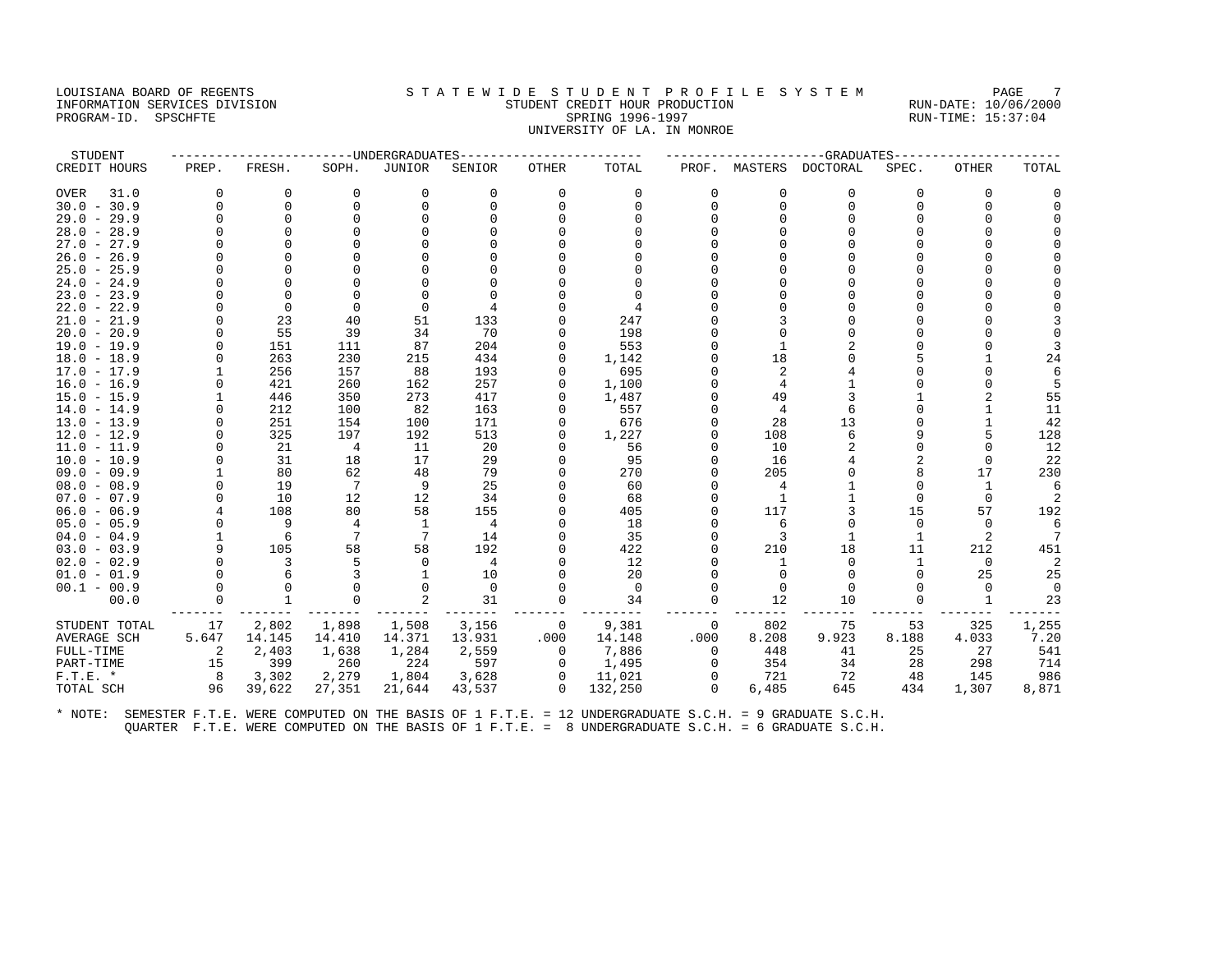LOUISIANA BOARD OF REGENTS
INFORMATION SERVICES DIVISION
PROGRAM-ID. SPSCHFTE

# STATEWIDE STUDENT PROFILE SYSTEM

STUDENT CREDIT HOUR PRODUCTION
SPRING 1996-1997
UNIVERSITY OF LA. IN MONROE

RUN-DATE: 10/06/2000
RUN-TIME: 15:37:04

| STUDENT | UNDERGRADUATES | | | | | | | GRADUATES | | | | | | |
|---|---|---|---|---|---|---|---|---|---|---|---|---|---|---|
| CREDIT HOURS | PREP. | FRESH. | SOPH. | JUNIOR | SENIOR | OTHER | TOTAL | PROF. | MASTERS | DOCTORAL | SPEC. | OTHER | TOTAL |
| OVER 31.0 | 0 | 0 | 0 | 0 | 0 | 0 | 0 | 0 | 0 | 0 | 0 | 0 | 0 |
| 30.0 - 30.9 | 0 | 0 | 0 | 0 | 0 | 0 | 0 | 0 | 0 | 0 | 0 | 0 | 0 |
| 29.0 - 29.9 | 0 | 0 | 0 | 0 | 0 | 0 | 0 | 0 | 0 | 0 | 0 | 0 | 0 |
| 28.0 - 28.9 | 0 | 0 | 0 | 0 | 0 | 0 | 0 | 0 | 0 | 0 | 0 | 0 | 0 |
| 27.0 - 27.9 | 0 | 0 | 0 | 0 | 0 | 0 | 0 | 0 | 0 | 0 | 0 | 0 | 0 |
| 26.0 - 26.9 | 0 | 0 | 0 | 0 | 0 | 0 | 0 | 0 | 0 | 0 | 0 | 0 | 0 |
| 25.0 - 25.9 | 0 | 0 | 0 | 0 | 0 | 0 | 0 | 0 | 0 | 0 | 0 | 0 | 0 |
| 24.0 - 24.9 | 0 | 0 | 0 | 0 | 0 | 0 | 0 | 0 | 0 | 0 | 0 | 0 | 0 |
| 23.0 - 23.9 | 0 | 0 | 0 | 0 | 0 | 0 | 0 | 0 | 0 | 0 | 0 | 0 | 0 |
| 22.0 - 22.9 | 0 | 0 | 0 | 0 | 4 | 0 | 4 | 0 | 0 | 0 | 0 | 0 | 0 |
| 21.0 - 21.9 | 0 | 23 | 40 | 51 | 133 | 0 | 247 | 0 | 3 | 0 | 0 | 0 | 3 |
| 20.0 - 20.9 | 0 | 55 | 39 | 34 | 70 | 0 | 198 | 0 | 0 | 0 | 0 | 0 | 0 |
| 19.0 - 19.9 | 0 | 151 | 111 | 87 | 204 | 0 | 553 | 0 | 1 | 2 | 0 | 0 | 3 |
| 18.0 - 18.9 | 0 | 263 | 230 | 215 | 434 | 0 | 1,142 | 0 | 18 | 0 | 5 | 1 | 24 |
| 17.0 - 17.9 | 1 | 256 | 157 | 88 | 193 | 0 | 695 | 0 | 2 | 4 | 0 | 0 | 6 |
| 16.0 - 16.9 | 0 | 421 | 260 | 162 | 257 | 0 | 1,100 | 0 | 4 | 1 | 0 | 0 | 5 |
| 15.0 - 15.9 | 1 | 446 | 350 | 273 | 417 | 0 | 1,487 | 0 | 49 | 3 | 1 | 2 | 55 |
| 14.0 - 14.9 | 0 | 212 | 100 | 82 | 163 | 0 | 557 | 0 | 4 | 6 | 0 | 1 | 11 |
| 13.0 - 13.9 | 0 | 251 | 154 | 100 | 171 | 0 | 676 | 0 | 28 | 13 | 0 | 1 | 42 |
| 12.0 - 12.9 | 0 | 325 | 197 | 192 | 513 | 0 | 1,227 | 0 | 108 | 6 | 9 | 5 | 128 |
| 11.0 - 11.9 | 0 | 21 | 4 | 11 | 20 | 0 | 56 | 0 | 10 | 2 | 0 | 0 | 12 |
| 10.0 - 10.9 | 0 | 31 | 18 | 17 | 29 | 0 | 95 | 0 | 16 | 4 | 2 | 0 | 22 |
| 09.0 - 09.9 | 1 | 80 | 62 | 48 | 79 | 0 | 270 | 0 | 205 | 0 | 8 | 17 | 230 |
| 08.0 - 08.9 | 0 | 19 | 7 | 9 | 25 | 0 | 60 | 0 | 4 | 1 | 0 | 1 | 6 |
| 07.0 - 07.9 | 0 | 10 | 12 | 12 | 34 | 0 | 68 | 0 | 1 | 1 | 0 | 0 | 2 |
| 06.0 - 06.9 | 4 | 108 | 80 | 58 | 155 | 0 | 405 | 0 | 117 | 3 | 15 | 57 | 192 |
| 05.0 - 05.9 | 0 | 9 | 4 | 1 | 4 | 0 | 18 | 0 | 6 | 0 | 0 | 0 | 6 |
| 04.0 - 04.9 | 1 | 6 | 7 | 7 | 14 | 0 | 35 | 0 | 3 | 1 | 1 | 2 | 7 |
| 03.0 - 03.9 | 9 | 105 | 58 | 58 | 192 | 0 | 422 | 0 | 210 | 18 | 11 | 212 | 451 |
| 02.0 - 02.9 | 0 | 3 | 5 | 0 | 4 | 0 | 12 | 0 | 1 | 0 | 1 | 0 | 2 |
| 01.0 - 01.9 | 0 | 6 | 3 | 1 | 10 | 0 | 20 | 0 | 0 | 0 | 0 | 25 | 25 |
| 00.1 - 00.9 | 0 | 0 | 0 | 0 | 0 | 0 | 0 | 0 | 0 | 0 | 0 | 0 | 0 |
| 00.0 | 0 | 1 | 0 | 2 | 31 | 0 | 34 | 0 | 12 | 10 | 0 | 1 | 23 |
| STUDENT TOTAL | 17 | 2,802 | 1,898 | 1,508 | 3,156 | 0 | 9,381 | 0 | 802 | 75 | 53 | 325 | 1,255 |
| AVERAGE SCH | 5.647 | 14.145 | 14.410 | 14.371 | 13.931 | .000 | 14.148 | .000 | 8.208 | 9.923 | 8.188 | 4.033 | 7.20 |
| FULL-TIME | 2 | 2,403 | 1,638 | 1,284 | 2,559 | 0 | 7,886 | 0 | 448 | 41 | 25 | 27 | 541 |
| PART-TIME | 15 | 399 | 260 | 224 | 597 | 0 | 1,495 | 0 | 354 | 34 | 28 | 298 | 714 |
| F.T.E. * | 8 | 3,302 | 2,279 | 1,804 | 3,628 | 0 | 11,021 | 0 | 721 | 72 | 48 | 145 | 986 |
| TOTAL SCH | 96 | 39,622 | 27,351 | 21,644 | 43,537 | 0 | 132,250 | 0 | 6,485 | 645 | 434 | 1,307 | 8,871 |

* NOTE: SEMESTER F.T.E. WERE COMPUTED ON THE BASIS OF 1 F.T.E. = 12 UNDERGRADUATE S.C.H. = 9 GRADUATE S.C.H.
QUARTER F.T.E. WERE COMPUTED ON THE BASIS OF 1 F.T.E. = 8 UNDERGRADUATE S.C.H. = 6 GRADUATE S.C.H.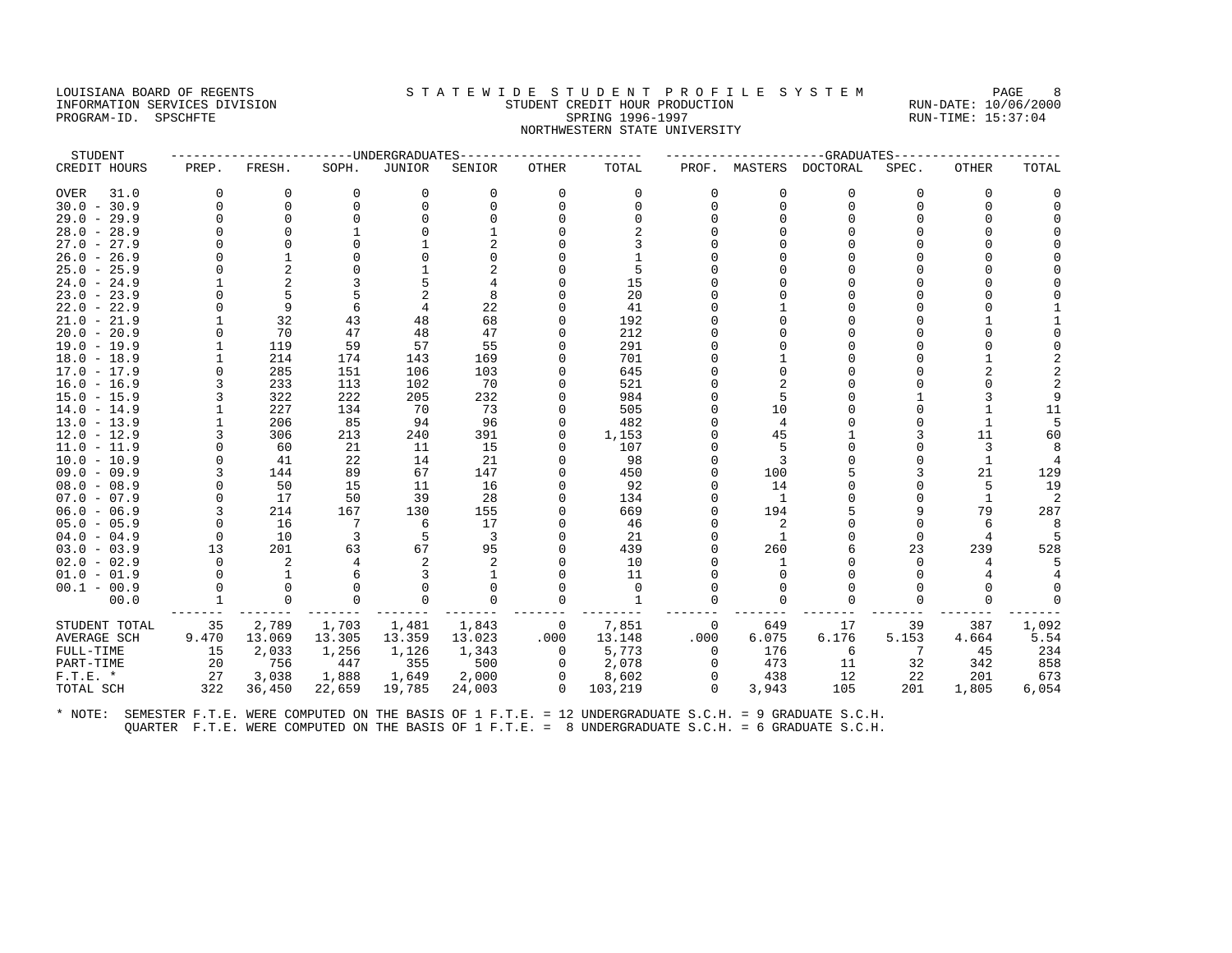LOUISIANA BOARD OF REGENTS
INFORMATION SERVICES DIVISION
PROGRAM-ID. SPSCHFTE

# STATEWIDE STUDENT PROFILE SYSTEM
## STUDENT CREDIT HOUR PRODUCTION
## SPRING 1996-1997
## NORTHWESTERN STATE UNIVERSITY

RUN-DATE: 10/06/2000
RUN-TIME: 15:37:04

| STUDENT | UNDERGRADUATES | | | | | | | GRADUATES | | | | | |
|---|---|---|---|---|---|---|---|---|---|---|---|---|---|
| CREDIT HOURS | PREP. | FRESH. | SOPH. | JUNIOR | SENIOR | OTHER | TOTAL | PROF. | MASTERS | DOCTORAL | SPEC. | OTHER | TOTAL |
| OVER 31.0 | 0 | 0 | 0 | 0 | 0 | 0 | 0 | 0 | 0 | 0 | 0 | 0 | 0 |
| 30.0 - 30.9 | 0 | 0 | 0 | 0 | 0 | 0 | 0 | 0 | 0 | 0 | 0 | 0 | 0 |
| 29.0 - 29.9 | 0 | 0 | 0 | 0 | 0 | 0 | 0 | 0 | 0 | 0 | 0 | 0 | 0 |
| 28.0 - 28.9 | 0 | 0 | 1 | 0 | 1 | 0 | 2 | 0 | 0 | 0 | 0 | 0 | 0 |
| 27.0 - 27.9 | 0 | 0 | 0 | 1 | 2 | 0 | 3 | 0 | 0 | 0 | 0 | 0 | 0 |
| 26.0 - 26.9 | 0 | 1 | 0 | 0 | 0 | 0 | 1 | 0 | 0 | 0 | 0 | 0 | 0 |
| 25.0 - 25.9 | 0 | 2 | 0 | 1 | 2 | 0 | 5 | 0 | 0 | 0 | 0 | 0 | 0 |
| 24.0 - 24.9 | 1 | 2 | 3 | 5 | 4 | 0 | 15 | 0 | 0 | 0 | 0 | 0 | 0 |
| 23.0 - 23.9 | 0 | 5 | 5 | 2 | 8 | 0 | 20 | 0 | 0 | 0 | 0 | 0 | 0 |
| 22.0 - 22.9 | 0 | 9 | 6 | 4 | 22 | 0 | 41 | 0 | 1 | 0 | 0 | 0 | 1 |
| 21.0 - 21.9 | 1 | 32 | 43 | 48 | 68 | 0 | 192 | 0 | 0 | 0 | 0 | 1 | 1 |
| 20.0 - 20.9 | 0 | 70 | 47 | 48 | 47 | 0 | 212 | 0 | 0 | 0 | 0 | 0 | 0 |
| 19.0 - 19.9 | 1 | 119 | 59 | 57 | 55 | 0 | 291 | 0 | 0 | 0 | 0 | 0 | 0 |
| 18.0 - 18.9 | 1 | 214 | 174 | 143 | 169 | 0 | 701 | 0 | 1 | 0 | 0 | 1 | 2 |
| 17.0 - 17.9 | 0 | 285 | 151 | 106 | 103 | 0 | 645 | 0 | 0 | 0 | 0 | 2 | 2 |
| 16.0 - 16.9 | 3 | 233 | 113 | 102 | 70 | 0 | 521 | 0 | 2 | 0 | 0 | 0 | 2 |
| 15.0 - 15.9 | 3 | 322 | 222 | 205 | 232 | 0 | 984 | 0 | 5 | 0 | 1 | 3 | 9 |
| 14.0 - 14.9 | 1 | 227 | 134 | 70 | 73 | 0 | 505 | 0 | 10 | 0 | 0 | 1 | 11 |
| 13.0 - 13.9 | 1 | 206 | 85 | 94 | 96 | 0 | 482 | 0 | 4 | 0 | 0 | 1 | 5 |
| 12.0 - 12.9 | 3 | 306 | 213 | 240 | 391 | 0 | 1,153 | 0 | 45 | 1 | 3 | 11 | 60 |
| 11.0 - 11.9 | 0 | 60 | 21 | 11 | 15 | 0 | 107 | 0 | 5 | 0 | 0 | 3 | 8 |
| 10.0 - 10.9 | 0 | 41 | 22 | 14 | 21 | 0 | 98 | 0 | 3 | 0 | 0 | 1 | 4 |
| 09.0 - 09.9 | 3 | 144 | 89 | 67 | 147 | 0 | 450 | 0 | 100 | 5 | 3 | 21 | 129 |
| 08.0 - 08.9 | 0 | 50 | 15 | 11 | 16 | 0 | 92 | 0 | 14 | 0 | 0 | 5 | 19 |
| 07.0 - 07.9 | 0 | 17 | 50 | 39 | 28 | 0 | 134 | 0 | 1 | 0 | 0 | 1 | 2 |
| 06.0 - 06.9 | 3 | 214 | 167 | 130 | 155 | 0 | 669 | 0 | 194 | 5 | 9 | 79 | 287 |
| 05.0 - 05.9 | 0 | 16 | 7 | 6 | 17 | 0 | 46 | 0 | 2 | 0 | 0 | 6 | 8 |
| 04.0 - 04.9 | 0 | 10 | 3 | 5 | 3 | 0 | 21 | 0 | 1 | 0 | 0 | 4 | 5 |
| 03.0 - 03.9 | 13 | 201 | 63 | 67 | 95 | 0 | 439 | 0 | 260 | 6 | 23 | 239 | 528 |
| 02.0 - 02.9 | 0 | 2 | 4 | 2 | 2 | 0 | 10 | 0 | 1 | 0 | 0 | 4 | 5 |
| 01.0 - 01.9 | 0 | 1 | 6 | 3 | 1 | 0 | 11 | 0 | 0 | 0 | 0 | 4 | 4 |
| 00.1 - 00.9 | 0 | 0 | 0 | 0 | 0 | 0 | 0 | 0 | 0 | 0 | 0 | 0 | 0 |
| 00.0 | 1 | 0 | 0 | 0 | 0 | 0 | 1 | 0 | 0 | 0 | 0 | 0 | 0 |
| STUDENT TOTAL | 35 | 2,789 | 1,703 | 1,481 | 1,843 | 0 | 7,851 | 0 | 649 | 17 | 39 | 387 | 1,092 |
| AVERAGE SCH | 9.470 | 13.069 | 13.305 | 13.359 | 13.023 | .000 | 13.148 | .000 | 6.075 | 6.176 | 5.153 | 4.664 | 5.54 |
| FULL-TIME | 15 | 2,033 | 1,256 | 1,126 | 1,343 | 0 | 5,773 | 0 | 176 | 6 | 7 | 45 | 234 |
| PART-TIME | 20 | 756 | 447 | 355 | 500 | 0 | 2,078 | 0 | 473 | 11 | 32 | 342 | 858 |
| F.T.E. * | 27 | 3,038 | 1,888 | 1,649 | 2,000 | 0 | 8,602 | 0 | 438 | 12 | 22 | 201 | 673 |
| TOTAL SCH | 322 | 36,450 | 22,659 | 19,785 | 24,003 | 0 | 103,219 | 0 | 3,943 | 105 | 201 | 1,805 | 6,054 |

\* NOTE: SEMESTER F.T.E. WERE COMPUTED ON THE BASIS OF 1 F.T.E. = 12 UNDERGRADUATE S.C.H. = 9 GRADUATE S.C.H.
QUARTER F.T.E. WERE COMPUTED ON THE BASIS OF 1 F.T.E. = 8 UNDERGRADUATE S.C.H. = 6 GRADUATE S.C.H.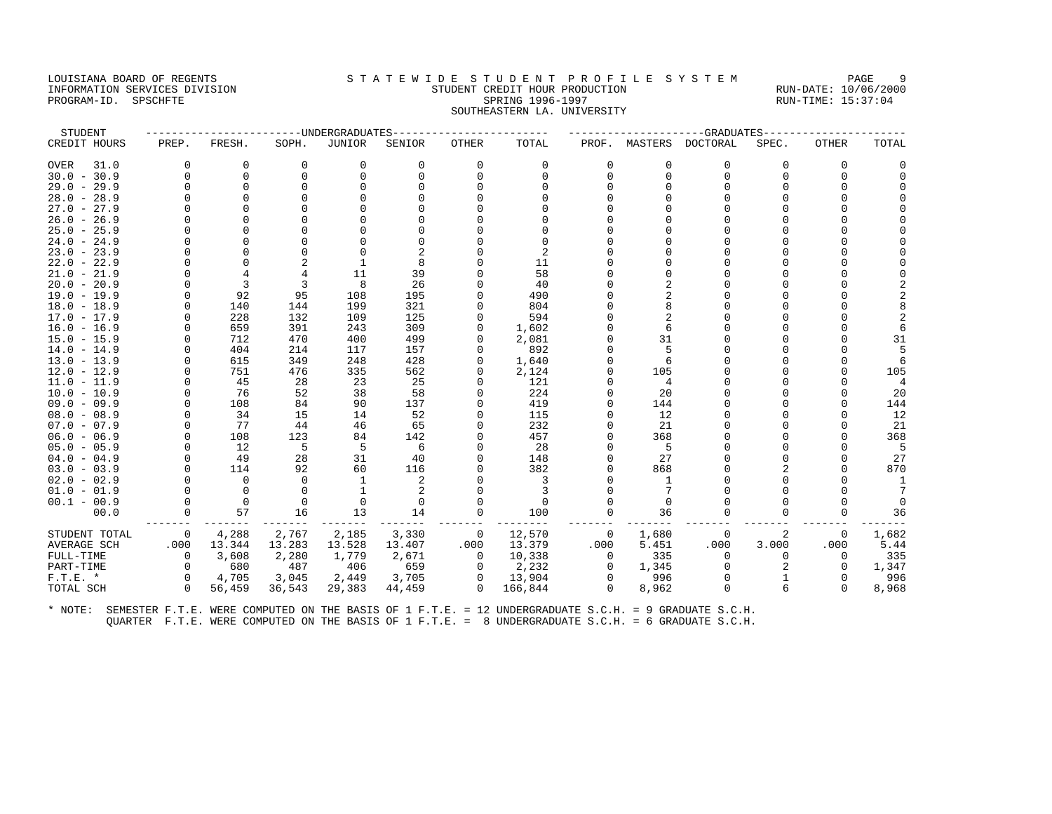LOUISIANA BOARD OF REGENTS
INFORMATION SERVICES DIVISION
PROGRAM-ID. SPSCHFTE

# S T A T E W I D E   S T U D E N T   P R O F I L E   S Y S T E M
## STUDENT CREDIT HOUR PRODUCTION
SPRING 1996-1997
SOUTHEASTERN LA. UNIVERSITY

RUN-DATE: 10/06/2000
RUN-TIME: 15:37:04

| STUDENT CREDIT HOURS | UNDERGRADUATES PREP. | FRESH. | SOPH. | JUNIOR | SENIOR | OTHER | TOTAL | GRADUATES PROF. | MASTERS | DOCTORAL | SPEC. | OTHER | TOTAL |
|---|---|---|---|---|---|---|---|---|---|---|---|---|---|
| OVER 31.0 | 0 | 0 | 0 | 0 | 0 | 0 | 0 | 0 | 0 | 0 | 0 | 0 | 0 |
| 30.0 - 30.9 | 0 | 0 | 0 | 0 | 0 | 0 | 0 | 0 | 0 | 0 | 0 | 0 | 0 |
| 29.0 - 29.9 | 0 | 0 | 0 | 0 | 0 | 0 | 0 | 0 | 0 | 0 | 0 | 0 | 0 |
| 28.0 - 28.9 | 0 | 0 | 0 | 0 | 0 | 0 | 0 | 0 | 0 | 0 | 0 | 0 | 0 |
| 27.0 - 27.9 | 0 | 0 | 0 | 0 | 0 | 0 | 0 | 0 | 0 | 0 | 0 | 0 | 0 |
| 26.0 - 26.9 | 0 | 0 | 0 | 0 | 0 | 0 | 0 | 0 | 0 | 0 | 0 | 0 | 0 |
| 25.0 - 25.9 | 0 | 0 | 0 | 0 | 0 | 0 | 0 | 0 | 0 | 0 | 0 | 0 | 0 |
| 24.0 - 24.9 | 0 | 0 | 0 | 0 | 0 | 0 | 0 | 0 | 0 | 0 | 0 | 0 | 0 |
| 23.0 - 23.9 | 0 | 0 | 0 | 0 | 2 | 0 | 2 | 0 | 0 | 0 | 0 | 0 | 0 |
| 22.0 - 22.9 | 0 | 0 | 2 | 1 | 8 | 0 | 11 | 0 | 0 | 0 | 0 | 0 | 0 |
| 21.0 - 21.9 | 0 | 4 | 4 | 11 | 39 | 0 | 58 | 0 | 0 | 0 | 0 | 0 | 0 |
| 20.0 - 20.9 | 0 | 3 | 3 | 8 | 26 | 0 | 40 | 0 | 2 | 0 | 0 | 0 | 2 |
| 19.0 - 19.9 | 0 | 92 | 95 | 108 | 195 | 0 | 490 | 0 | 2 | 0 | 0 | 0 | 2 |
| 18.0 - 18.9 | 0 | 140 | 144 | 199 | 321 | 0 | 804 | 0 | 8 | 0 | 0 | 0 | 8 |
| 17.0 - 17.9 | 0 | 228 | 132 | 109 | 125 | 0 | 594 | 0 | 2 | 0 | 0 | 0 | 2 |
| 16.0 - 16.9 | 0 | 659 | 391 | 243 | 309 | 0 | 1,602 | 0 | 6 | 0 | 0 | 0 | 6 |
| 15.0 - 15.9 | 0 | 712 | 470 | 400 | 499 | 0 | 2,081 | 0 | 31 | 0 | 0 | 0 | 31 |
| 14.0 - 14.9 | 0 | 404 | 214 | 117 | 157 | 0 | 892 | 0 | 5 | 0 | 0 | 0 | 5 |
| 13.0 - 13.9 | 0 | 615 | 349 | 248 | 428 | 0 | 1,640 | 0 | 6 | 0 | 0 | 0 | 6 |
| 12.0 - 12.9 | 0 | 751 | 476 | 335 | 562 | 0 | 2,124 | 0 | 105 | 0 | 0 | 0 | 105 |
| 11.0 - 11.9 | 0 | 45 | 28 | 23 | 25 | 0 | 121 | 0 | 4 | 0 | 0 | 0 | 4 |
| 10.0 - 10.9 | 0 | 76 | 52 | 38 | 58 | 0 | 224 | 0 | 20 | 0 | 0 | 0 | 20 |
| 09.0 - 09.9 | 0 | 108 | 84 | 90 | 137 | 0 | 419 | 0 | 144 | 0 | 0 | 0 | 144 |
| 08.0 - 08.9 | 0 | 34 | 15 | 14 | 52 | 0 | 115 | 0 | 12 | 0 | 0 | 0 | 12 |
| 07.0 - 07.9 | 0 | 77 | 44 | 46 | 65 | 0 | 232 | 0 | 21 | 0 | 0 | 0 | 21 |
| 06.0 - 06.9 | 0 | 108 | 123 | 84 | 142 | 0 | 457 | 0 | 368 | 0 | 0 | 0 | 368 |
| 05.0 - 05.9 | 0 | 12 | 5 | 5 | 6 | 0 | 28 | 0 | 5 | 0 | 0 | 0 | 5 |
| 04.0 - 04.9 | 0 | 49 | 28 | 31 | 40 | 0 | 148 | 0 | 27 | 0 | 0 | 0 | 27 |
| 03.0 - 03.9 | 0 | 114 | 92 | 60 | 116 | 0 | 382 | 0 | 868 | 0 | 2 | 0 | 870 |
| 02.0 - 02.9 | 0 | 0 | 0 | 1 | 2 | 0 | 3 | 0 | 1 | 0 | 0 | 0 | 1 |
| 01.0 - 01.9 | 0 | 0 | 0 | 1 | 2 | 0 | 3 | 0 | 7 | 0 | 0 | 0 | 7 |
| 00.1 - 00.9 | 0 | 0 | 0 | 0 | 0 | 0 | 0 | 0 | 0 | 0 | 0 | 0 | 0 |
| 00.0 | 0 | 57 | 16 | 13 | 14 | 0 | 100 | 0 | 36 | 0 | 0 | 0 | 36 |
| STUDENT TOTAL | 0 | 4,288 | 2,767 | 2,185 | 3,330 | 0 | 12,570 | 0 | 1,680 | 0 | 2 | 0 | 1,682 |
| AVERAGE SCH | .000 | 13.344 | 13.283 | 13.528 | 13.407 | .000 | 13.379 | .000 | 5.451 | .000 | 3.000 | .000 | 5.44 |
| FULL-TIME | 0 | 3,608 | 2,280 | 1,779 | 2,671 | 0 | 10,338 | 0 | 335 | 0 | 0 | 0 | 335 |
| PART-TIME | 0 | 680 | 487 | 406 | 659 | 0 | 2,232 | 0 | 1,345 | 0 | 2 | 0 | 1,347 |
| F.T.E. * | 0 | 4,705 | 3,045 | 2,449 | 3,705 | 0 | 13,904 | 0 | 996 | 0 | 1 | 0 | 996 |
| TOTAL SCH | 0 | 56,459 | 36,543 | 29,383 | 44,459 | 0 | 166,844 | 0 | 8,962 | 0 | 6 | 0 | 8,968 |

\* NOTE: SEMESTER F.T.E. WERE COMPUTED ON THE BASIS OF 1 F.T.E. = 12 UNDERGRADUATE S.C.H. = 9 GRADUATE S.C.H.
QUARTER F.T.E. WERE COMPUTED ON THE BASIS OF 1 F.T.E. = 8 UNDERGRADUATE S.C.H. = 6 GRADUATE S.C.H.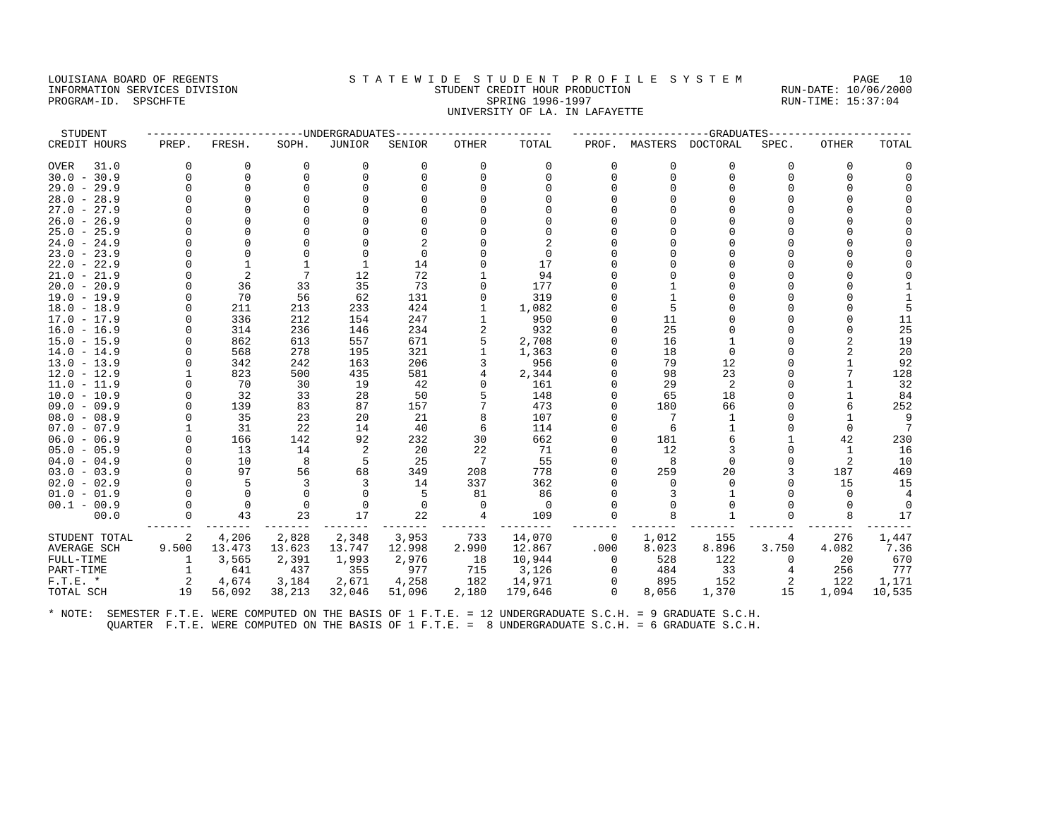LOUISIANA BOARD OF REGENTS
INFORMATION SERVICES DIVISION
PROGRAM-ID. SPSCHFTE

STATEWIDE STUDENT PROFILE SYSTEM
STUDENT CREDIT HOUR PRODUCTION
SPRING 1996-1997
UNIVERSITY OF LA. IN LAFAYETTE

RUN-DATE: 10/06/2000
RUN-TIME: 15:37:04

| STUDENT CREDIT HOURS | UNDERGRADUATES PREP. | FRESH. | SOPH. | JUNIOR | SENIOR | OTHER | TOTAL | GRADUATES PROF. | MASTERS | DOCTORAL | SPEC. | OTHER | TOTAL |
|---|---|---|---|---|---|---|---|---|---|---|---|---|---|
| OVER 31.0 | 0 | 0 | 0 | 0 | 0 | 0 | 0 | 0 | 0 | 0 | 0 | 0 | 0 |
| 30.0 - 30.9 | 0 | 0 | 0 | 0 | 0 | 0 | 0 | 0 | 0 | 0 | 0 | 0 | 0 |
| 29.0 - 29.9 | 0 | 0 | 0 | 0 | 0 | 0 | 0 | 0 | 0 | 0 | 0 | 0 | 0 |
| 28.0 - 28.9 | 0 | 0 | 0 | 0 | 0 | 0 | 0 | 0 | 0 | 0 | 0 | 0 | 0 |
| 27.0 - 27.9 | 0 | 0 | 0 | 0 | 0 | 0 | 0 | 0 | 0 | 0 | 0 | 0 | 0 |
| 26.0 - 26.9 | 0 | 0 | 0 | 0 | 0 | 0 | 0 | 0 | 0 | 0 | 0 | 0 | 0 |
| 25.0 - 25.9 | 0 | 0 | 0 | 0 | 0 | 0 | 0 | 0 | 0 | 0 | 0 | 0 | 0 |
| 24.0 - 24.9 | 0 | 0 | 0 | 0 | 2 | 0 | 2 | 0 | 0 | 0 | 0 | 0 | 0 |
| 23.0 - 23.9 | 0 | 0 | 0 | 0 | 0 | 0 | 0 | 0 | 0 | 0 | 0 | 0 | 0 |
| 22.0 - 22.9 | 0 | 1 | 1 | 1 | 14 | 0 | 17 | 0 | 0 | 0 | 0 | 0 | 0 |
| 21.0 - 21.9 | 0 | 2 | 7 | 12 | 72 | 1 | 94 | 0 | 0 | 0 | 0 | 0 | 0 |
| 20.0 - 20.9 | 0 | 36 | 33 | 35 | 73 | 0 | 177 | 0 | 1 | 0 | 0 | 0 | 1 |
| 19.0 - 19.9 | 0 | 70 | 56 | 62 | 131 | 0 | 319 | 0 | 1 | 0 | 0 | 0 | 1 |
| 18.0 - 18.9 | 0 | 211 | 213 | 233 | 424 | 1 | 1,082 | 0 | 5 | 0 | 0 | 0 | 5 |
| 17.0 - 17.9 | 0 | 336 | 212 | 154 | 247 | 1 | 950 | 0 | 11 | 0 | 0 | 0 | 11 |
| 16.0 - 16.9 | 0 | 314 | 236 | 146 | 234 | 2 | 932 | 0 | 25 | 0 | 0 | 0 | 25 |
| 15.0 - 15.9 | 0 | 862 | 613 | 557 | 671 | 5 | 2,708 | 0 | 16 | 1 | 0 | 2 | 19 |
| 14.0 - 14.9 | 0 | 568 | 278 | 195 | 321 | 1 | 1,363 | 0 | 18 | 0 | 0 | 2 | 20 |
| 13.0 - 13.9 | 0 | 342 | 242 | 163 | 206 | 3 | 956 | 0 | 79 | 12 | 0 | 1 | 92 |
| 12.0 - 12.9 | 1 | 823 | 500 | 435 | 581 | 4 | 2,344 | 0 | 98 | 23 | 0 | 7 | 128 |
| 11.0 - 11.9 | 0 | 70 | 30 | 19 | 42 | 0 | 161 | 0 | 29 | 2 | 0 | 1 | 32 |
| 10.0 - 10.9 | 0 | 32 | 33 | 28 | 50 | 5 | 148 | 0 | 65 | 18 | 0 | 1 | 84 |
| 09.0 - 09.9 | 0 | 139 | 83 | 87 | 157 | 7 | 473 | 0 | 180 | 66 | 0 | 6 | 252 |
| 08.0 - 08.9 | 0 | 35 | 23 | 20 | 21 | 8 | 107 | 0 | 7 | 1 | 0 | 1 | 9 |
| 07.0 - 07.9 | 1 | 31 | 22 | 14 | 40 | 6 | 114 | 0 | 6 | 1 | 0 | 0 | 7 |
| 06.0 - 06.9 | 0 | 166 | 142 | 92 | 232 | 30 | 662 | 0 | 181 | 6 | 1 | 42 | 230 |
| 05.0 - 05.9 | 0 | 13 | 14 | 2 | 20 | 22 | 71 | 0 | 12 | 3 | 0 | 1 | 16 |
| 04.0 - 04.9 | 0 | 10 | 8 | 5 | 25 | 7 | 55 | 0 | 8 | 0 | 0 | 2 | 10 |
| 03.0 - 03.9 | 0 | 97 | 56 | 68 | 349 | 208 | 778 | 0 | 259 | 20 | 3 | 187 | 469 |
| 02.0 - 02.9 | 0 | 5 | 3 | 3 | 14 | 337 | 362 | 0 | 0 | 0 | 0 | 15 | 15 |
| 01.0 - 01.9 | 0 | 0 | 0 | 0 | 5 | 81 | 86 | 0 | 3 | 1 | 0 | 0 | 4 |
| 00.1 - 00.9 | 0 | 0 | 0 | 0 | 0 | 0 | 0 | 0 | 0 | 0 | 0 | 0 | 0 |
| 00.0 | 0 | 43 | 23 | 17 | 22 | 4 | 109 | 0 | 8 | 1 | 0 | 8 | 17 |
| STUDENT TOTAL | 2 | 4,206 | 2,828 | 2,348 | 3,953 | 733 | 14,070 | 0 | 1,012 | 155 | 4 | 276 | 1,447 |
| AVERAGE SCH | 9.500 | 13.473 | 13.623 | 13.747 | 12.998 | 2.990 | 12.867 | .000 | 8.023 | 8.896 | 3.750 | 4.082 | 7.36 |
| FULL-TIME | 1 | 3,565 | 2,391 | 1,993 | 2,976 | 18 | 10,944 | 0 | 528 | 122 | 0 | 20 | 670 |
| PART-TIME | 1 | 641 | 437 | 355 | 977 | 715 | 3,126 | 0 | 484 | 33 | 4 | 256 | 777 |
| F.T.E. * | 2 | 4,674 | 3,184 | 2,671 | 4,258 | 182 | 14,971 | 0 | 895 | 152 | 2 | 122 | 1,171 |
| TOTAL SCH | 19 | 56,092 | 38,213 | 32,046 | 51,096 | 2,180 | 179,646 | 0 | 8,056 | 1,370 | 15 | 1,094 | 10,535 |

* NOTE: SEMESTER F.T.E. WERE COMPUTED ON THE BASIS OF 1 F.T.E. = 12 UNDERGRADUATE S.C.H. = 9 GRADUATE S.C.H.
QUARTER F.T.E. WERE COMPUTED ON THE BASIS OF 1 F.T.E. = 8 UNDERGRADUATE S.C.H. = 6 GRADUATE S.C.H.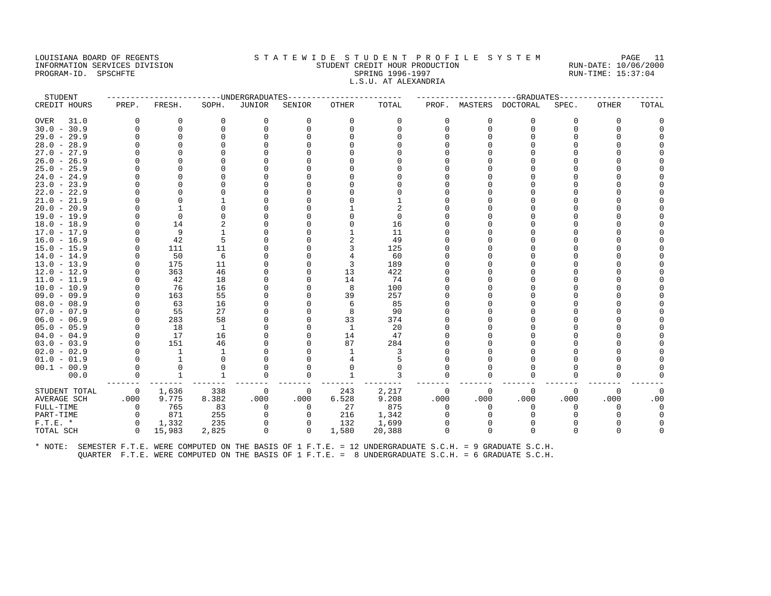LOUISIANA BOARD OF REGENTS
INFORMATION SERVICES DIVISION
PROGRAM-ID. SPSCHFTE

S T A T E W I D E S T U D E N T P R O F I L E S Y S T E M
STUDENT CREDIT HOUR PRODUCTION
SPRING 1996-1997
L.S.U. AT ALEXANDRIA

RUN-DATE: 10/06/2000
RUN-TIME: 15:37:04

| STUDENT CREDIT HOURS | UNDERGRADUATES PREP. | FRESH. | SOPH. | JUNIOR | SENIOR | OTHER | TOTAL | GRADUATES PROF. | MASTERS | DOCTORAL | SPEC. | OTHER | TOTAL |
|---|---|---|---|---|---|---|---|---|---|---|---|---|---|
| OVER 31.0 | 0 | 0 | 0 | 0 | 0 | 0 | 0 | 0 | 0 | 0 | 0 | 0 | 0 |
| 30.0 - 30.9 | 0 | 0 | 0 | 0 | 0 | 0 | 0 | 0 | 0 | 0 | 0 | 0 | 0 |
| 29.0 - 29.9 | 0 | 0 | 0 | 0 | 0 | 0 | 0 | 0 | 0 | 0 | 0 | 0 | 0 |
| 28.0 - 28.9 | 0 | 0 | 0 | 0 | 0 | 0 | 0 | 0 | 0 | 0 | 0 | 0 | 0 |
| 27.0 - 27.9 | 0 | 0 | 0 | 0 | 0 | 0 | 0 | 0 | 0 | 0 | 0 | 0 | 0 |
| 26.0 - 26.9 | 0 | 0 | 0 | 0 | 0 | 0 | 0 | 0 | 0 | 0 | 0 | 0 | 0 |
| 25.0 - 25.9 | 0 | 0 | 0 | 0 | 0 | 0 | 0 | 0 | 0 | 0 | 0 | 0 | 0 |
| 24.0 - 24.9 | 0 | 0 | 0 | 0 | 0 | 0 | 0 | 0 | 0 | 0 | 0 | 0 | 0 |
| 23.0 - 23.9 | 0 | 0 | 0 | 0 | 0 | 0 | 0 | 0 | 0 | 0 | 0 | 0 | 0 |
| 22.0 - 22.9 | 0 | 0 | 0 | 0 | 0 | 0 | 0 | 0 | 0 | 0 | 0 | 0 | 0 |
| 21.0 - 21.9 | 0 | 0 | 1 | 0 | 0 | 0 | 1 | 0 | 0 | 0 | 0 | 0 | 0 |
| 20.0 - 20.9 | 0 | 1 | 0 | 0 | 0 | 1 | 2 | 0 | 0 | 0 | 0 | 0 | 0 |
| 19.0 - 19.9 | 0 | 0 | 0 | 0 | 0 | 0 | 0 | 0 | 0 | 0 | 0 | 0 | 0 |
| 18.0 - 18.9 | 0 | 14 | 2 | 0 | 0 | 0 | 16 | 0 | 0 | 0 | 0 | 0 | 0 |
| 17.0 - 17.9 | 0 | 9 | 1 | 0 | 0 | 1 | 11 | 0 | 0 | 0 | 0 | 0 | 0 |
| 16.0 - 16.9 | 0 | 42 | 5 | 0 | 0 | 2 | 49 | 0 | 0 | 0 | 0 | 0 | 0 |
| 15.0 - 15.9 | 0 | 111 | 11 | 0 | 0 | 3 | 125 | 0 | 0 | 0 | 0 | 0 | 0 |
| 14.0 - 14.9 | 0 | 50 | 6 | 0 | 0 | 4 | 60 | 0 | 0 | 0 | 0 | 0 | 0 |
| 13.0 - 13.9 | 0 | 175 | 11 | 0 | 0 | 3 | 189 | 0 | 0 | 0 | 0 | 0 | 0 |
| 12.0 - 12.9 | 0 | 363 | 46 | 0 | 0 | 13 | 422 | 0 | 0 | 0 | 0 | 0 | 0 |
| 11.0 - 11.9 | 0 | 42 | 18 | 0 | 0 | 14 | 74 | 0 | 0 | 0 | 0 | 0 | 0 |
| 10.0 - 10.9 | 0 | 76 | 16 | 0 | 0 | 8 | 100 | 0 | 0 | 0 | 0 | 0 | 0 |
| 09.0 - 09.9 | 0 | 163 | 55 | 0 | 0 | 39 | 257 | 0 | 0 | 0 | 0 | 0 | 0 |
| 08.0 - 08.9 | 0 | 63 | 16 | 0 | 0 | 6 | 85 | 0 | 0 | 0 | 0 | 0 | 0 |
| 07.0 - 07.9 | 0 | 55 | 27 | 0 | 0 | 8 | 90 | 0 | 0 | 0 | 0 | 0 | 0 |
| 06.0 - 06.9 | 0 | 283 | 58 | 0 | 0 | 33 | 374 | 0 | 0 | 0 | 0 | 0 | 0 |
| 05.0 - 05.9 | 0 | 18 | 1 | 0 | 0 | 1 | 20 | 0 | 0 | 0 | 0 | 0 | 0 |
| 04.0 - 04.9 | 0 | 17 | 16 | 0 | 0 | 14 | 47 | 0 | 0 | 0 | 0 | 0 | 0 |
| 03.0 - 03.9 | 0 | 151 | 46 | 0 | 0 | 87 | 284 | 0 | 0 | 0 | 0 | 0 | 0 |
| 02.0 - 02.9 | 0 | 1 | 1 | 0 | 0 | 1 | 3 | 0 | 0 | 0 | 0 | 0 | 0 |
| 01.0 - 01.9 | 0 | 1 | 0 | 0 | 0 | 4 | 5 | 0 | 0 | 0 | 0 | 0 | 0 |
| 00.1 - 00.9 | 0 | 0 | 0 | 0 | 0 | 0 | 0 | 0 | 0 | 0 | 0 | 0 | 0 |
| 00.0 | 0 | 1 | 1 | 0 | 0 | 1 | 3 | 0 | 0 | 0 | 0 | 0 | 0 |
| STUDENT TOTAL | 0 | 1,636 | 338 | 0 | 0 | 243 | 2,217 | 0 | 0 | 0 | 0 | 0 | 0 |
| AVERAGE SCH | .000 | 9.775 | 8.382 | .000 | .000 | 6.528 | 9.208 | .000 | .000 | .000 | .000 | .000 | .00 |
| FULL-TIME | 0 | 765 | 83 | 0 | 0 | 27 | 875 | 0 | 0 | 0 | 0 | 0 | 0 |
| PART-TIME | 0 | 871 | 255 | 0 | 0 | 216 | 1,342 | 0 | 0 | 0 | 0 | 0 | 0 |
| F.T.E. * | 0 | 1,332 | 235 | 0 | 0 | 132 | 1,699 | 0 | 0 | 0 | 0 | 0 | 0 |
| TOTAL SCH | 0 | 15,983 | 2,825 | 0 | 0 | 1,580 | 20,388 | 0 | 0 | 0 | 0 | 0 | 0 |

* NOTE: SEMESTER F.T.E. WERE COMPUTED ON THE BASIS OF 1 F.T.E. = 12 UNDERGRADUATE S.C.H. = 9 GRADUATE S.C.H.
QUARTER F.T.E. WERE COMPUTED ON THE BASIS OF 1 F.T.E. = 8 UNDERGRADUATE S.C.H. = 6 GRADUATE S.C.H.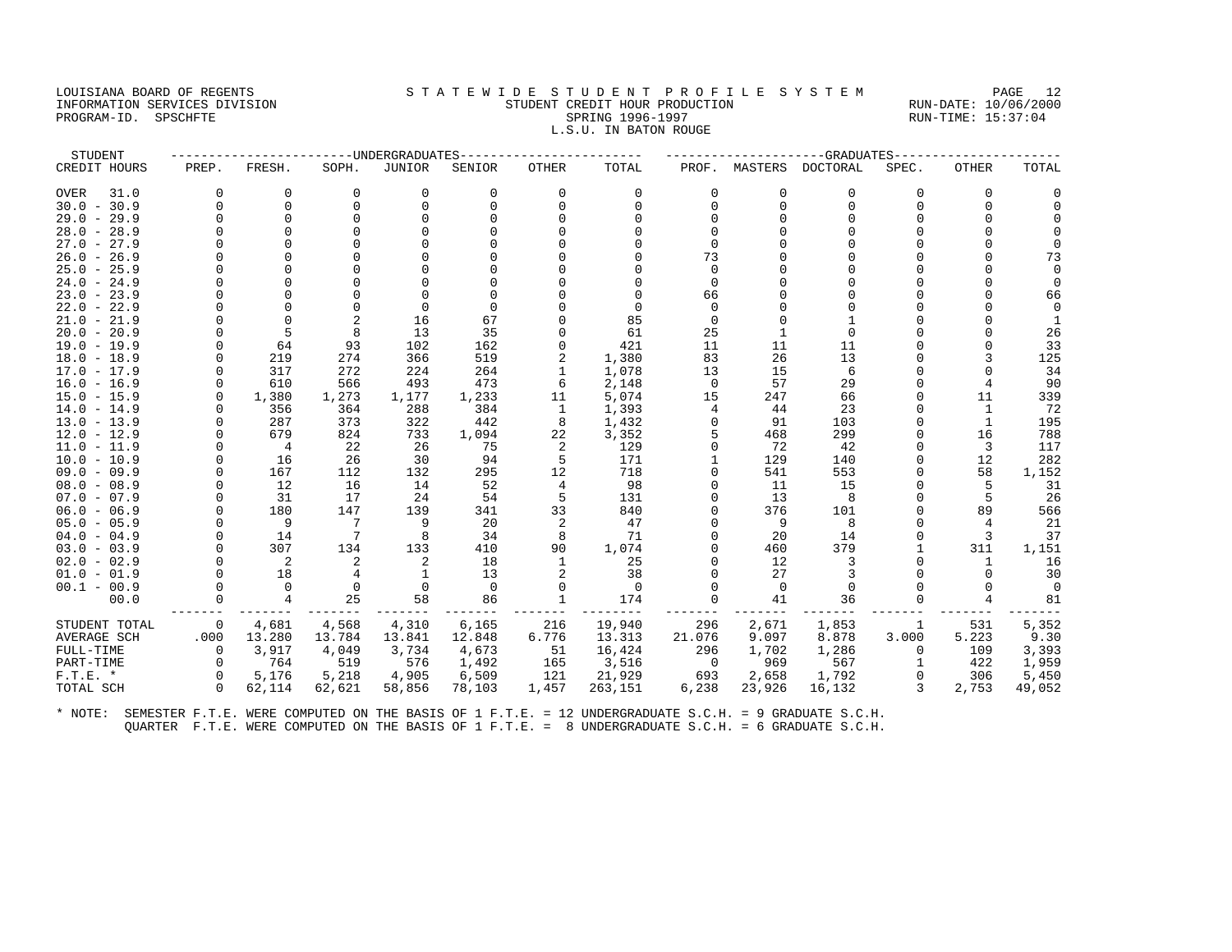LOUISIANA BOARD OF REGENTS
INFORMATION SERVICES DIVISION
PROGRAM-ID. SPSCHFTE

STATEWIDE STUDENT PROFILE SYSTEM
STUDENT CREDIT HOUR PRODUCTION
SPRING 1996-1997
L.S.U. IN BATON ROUGE

RUN-DATE: 10/06/2000
RUN-TIME: 15:37:04

| STUDENT | UNDERGRADUATES | | | | | | | GRADUATES | | | | | | |
|---|---|---|---|---|---|---|---|---|---|---|---|---|---|---|
| CREDIT HOURS | PREP. | FRESH. | SOPH. | JUNIOR | SENIOR | OTHER | TOTAL | PROF. | MASTERS | DOCTORAL | SPEC. | OTHER | TOTAL |
| OVER 31.0 | 0 | 0 | 0 | 0 | 0 | 0 | 0 | 0 | 0 | 0 | 0 | 0 | 0 |
| 30.0 - 30.9 | 0 | 0 | 0 | 0 | 0 | 0 | 0 | 0 | 0 | 0 | 0 | 0 | 0 |
| 29.0 - 29.9 | 0 | 0 | 0 | 0 | 0 | 0 | 0 | 0 | 0 | 0 | 0 | 0 | 0 |
| 28.0 - 28.9 | 0 | 0 | 0 | 0 | 0 | 0 | 0 | 0 | 0 | 0 | 0 | 0 | 0 |
| 27.0 - 27.9 | 0 | 0 | 0 | 0 | 0 | 0 | 0 | 0 | 0 | 0 | 0 | 0 | 0 |
| 26.0 - 26.9 | 0 | 0 | 0 | 0 | 0 | 0 | 0 | 73 | 0 | 0 | 0 | 0 | 73 |
| 25.0 - 25.9 | 0 | 0 | 0 | 0 | 0 | 0 | 0 | 0 | 0 | 0 | 0 | 0 | 0 |
| 24.0 - 24.9 | 0 | 0 | 0 | 0 | 0 | 0 | 0 | 0 | 0 | 0 | 0 | 0 | 0 |
| 23.0 - 23.9 | 0 | 0 | 0 | 0 | 0 | 0 | 0 | 66 | 0 | 0 | 0 | 0 | 66 |
| 22.0 - 22.9 | 0 | 0 | 0 | 0 | 0 | 0 | 0 | 0 | 0 | 0 | 0 | 0 | 0 |
| 21.0 - 21.9 | 0 | 0 | 2 | 16 | 67 | 0 | 85 | 0 | 0 | 1 | 0 | 0 | 1 |
| 20.0 - 20.9 | 0 | 5 | 8 | 13 | 35 | 0 | 61 | 25 | 1 | 0 | 0 | 0 | 26 |
| 19.0 - 19.9 | 0 | 64 | 93 | 102 | 162 | 0 | 421 | 11 | 11 | 11 | 0 | 0 | 33 |
| 18.0 - 18.9 | 0 | 219 | 274 | 366 | 519 | 2 | 1,380 | 83 | 26 | 13 | 0 | 3 | 125 |
| 17.0 - 17.9 | 0 | 317 | 272 | 224 | 264 | 1 | 1,078 | 13 | 15 | 6 | 0 | 0 | 34 |
| 16.0 - 16.9 | 0 | 610 | 566 | 493 | 473 | 6 | 2,148 | 0 | 57 | 29 | 0 | 4 | 90 |
| 15.0 - 15.9 | 0 | 1,380 | 1,273 | 1,177 | 1,233 | 11 | 5,074 | 15 | 247 | 66 | 0 | 11 | 339 |
| 14.0 - 14.9 | 0 | 356 | 364 | 288 | 384 | 1 | 1,393 | 4 | 44 | 23 | 0 | 1 | 72 |
| 13.0 - 13.9 | 0 | 287 | 373 | 322 | 442 | 8 | 1,432 | 0 | 91 | 103 | 0 | 1 | 195 |
| 12.0 - 12.9 | 0 | 679 | 824 | 733 | 1,094 | 22 | 3,352 | 5 | 468 | 299 | 0 | 16 | 788 |
| 11.0 - 11.9 | 0 | 4 | 22 | 26 | 75 | 2 | 129 | 0 | 72 | 42 | 0 | 3 | 117 |
| 10.0 - 10.9 | 0 | 16 | 26 | 30 | 94 | 5 | 171 | 1 | 129 | 140 | 0 | 12 | 282 |
| 09.0 - 09.9 | 0 | 167 | 112 | 132 | 295 | 12 | 718 | 0 | 541 | 553 | 0 | 58 | 1,152 |
| 08.0 - 08.9 | 0 | 12 | 16 | 14 | 52 | 4 | 98 | 0 | 11 | 15 | 0 | 5 | 31 |
| 07.0 - 07.9 | 0 | 31 | 17 | 24 | 54 | 5 | 131 | 0 | 13 | 8 | 0 | 5 | 26 |
| 06.0 - 06.9 | 0 | 180 | 147 | 139 | 341 | 33 | 840 | 0 | 376 | 101 | 0 | 89 | 566 |
| 05.0 - 05.9 | 0 | 9 | 7 | 9 | 20 | 2 | 47 | 0 | 9 | 8 | 0 | 4 | 21 |
| 04.0 - 04.9 | 0 | 14 | 7 | 8 | 34 | 8 | 71 | 0 | 20 | 14 | 0 | 3 | 37 |
| 03.0 - 03.9 | 0 | 307 | 134 | 133 | 410 | 90 | 1,074 | 0 | 460 | 379 | 1 | 311 | 1,151 |
| 02.0 - 02.9 | 0 | 2 | 2 | 2 | 18 | 1 | 25 | 0 | 12 | 3 | 0 | 1 | 16 |
| 01.0 - 01.9 | 0 | 18 | 4 | 1 | 13 | 2 | 38 | 0 | 27 | 3 | 0 | 0 | 30 |
| 00.1 - 00.9 | 0 | 0 | 0 | 0 | 0 | 0 | 0 | 0 | 0 | 0 | 0 | 0 | 0 |
| 00.0 | 0 | 4 | 25 | 58 | 86 | 1 | 174 | 0 | 41 | 36 | 0 | 4 | 81 |
| STUDENT TOTAL | 0 | 4,681 | 4,568 | 4,310 | 6,165 | 216 | 19,940 | 296 | 2,671 | 1,853 | 1 | 531 | 5,352 |
| AVERAGE SCH | .000 | 13.280 | 13.784 | 13.841 | 12.848 | 6.776 | 13.313 | 21.076 | 9.097 | 8.878 | 3.000 | 5.223 | 9.30 |
| FULL-TIME | 0 | 3,917 | 4,049 | 3,734 | 4,673 | 51 | 16,424 | 296 | 1,702 | 1,286 | 0 | 109 | 3,393 |
| PART-TIME | 0 | 764 | 519 | 576 | 1,492 | 165 | 3,516 | 0 | 969 | 567 | 1 | 422 | 1,959 |
| F.T.E. * | 0 | 5,176 | 5,218 | 4,905 | 6,509 | 121 | 21,929 | 693 | 2,658 | 1,792 | 0 | 306 | 5,450 |
| TOTAL SCH | 0 | 62,114 | 62,621 | 58,856 | 78,103 | 1,457 | 263,151 | 6,238 | 23,926 | 16,132 | 3 | 2,753 | 49,052 |

* NOTE: SEMESTER F.T.E. WERE COMPUTED ON THE BASIS OF 1 F.T.E. = 12 UNDERGRADUATE S.C.H. = 9 GRADUATE S.C.H.
QUARTER F.T.E. WERE COMPUTED ON THE BASIS OF 1 F.T.E. = 8 UNDERGRADUATE S.C.H. = 6 GRADUATE S.C.H.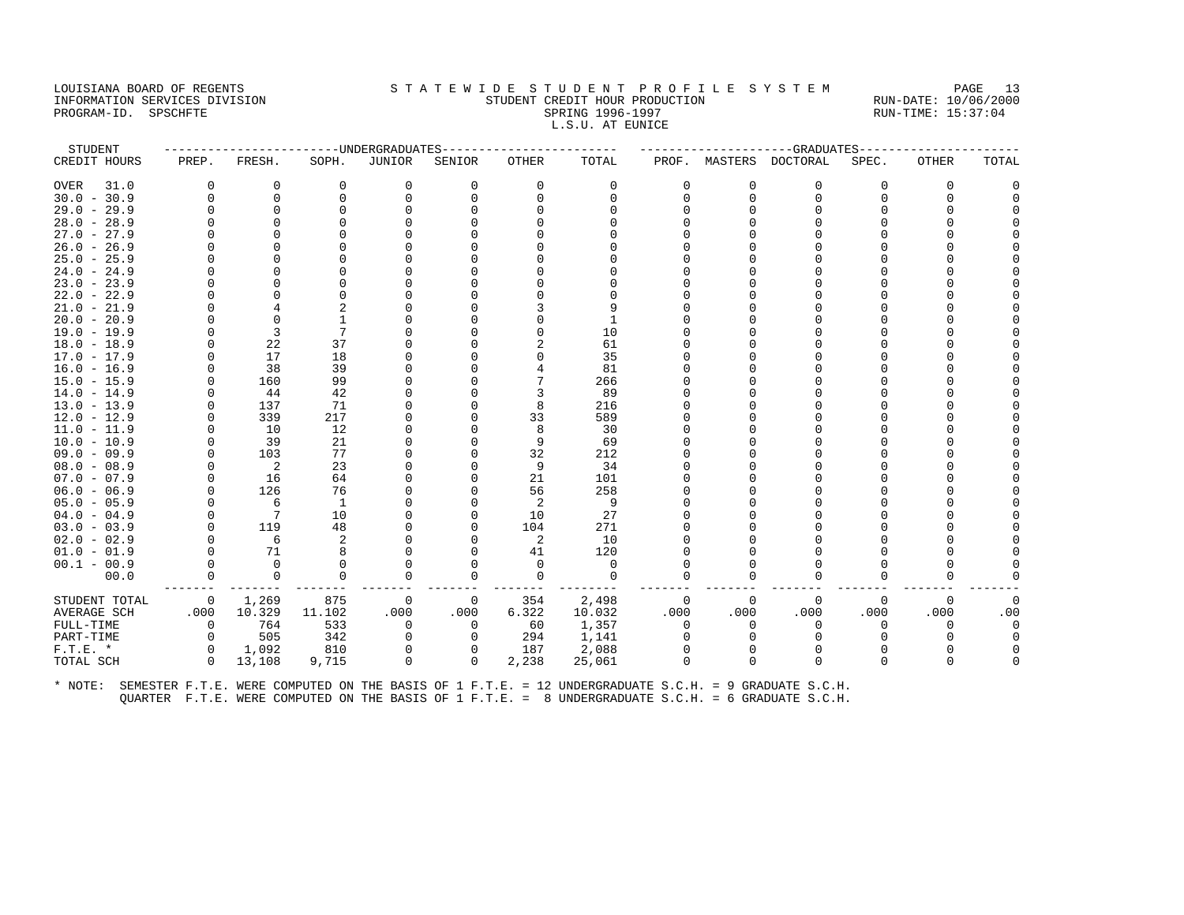LOUISIANA BOARD OF REGENTS
INFORMATION SERVICES DIVISION
PROGRAM-ID. SPSCHFTE

STATEWIDE STUDENT PROFILE SYSTEM
STUDENT CREDIT HOUR PRODUCTION
SPRING 1996-1997
L.S.U. AT EUNICE

RUN-DATE: 10/06/2000
RUN-TIME: 15:37:04

| STUDENT CREDIT HOURS | UNDERGRADUATES PREP. | FRESH. | SOPH. | JUNIOR | SENIOR | OTHER | TOTAL | GRADUATES PROF. | MASTERS | DOCTORAL | SPEC. | OTHER | TOTAL |
|---|---|---|---|---|---|---|---|---|---|---|---|---|---|
| OVER 31.0 | 0 | 0 | 0 | 0 | 0 | 0 | 0 | 0 | 0 | 0 | 0 | 0 | 0 |
| 30.0 - 30.9 | 0 | 0 | 0 | 0 | 0 | 0 | 0 | 0 | 0 | 0 | 0 | 0 | 0 |
| 29.0 - 29.9 | 0 | 0 | 0 | 0 | 0 | 0 | 0 | 0 | 0 | 0 | 0 | 0 | 0 |
| 28.0 - 28.9 | 0 | 0 | 0 | 0 | 0 | 0 | 0 | 0 | 0 | 0 | 0 | 0 | 0 |
| 27.0 - 27.9 | 0 | 0 | 0 | 0 | 0 | 0 | 0 | 0 | 0 | 0 | 0 | 0 | 0 |
| 26.0 - 26.9 | 0 | 0 | 0 | 0 | 0 | 0 | 0 | 0 | 0 | 0 | 0 | 0 | 0 |
| 25.0 - 25.9 | 0 | 0 | 0 | 0 | 0 | 0 | 0 | 0 | 0 | 0 | 0 | 0 | 0 |
| 24.0 - 24.9 | 0 | 0 | 0 | 0 | 0 | 0 | 0 | 0 | 0 | 0 | 0 | 0 | 0 |
| 23.0 - 23.9 | 0 | 0 | 0 | 0 | 0 | 0 | 0 | 0 | 0 | 0 | 0 | 0 | 0 |
| 22.0 - 22.9 | 0 | 0 | 0 | 0 | 0 | 0 | 0 | 0 | 0 | 0 | 0 | 0 | 0 |
| 21.0 - 21.9 | 0 | 4 | 2 | 0 | 0 | 3 | 9 | 0 | 0 | 0 | 0 | 0 | 0 |
| 20.0 - 20.9 | 0 | 0 | 1 | 0 | 0 | 0 | 1 | 0 | 0 | 0 | 0 | 0 | 0 |
| 19.0 - 19.9 | 0 | 3 | 7 | 0 | 0 | 0 | 10 | 0 | 0 | 0 | 0 | 0 | 0 |
| 18.0 - 18.9 | 0 | 22 | 37 | 0 | 0 | 2 | 61 | 0 | 0 | 0 | 0 | 0 | 0 |
| 17.0 - 17.9 | 0 | 17 | 18 | 0 | 0 | 0 | 35 | 0 | 0 | 0 | 0 | 0 | 0 |
| 16.0 - 16.9 | 0 | 38 | 39 | 0 | 0 | 4 | 81 | 0 | 0 | 0 | 0 | 0 | 0 |
| 15.0 - 15.9 | 0 | 160 | 99 | 0 | 0 | 7 | 266 | 0 | 0 | 0 | 0 | 0 | 0 |
| 14.0 - 14.9 | 0 | 44 | 42 | 0 | 0 | 3 | 89 | 0 | 0 | 0 | 0 | 0 | 0 |
| 13.0 - 13.9 | 0 | 137 | 71 | 0 | 0 | 8 | 216 | 0 | 0 | 0 | 0 | 0 | 0 |
| 12.0 - 12.9 | 0 | 339 | 217 | 0 | 0 | 33 | 589 | 0 | 0 | 0 | 0 | 0 | 0 |
| 11.0 - 11.9 | 0 | 10 | 12 | 0 | 0 | 8 | 30 | 0 | 0 | 0 | 0 | 0 | 0 |
| 10.0 - 10.9 | 0 | 39 | 21 | 0 | 0 | 9 | 69 | 0 | 0 | 0 | 0 | 0 | 0 |
| 09.0 - 09.9 | 0 | 103 | 77 | 0 | 0 | 32 | 212 | 0 | 0 | 0 | 0 | 0 | 0 |
| 08.0 - 08.9 | 0 | 2 | 23 | 0 | 0 | 9 | 34 | 0 | 0 | 0 | 0 | 0 | 0 |
| 07.0 - 07.9 | 0 | 16 | 64 | 0 | 0 | 21 | 101 | 0 | 0 | 0 | 0 | 0 | 0 |
| 06.0 - 06.9 | 0 | 126 | 76 | 0 | 0 | 56 | 258 | 0 | 0 | 0 | 0 | 0 | 0 |
| 05.0 - 05.9 | 0 | 6 | 1 | 0 | 0 | 2 | 9 | 0 | 0 | 0 | 0 | 0 | 0 |
| 04.0 - 04.9 | 0 | 7 | 10 | 0 | 0 | 10 | 27 | 0 | 0 | 0 | 0 | 0 | 0 |
| 03.0 - 03.9 | 0 | 119 | 48 | 0 | 0 | 104 | 271 | 0 | 0 | 0 | 0 | 0 | 0 |
| 02.0 - 02.9 | 0 | 6 | 2 | 0 | 0 | 2 | 10 | 0 | 0 | 0 | 0 | 0 | 0 |
| 01.0 - 01.9 | 0 | 71 | 8 | 0 | 0 | 41 | 120 | 0 | 0 | 0 | 0 | 0 | 0 |
| 00.1 - 00.9 | 0 | 0 | 0 | 0 | 0 | 0 | 0 | 0 | 0 | 0 | 0 | 0 | 0 |
| 00.0 | 0 | 0 | 0 | 0 | 0 | 0 | 0 | 0 | 0 | 0 | 0 | 0 | 0 |
| STUDENT TOTAL | 0 | 1,269 | 875 | 0 | 0 | 354 | 2,498 | 0 | 0 | 0 | 0 | 0 | 0 |
| AVERAGE SCH | .000 | 10.329 | 11.102 | .000 | .000 | 6.322 | 10.032 | .000 | .000 | .000 | .000 | .000 | .00 |
| FULL-TIME | 0 | 764 | 533 | 0 | 0 | 60 | 1,357 | 0 | 0 | 0 | 0 | 0 | 0 |
| PART-TIME | 0 | 505 | 342 | 0 | 0 | 294 | 1,141 | 0 | 0 | 0 | 0 | 0 | 0 |
| F.T.E. * | 0 | 1,092 | 810 | 0 | 0 | 187 | 2,088 | 0 | 0 | 0 | 0 | 0 | 0 |
| TOTAL SCH | 0 | 13,108 | 9,715 | 0 | 0 | 2,238 | 25,061 | 0 | 0 | 0 | 0 | 0 | 0 |

* NOTE: SEMESTER F.T.E. WERE COMPUTED ON THE BASIS OF 1 F.T.E. = 12 UNDERGRADUATE S.C.H. = 9 GRADUATE S.C.H.
QUARTER F.T.E. WERE COMPUTED ON THE BASIS OF 1 F.T.E. = 8 UNDERGRADUATE S.C.H. = 6 GRADUATE S.C.H.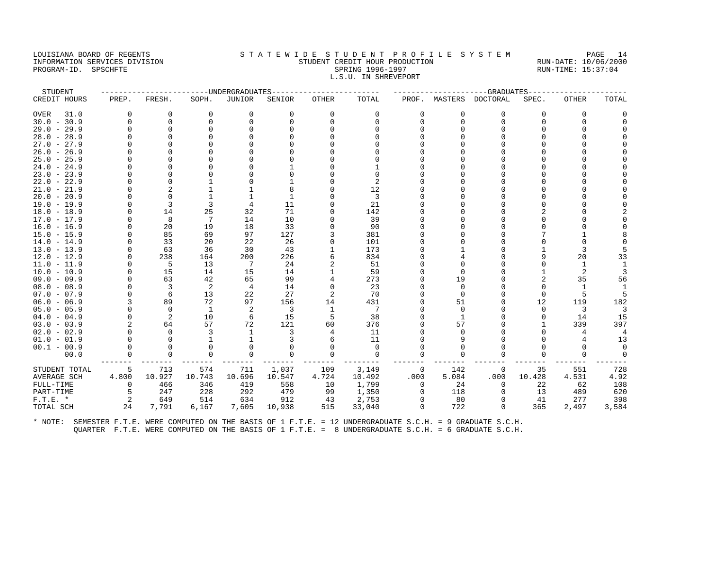LOUISIANA BOARD OF REGENTS — STATEWIDE STUDENT PROFILE SYSTEM
INFORMATION SERVICES DIVISION — STUDENT CREDIT HOUR PRODUCTION — RUN-DATE: 10/06/2000
PROGRAM-ID. SPSCHFTE — SPRING 1996-1997 — RUN-TIME: 15:37:04

## L.S.U. IN SHREVEPORT

| STUDENT | UNDERGRADUATES | | | | | | | GRADUATES | | | | | |
|---|---|---|---|---|---|---|---|---|---|---|---|---|---|
| CREDIT HOURS | PREP. | FRESH. | SOPH. | JUNIOR | SENIOR | OTHER | TOTAL | PROF. | MASTERS | DOCTORAL | SPEC. | OTHER | TOTAL |
| OVER 31.0 | 0 | 0 | 0 | 0 | 0 | 0 | 0 | 0 | 0 | 0 | 0 | 0 | 0 |
| 30.0 - 30.9 | 0 | 0 | 0 | 0 | 0 | 0 | 0 | 0 | 0 | 0 | 0 | 0 | 0 |
| 29.0 - 29.9 | 0 | 0 | 0 | 0 | 0 | 0 | 0 | 0 | 0 | 0 | 0 | 0 | 0 |
| 28.0 - 28.9 | 0 | 0 | 0 | 0 | 0 | 0 | 0 | 0 | 0 | 0 | 0 | 0 | 0 |
| 27.0 - 27.9 | 0 | 0 | 0 | 0 | 0 | 0 | 0 | 0 | 0 | 0 | 0 | 0 | 0 |
| 26.0 - 26.9 | 0 | 0 | 0 | 0 | 0 | 0 | 0 | 0 | 0 | 0 | 0 | 0 | 0 |
| 25.0 - 25.9 | 0 | 0 | 0 | 0 | 0 | 0 | 0 | 0 | 0 | 0 | 0 | 0 | 0 |
| 24.0 - 24.9 | 0 | 0 | 0 | 0 | 1 | 0 | 1 | 0 | 0 | 0 | 0 | 0 | 0 |
| 23.0 - 23.9 | 0 | 0 | 0 | 0 | 0 | 0 | 0 | 0 | 0 | 0 | 0 | 0 | 0 |
| 22.0 - 22.9 | 0 | 0 | 1 | 0 | 1 | 0 | 2 | 0 | 0 | 0 | 0 | 0 | 0 |
| 21.0 - 21.9 | 0 | 2 | 1 | 1 | 8 | 0 | 12 | 0 | 0 | 0 | 0 | 0 | 0 |
| 20.0 - 20.9 | 0 | 0 | 1 | 1 | 1 | 0 | 3 | 0 | 0 | 0 | 0 | 0 | 0 |
| 19.0 - 19.9 | 0 | 3 | 3 | 4 | 11 | 0 | 21 | 0 | 0 | 0 | 0 | 0 | 0 |
| 18.0 - 18.9 | 0 | 14 | 25 | 32 | 71 | 0 | 142 | 0 | 0 | 0 | 2 | 0 | 2 |
| 17.0 - 17.9 | 0 | 8 | 7 | 14 | 10 | 0 | 39 | 0 | 0 | 0 | 0 | 0 | 0 |
| 16.0 - 16.9 | 0 | 20 | 19 | 18 | 33 | 0 | 90 | 0 | 0 | 0 | 0 | 0 | 0 |
| 15.0 - 15.9 | 0 | 85 | 69 | 97 | 127 | 3 | 381 | 0 | 0 | 0 | 7 | 1 | 8 |
| 14.0 - 14.9 | 0 | 33 | 20 | 22 | 26 | 0 | 101 | 0 | 0 | 0 | 0 | 0 | 0 |
| 13.0 - 13.9 | 0 | 63 | 36 | 30 | 43 | 1 | 173 | 0 | 1 | 0 | 1 | 3 | 5 |
| 12.0 - 12.9 | 0 | 238 | 164 | 200 | 226 | 6 | 834 | 0 | 4 | 0 | 9 | 20 | 33 |
| 11.0 - 11.9 | 0 | 5 | 13 | 7 | 24 | 2 | 51 | 0 | 0 | 0 | 0 | 1 | 1 |
| 10.0 - 10.9 | 0 | 15 | 14 | 15 | 14 | 1 | 59 | 0 | 0 | 0 | 1 | 2 | 3 |
| 09.0 - 09.9 | 0 | 63 | 42 | 65 | 99 | 4 | 273 | 0 | 19 | 0 | 2 | 35 | 56 |
| 08.0 - 08.9 | 0 | 3 | 2 | 4 | 14 | 0 | 23 | 0 | 0 | 0 | 0 | 1 | 1 |
| 07.0 - 07.9 | 0 | 6 | 13 | 22 | 27 | 2 | 70 | 0 | 0 | 0 | 0 | 5 | 5 |
| 06.0 - 06.9 | 3 | 89 | 72 | 97 | 156 | 14 | 431 | 0 | 51 | 0 | 12 | 119 | 182 |
| 05.0 - 05.9 | 0 | 0 | 1 | 2 | 3 | 1 | 7 | 0 | 0 | 0 | 0 | 3 | 3 |
| 04.0 - 04.9 | 0 | 2 | 10 | 6 | 15 | 5 | 38 | 0 | 1 | 0 | 0 | 14 | 15 |
| 03.0 - 03.9 | 2 | 64 | 57 | 72 | 121 | 60 | 376 | 0 | 57 | 0 | 1 | 339 | 397 |
| 02.0 - 02.9 | 0 | 0 | 3 | 1 | 3 | 4 | 11 | 0 | 0 | 0 | 0 | 4 | 4 |
| 01.0 - 01.9 | 0 | 0 | 1 | 1 | 3 | 6 | 11 | 0 | 9 | 0 | 0 | 4 | 13 |
| 00.1 - 00.9 | 0 | 0 | 0 | 0 | 0 | 0 | 0 | 0 | 0 | 0 | 0 | 0 | 0 |
| 00.0 | 0 | 0 | 0 | 0 | 0 | 0 | 0 | 0 | 0 | 0 | 0 | 0 | 0 |
| STUDENT TOTAL | 5 | 713 | 574 | 711 | 1,037 | 109 | 3,149 | 0 | 142 | 0 | 35 | 551 | 728 |
| AVERAGE SCH | 4.800 | 10.927 | 10.743 | 10.696 | 10.547 | 4.724 | 10.492 | .000 | 5.084 | .000 | 10.428 | 4.531 | 4.92 |
| FULL-TIME | 0 | 466 | 346 | 419 | 558 | 10 | 1,799 | 0 | 24 | 0 | 22 | 62 | 108 |
| PART-TIME | 5 | 247 | 228 | 292 | 479 | 99 | 1,350 | 0 | 118 | 0 | 13 | 489 | 620 |
| F.T.E. * | 2 | 649 | 514 | 634 | 912 | 43 | 2,753 | 0 | 80 | 0 | 41 | 277 | 398 |
| TOTAL SCH | 24 | 7,791 | 6,167 | 7,605 | 10,938 | 515 | 33,040 | 0 | 722 | 0 | 365 | 2,497 | 3,584 |

\* NOTE: SEMESTER F.T.E. WERE COMPUTED ON THE BASIS OF 1 F.T.E. = 12 UNDERGRADUATE S.C.H. = 9 GRADUATE S.C.H.
QUARTER F.T.E. WERE COMPUTED ON THE BASIS OF 1 F.T.E. = 8 UNDERGRADUATE S.C.H. = 6 GRADUATE S.C.H.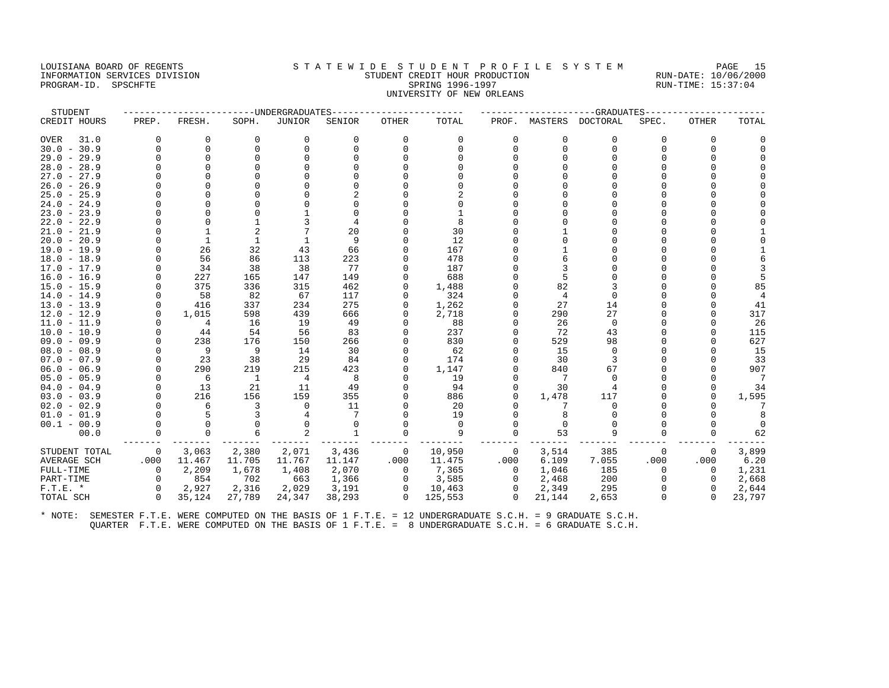LOUISIANA BOARD OF REGENTS
INFORMATION SERVICES DIVISION
PROGRAM-ID. SPSCHFTE

# S T A T E W I D E  S T U D E N T  P R O F I L E  S Y S T E M
## STUDENT CREDIT HOUR PRODUCTION
## SPRING 1996-1997
## UNIVERSITY OF NEW ORLEANS

RUN-DATE: 10/06/2000
RUN-TIME: 15:37:04

| STUDENT | UNDERGRADUATES | | | | | | | GRADUATES | | | | | | |
|---|---|---|---|---|---|---|---|---|---|---|---|---|---|---|
| CREDIT HOURS | PREP. | FRESH. | SOPH. | JUNIOR | SENIOR | OTHER | TOTAL | PROF. | MASTERS | DOCTORAL | SPEC. | OTHER | TOTAL |
| OVER 31.0 | 0 | 0 | 0 | 0 | 0 | 0 | 0 | 0 | 0 | 0 | 0 | 0 | 0 |
| 30.0 - 30.9 | 0 | 0 | 0 | 0 | 0 | 0 | 0 | 0 | 0 | 0 | 0 | 0 | 0 |
| 29.0 - 29.9 | 0 | 0 | 0 | 0 | 0 | 0 | 0 | 0 | 0 | 0 | 0 | 0 | 0 |
| 28.0 - 28.9 | 0 | 0 | 0 | 0 | 0 | 0 | 0 | 0 | 0 | 0 | 0 | 0 | 0 |
| 27.0 - 27.9 | 0 | 0 | 0 | 0 | 0 | 0 | 0 | 0 | 0 | 0 | 0 | 0 | 0 |
| 26.0 - 26.9 | 0 | 0 | 0 | 0 | 0 | 0 | 0 | 0 | 0 | 0 | 0 | 0 | 0 |
| 25.0 - 25.9 | 0 | 0 | 0 | 0 | 2 | 0 | 2 | 0 | 0 | 0 | 0 | 0 | 0 |
| 24.0 - 24.9 | 0 | 0 | 0 | 0 | 0 | 0 | 0 | 0 | 0 | 0 | 0 | 0 | 0 |
| 23.0 - 23.9 | 0 | 0 | 0 | 1 | 0 | 0 | 1 | 0 | 0 | 0 | 0 | 0 | 0 |
| 22.0 - 22.9 | 0 | 0 | 1 | 3 | 4 | 0 | 8 | 0 | 0 | 0 | 0 | 0 | 0 |
| 21.0 - 21.9 | 0 | 1 | 2 | 7 | 20 | 0 | 30 | 0 | 1 | 0 | 0 | 0 | 1 |
| 20.0 - 20.9 | 0 | 1 | 1 | 1 | 9 | 0 | 12 | 0 | 0 | 0 | 0 | 0 | 0 |
| 19.0 - 19.9 | 0 | 26 | 32 | 43 | 66 | 0 | 167 | 0 | 1 | 0 | 0 | 0 | 1 |
| 18.0 - 18.9 | 0 | 56 | 86 | 113 | 223 | 0 | 478 | 0 | 6 | 0 | 0 | 0 | 6 |
| 17.0 - 17.9 | 0 | 34 | 38 | 38 | 77 | 0 | 187 | 0 | 3 | 0 | 0 | 0 | 3 |
| 16.0 - 16.9 | 0 | 227 | 165 | 147 | 149 | 0 | 688 | 0 | 5 | 0 | 0 | 0 | 5 |
| 15.0 - 15.9 | 0 | 375 | 336 | 315 | 462 | 0 | 1,488 | 0 | 82 | 3 | 0 | 0 | 85 |
| 14.0 - 14.9 | 0 | 58 | 82 | 67 | 117 | 0 | 324 | 0 | 4 | 0 | 0 | 0 | 4 |
| 13.0 - 13.9 | 0 | 416 | 337 | 234 | 275 | 0 | 1,262 | 0 | 27 | 14 | 0 | 0 | 41 |
| 12.0 - 12.9 | 0 | 1,015 | 598 | 439 | 666 | 0 | 2,718 | 0 | 290 | 27 | 0 | 0 | 317 |
| 11.0 - 11.9 | 0 | 4 | 16 | 19 | 49 | 0 | 88 | 0 | 26 | 0 | 0 | 0 | 26 |
| 10.0 - 10.9 | 0 | 44 | 54 | 56 | 83 | 0 | 237 | 0 | 72 | 43 | 0 | 0 | 115 |
| 09.0 - 09.9 | 0 | 238 | 176 | 150 | 266 | 0 | 830 | 0 | 529 | 98 | 0 | 0 | 627 |
| 08.0 - 08.9 | 0 | 9 | 9 | 14 | 30 | 0 | 62 | 0 | 15 | 0 | 0 | 0 | 15 |
| 07.0 - 07.9 | 0 | 23 | 38 | 29 | 84 | 0 | 174 | 0 | 30 | 3 | 0 | 0 | 33 |
| 06.0 - 06.9 | 0 | 290 | 219 | 215 | 423 | 0 | 1,147 | 0 | 840 | 67 | 0 | 0 | 907 |
| 05.0 - 05.9 | 0 | 6 | 1 | 4 | 8 | 0 | 19 | 0 | 7 | 0 | 0 | 0 | 7 |
| 04.0 - 04.9 | 0 | 13 | 21 | 11 | 49 | 0 | 94 | 0 | 30 | 4 | 0 | 0 | 34 |
| 03.0 - 03.9 | 0 | 216 | 156 | 159 | 355 | 0 | 886 | 0 | 1,478 | 117 | 0 | 0 | 1,595 |
| 02.0 - 02.9 | 0 | 6 | 3 | 0 | 11 | 0 | 20 | 0 | 7 | 0 | 0 | 0 | 7 |
| 01.0 - 01.9 | 0 | 5 | 3 | 4 | 7 | 0 | 19 | 0 | 8 | 0 | 0 | 0 | 8 |
| 00.1 - 00.9 | 0 | 0 | 0 | 0 | 0 | 0 | 0 | 0 | 0 | 0 | 0 | 0 | 0 |
| 00.0 | 0 | 0 | 6 | 2 | 1 | 0 | 9 | 0 | 53 | 9 | 0 | 0 | 62 |
| STUDENT TOTAL | 0 | 3,063 | 2,380 | 2,071 | 3,436 | 0 | 10,950 | 0 | 3,514 | 385 | 0 | 0 | 3,899 |
| AVERAGE SCH | .000 | 11.467 | 11.705 | 11.767 | 11.147 | .000 | 11.475 | .000 | 6.109 | 7.055 | .000 | .000 | 6.20 |
| FULL-TIME | 0 | 2,209 | 1,678 | 1,408 | 2,070 | 0 | 7,365 | 0 | 1,046 | 185 | 0 | 0 | 1,231 |
| PART-TIME | 0 | 854 | 702 | 663 | 1,366 | 0 | 3,585 | 0 | 2,468 | 200 | 0 | 0 | 2,668 |
| F.T.E. * | 0 | 2,927 | 2,316 | 2,029 | 3,191 | 0 | 10,463 | 0 | 2,349 | 295 | 0 | 0 | 2,644 |
| TOTAL SCH | 0 | 35,124 | 27,789 | 24,347 | 38,293 | 0 | 125,553 | 0 | 21,144 | 2,653 | 0 | 0 | 23,797 |

* NOTE: SEMESTER F.T.E. WERE COMPUTED ON THE BASIS OF 1 F.T.E. = 12 UNDERGRADUATE S.C.H. = 9 GRADUATE S.C.H.
QUARTER F.T.E. WERE COMPUTED ON THE BASIS OF 1 F.T.E. = 8 UNDERGRADUATE S.C.H. = 6 GRADUATE S.C.H.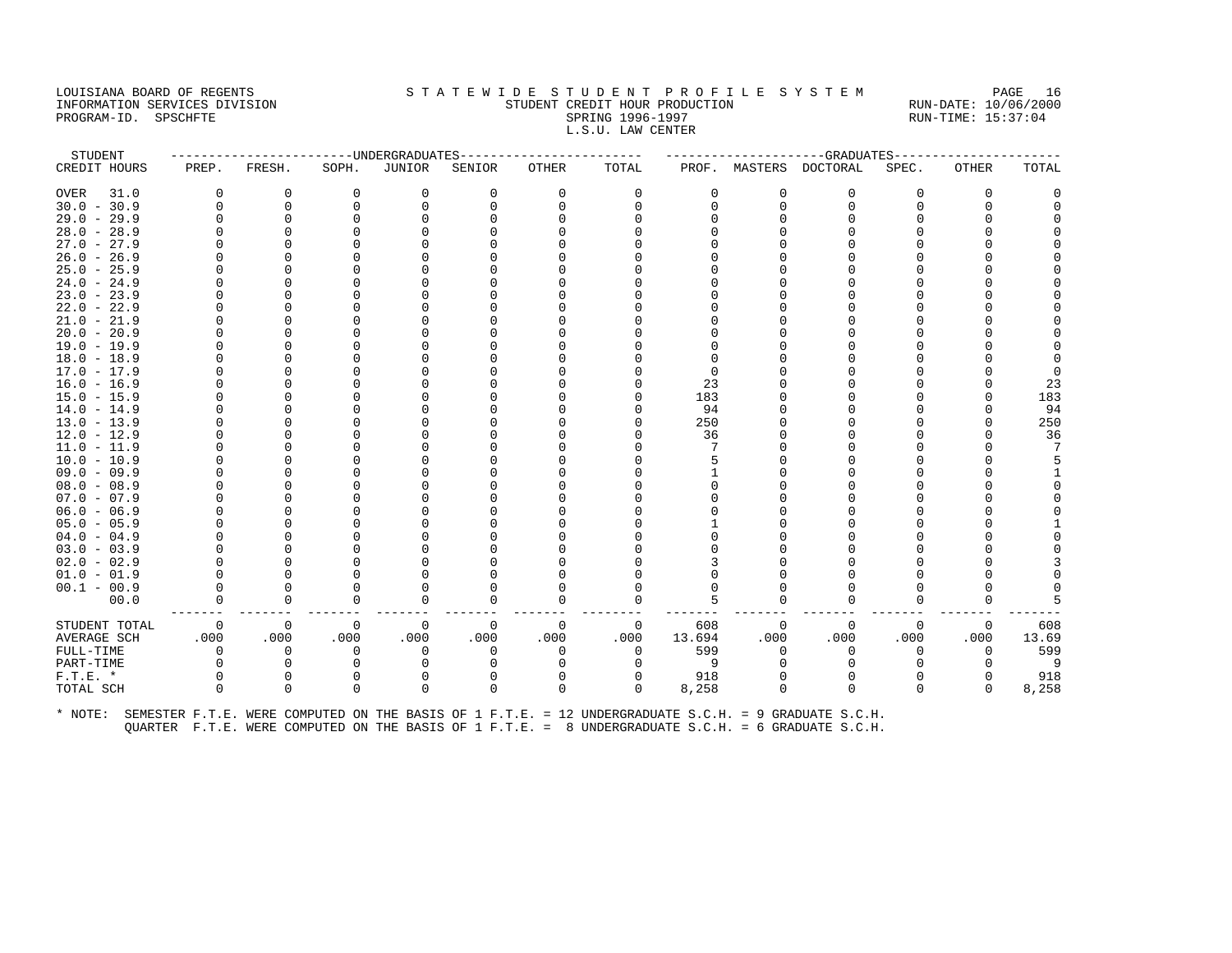LOUISIANA BOARD OF REGENTS
INFORMATION SERVICES DIVISION
PROGRAM-ID. SPSCHFTE

STATEWIDE STUDENT PROFILE SYSTEM
STUDENT CREDIT HOUR PRODUCTION
SPRING 1996-1997
L.S.U. LAW CENTER

RUN-DATE: 10/06/2000
RUN-TIME: 15:37:04

| STUDENT | UNDERGRADUATES | | | | | | | GRADUATES | | | | | | |
|---|---|---|---|---|---|---|---|---|---|---|---|---|---|---|
| CREDIT HOURS | PREP. | FRESH. | SOPH. | JUNIOR | SENIOR | OTHER | TOTAL | PROF. | MASTERS | DOCTORAL | SPEC. | OTHER | TOTAL |
| OVER 31.0 | 0 | 0 | 0 | 0 | 0 | 0 | 0 | 0 | 0 | 0 | 0 | 0 | 0 |
| 30.0 - 30.9 | 0 | 0 | 0 | 0 | 0 | 0 | 0 | 0 | 0 | 0 | 0 | 0 | 0 |
| 29.0 - 29.9 | 0 | 0 | 0 | 0 | 0 | 0 | 0 | 0 | 0 | 0 | 0 | 0 | 0 |
| 28.0 - 28.9 | 0 | 0 | 0 | 0 | 0 | 0 | 0 | 0 | 0 | 0 | 0 | 0 | 0 |
| 27.0 - 27.9 | 0 | 0 | 0 | 0 | 0 | 0 | 0 | 0 | 0 | 0 | 0 | 0 | 0 |
| 26.0 - 26.9 | 0 | 0 | 0 | 0 | 0 | 0 | 0 | 0 | 0 | 0 | 0 | 0 | 0 |
| 25.0 - 25.9 | 0 | 0 | 0 | 0 | 0 | 0 | 0 | 0 | 0 | 0 | 0 | 0 | 0 |
| 24.0 - 24.9 | 0 | 0 | 0 | 0 | 0 | 0 | 0 | 0 | 0 | 0 | 0 | 0 | 0 |
| 23.0 - 23.9 | 0 | 0 | 0 | 0 | 0 | 0 | 0 | 0 | 0 | 0 | 0 | 0 | 0 |
| 22.0 - 22.9 | 0 | 0 | 0 | 0 | 0 | 0 | 0 | 0 | 0 | 0 | 0 | 0 | 0 |
| 21.0 - 21.9 | 0 | 0 | 0 | 0 | 0 | 0 | 0 | 0 | 0 | 0 | 0 | 0 | 0 |
| 20.0 - 20.9 | 0 | 0 | 0 | 0 | 0 | 0 | 0 | 0 | 0 | 0 | 0 | 0 | 0 |
| 19.0 - 19.9 | 0 | 0 | 0 | 0 | 0 | 0 | 0 | 0 | 0 | 0 | 0 | 0 | 0 |
| 18.0 - 18.9 | 0 | 0 | 0 | 0 | 0 | 0 | 0 | 0 | 0 | 0 | 0 | 0 | 0 |
| 17.0 - 17.9 | 0 | 0 | 0 | 0 | 0 | 0 | 0 | 0 | 0 | 0 | 0 | 0 | 0 |
| 16.0 - 16.9 | 0 | 0 | 0 | 0 | 0 | 0 | 0 | 23 | 0 | 0 | 0 | 0 | 23 |
| 15.0 - 15.9 | 0 | 0 | 0 | 0 | 0 | 0 | 0 | 183 | 0 | 0 | 0 | 0 | 183 |
| 14.0 - 14.9 | 0 | 0 | 0 | 0 | 0 | 0 | 0 | 94 | 0 | 0 | 0 | 0 | 94 |
| 13.0 - 13.9 | 0 | 0 | 0 | 0 | 0 | 0 | 0 | 250 | 0 | 0 | 0 | 0 | 250 |
| 12.0 - 12.9 | 0 | 0 | 0 | 0 | 0 | 0 | 0 | 36 | 0 | 0 | 0 | 0 | 36 |
| 11.0 - 11.9 | 0 | 0 | 0 | 0 | 0 | 0 | 0 | 7 | 0 | 0 | 0 | 0 | 7 |
| 10.0 - 10.9 | 0 | 0 | 0 | 0 | 0 | 0 | 0 | 5 | 0 | 0 | 0 | 0 | 5 |
| 09.0 - 09.9 | 0 | 0 | 0 | 0 | 0 | 0 | 0 | 1 | 0 | 0 | 0 | 0 | 1 |
| 08.0 - 08.9 | 0 | 0 | 0 | 0 | 0 | 0 | 0 | 0 | 0 | 0 | 0 | 0 | 0 |
| 07.0 - 07.9 | 0 | 0 | 0 | 0 | 0 | 0 | 0 | 0 | 0 | 0 | 0 | 0 | 0 |
| 06.0 - 06.9 | 0 | 0 | 0 | 0 | 0 | 0 | 0 | 0 | 0 | 0 | 0 | 0 | 0 |
| 05.0 - 05.9 | 0 | 0 | 0 | 0 | 0 | 0 | 0 | 1 | 0 | 0 | 0 | 0 | 1 |
| 04.0 - 04.9 | 0 | 0 | 0 | 0 | 0 | 0 | 0 | 0 | 0 | 0 | 0 | 0 | 0 |
| 03.0 - 03.9 | 0 | 0 | 0 | 0 | 0 | 0 | 0 | 0 | 0 | 0 | 0 | 0 | 0 |
| 02.0 - 02.9 | 0 | 0 | 0 | 0 | 0 | 0 | 0 | 3 | 0 | 0 | 0 | 0 | 3 |
| 01.0 - 01.9 | 0 | 0 | 0 | 0 | 0 | 0 | 0 | 0 | 0 | 0 | 0 | 0 | 0 |
| 00.1 - 00.9 | 0 | 0 | 0 | 0 | 0 | 0 | 0 | 0 | 0 | 0 | 0 | 0 | 0 |
| 00.0 | 0 | 0 | 0 | 0 | 0 | 0 | 0 | 5 | 0 | 0 | 0 | 0 | 5 |
| STUDENT TOTAL | 0 | 0 | 0 | 0 | 0 | 0 | 0 | 608 | 0 | 0 | 0 | 0 | 608 |
| AVERAGE SCH | .000 | .000 | .000 | .000 | .000 | .000 | .000 | 13.694 | .000 | .000 | .000 | .000 | 13.69 |
| FULL-TIME | 0 | 0 | 0 | 0 | 0 | 0 | 0 | 599 | 0 | 0 | 0 | 0 | 599 |
| PART-TIME | 0 | 0 | 0 | 0 | 0 | 0 | 0 | 9 | 0 | 0 | 0 | 0 | 9 |
| F.T.E. * | 0 | 0 | 0 | 0 | 0 | 0 | 0 | 918 | 0 | 0 | 0 | 0 | 918 |
| TOTAL SCH | 0 | 0 | 0 | 0 | 0 | 0 | 0 | 8,258 | 0 | 0 | 0 | 0 | 8,258 |

* NOTE: SEMESTER F.T.E. WERE COMPUTED ON THE BASIS OF 1 F.T.E. = 12 UNDERGRADUATE S.C.H. = 9 GRADUATE S.C.H.
QUARTER F.T.E. WERE COMPUTED ON THE BASIS OF 1 F.T.E. = 8 UNDERGRADUATE S.C.H. = 6 GRADUATE S.C.H.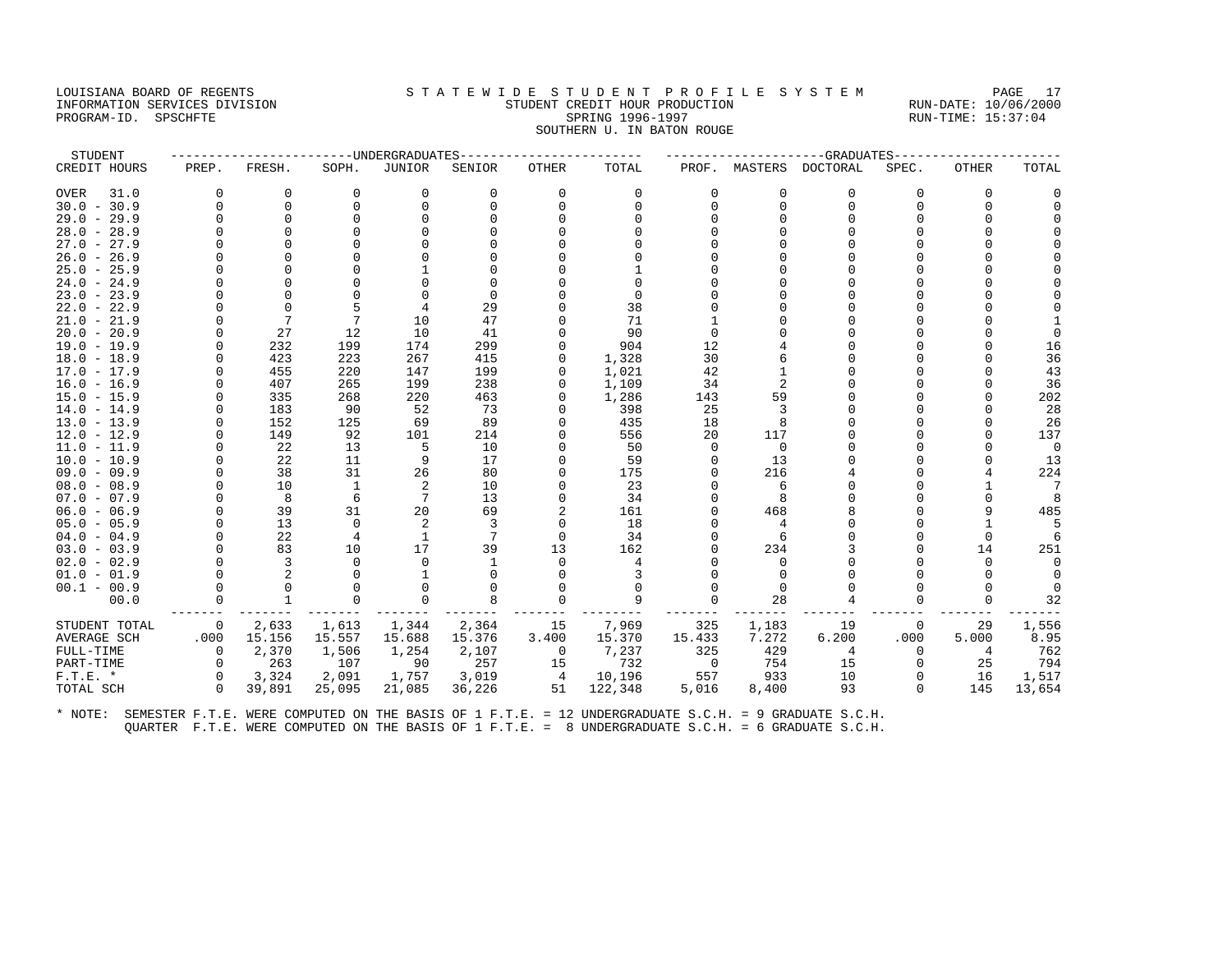LOUISIANA BOARD OF REGENTS
INFORMATION SERVICES DIVISION
PROGRAM-ID. SPSCHFTE

# STATEWIDE STUDENT PROFILE SYSTEM

STUDENT CREDIT HOUR PRODUCTION
SPRING 1996-1997
SOUTHERN U. IN BATON ROUGE

RUN-DATE: 10/06/2000
RUN-TIME: 15:37:04

| STUDENT | UNDERGRADUATES | | | | | | | GRADUATES | | | | | | |
|---|---|---|---|---|---|---|---|---|---|---|---|---|---|---|
| CREDIT HOURS | PREP. | FRESH. | SOPH. | JUNIOR | SENIOR | OTHER | TOTAL | PROF. | MASTERS | DOCTORAL | SPEC. | OTHER | TOTAL |
| OVER 31.0 | 0 | 0 | 0 | 0 | 0 | 0 | 0 | 0 | 0 | 0 | 0 | 0 | 0 |
| 30.0 - 30.9 | 0 | 0 | 0 | 0 | 0 | 0 | 0 | 0 | 0 | 0 | 0 | 0 | 0 |
| 29.0 - 29.9 | 0 | 0 | 0 | 0 | 0 | 0 | 0 | 0 | 0 | 0 | 0 | 0 | 0 |
| 28.0 - 28.9 | 0 | 0 | 0 | 0 | 0 | 0 | 0 | 0 | 0 | 0 | 0 | 0 | 0 |
| 27.0 - 27.9 | 0 | 0 | 0 | 0 | 0 | 0 | 0 | 0 | 0 | 0 | 0 | 0 | 0 |
| 26.0 - 26.9 | 0 | 0 | 0 | 0 | 0 | 0 | 0 | 0 | 0 | 0 | 0 | 0 | 0 |
| 25.0 - 25.9 | 0 | 0 | 0 | 1 | 0 | 0 | 1 | 0 | 0 | 0 | 0 | 0 | 0 |
| 24.0 - 24.9 | 0 | 0 | 0 | 0 | 0 | 0 | 0 | 0 | 0 | 0 | 0 | 0 | 0 |
| 23.0 - 23.9 | 0 | 0 | 0 | 0 | 0 | 0 | 0 | 0 | 0 | 0 | 0 | 0 | 0 |
| 22.0 - 22.9 | 0 | 0 | 5 | 4 | 29 | 0 | 38 | 0 | 0 | 0 | 0 | 0 | 0 |
| 21.0 - 21.9 | 0 | 7 | 7 | 10 | 47 | 0 | 71 | 1 | 0 | 0 | 0 | 0 | 1 |
| 20.0 - 20.9 | 0 | 27 | 12 | 10 | 41 | 0 | 90 | 0 | 0 | 0 | 0 | 0 | 0 |
| 19.0 - 19.9 | 0 | 232 | 199 | 174 | 299 | 0 | 904 | 12 | 4 | 0 | 0 | 0 | 16 |
| 18.0 - 18.9 | 0 | 423 | 223 | 267 | 415 | 0 | 1,328 | 30 | 6 | 0 | 0 | 0 | 36 |
| 17.0 - 17.9 | 0 | 455 | 220 | 147 | 199 | 0 | 1,021 | 42 | 1 | 0 | 0 | 0 | 43 |
| 16.0 - 16.9 | 0 | 407 | 265 | 199 | 238 | 0 | 1,109 | 34 | 2 | 0 | 0 | 0 | 36 |
| 15.0 - 15.9 | 0 | 335 | 268 | 220 | 463 | 0 | 1,286 | 143 | 59 | 0 | 0 | 0 | 202 |
| 14.0 - 14.9 | 0 | 183 | 90 | 52 | 73 | 0 | 398 | 25 | 3 | 0 | 0 | 0 | 28 |
| 13.0 - 13.9 | 0 | 152 | 125 | 69 | 89 | 0 | 435 | 18 | 8 | 0 | 0 | 0 | 26 |
| 12.0 - 12.9 | 0 | 149 | 92 | 101 | 214 | 0 | 556 | 20 | 117 | 0 | 0 | 0 | 137 |
| 11.0 - 11.9 | 0 | 22 | 13 | 5 | 10 | 0 | 50 | 0 | 0 | 0 | 0 | 0 | 0 |
| 10.0 - 10.9 | 0 | 22 | 11 | 9 | 17 | 0 | 59 | 0 | 13 | 0 | 0 | 0 | 13 |
| 09.0 - 09.9 | 0 | 38 | 31 | 26 | 80 | 0 | 175 | 0 | 216 | 4 | 0 | 4 | 224 |
| 08.0 - 08.9 | 0 | 10 | 1 | 2 | 10 | 0 | 23 | 0 | 6 | 0 | 0 | 1 | 7 |
| 07.0 - 07.9 | 0 | 8 | 6 | 7 | 13 | 0 | 34 | 0 | 8 | 0 | 0 | 0 | 8 |
| 06.0 - 06.9 | 0 | 39 | 31 | 20 | 69 | 2 | 161 | 0 | 468 | 8 | 0 | 9 | 485 |
| 05.0 - 05.9 | 0 | 13 | 0 | 2 | 3 | 0 | 18 | 0 | 4 | 0 | 0 | 1 | 5 |
| 04.0 - 04.9 | 0 | 22 | 4 | 1 | 7 | 0 | 34 | 0 | 6 | 0 | 0 | 0 | 6 |
| 03.0 - 03.9 | 0 | 83 | 10 | 17 | 39 | 13 | 162 | 0 | 234 | 3 | 0 | 14 | 251 |
| 02.0 - 02.9 | 0 | 3 | 0 | 0 | 1 | 0 | 4 | 0 | 0 | 0 | 0 | 0 | 0 |
| 01.0 - 01.9 | 0 | 2 | 0 | 1 | 0 | 0 | 3 | 0 | 0 | 0 | 0 | 0 | 0 |
| 00.1 - 00.9 | 0 | 0 | 0 | 0 | 0 | 0 | 0 | 0 | 0 | 0 | 0 | 0 | 0 |
| 00.0 | 0 | 1 | 0 | 0 | 8 | 0 | 9 | 0 | 28 | 4 | 0 | 0 | 32 |
| STUDENT TOTAL | 0 | 2,633 | 1,613 | 1,344 | 2,364 | 15 | 7,969 | 325 | 1,183 | 19 | 0 | 29 | 1,556 |
| AVERAGE SCH | .000 | 15.156 | 15.557 | 15.688 | 15.376 | 3.400 | 15.370 | 15.433 | 7.272 | 6.200 | .000 | 5.000 | 8.95 |
| FULL-TIME | 0 | 2,370 | 1,506 | 1,254 | 2,107 | 0 | 7,237 | 325 | 429 | 4 | 0 | 4 | 762 |
| PART-TIME | 0 | 263 | 107 | 90 | 257 | 15 | 732 | 0 | 754 | 15 | 0 | 25 | 794 |
| F.T.E. * | 0 | 3,324 | 2,091 | 1,757 | 3,019 | 4 | 10,196 | 557 | 933 | 10 | 0 | 16 | 1,517 |
| TOTAL SCH | 0 | 39,891 | 25,095 | 21,085 | 36,226 | 51 | 122,348 | 5,016 | 8,400 | 93 | 0 | 145 | 13,654 |

* NOTE: SEMESTER F.T.E. WERE COMPUTED ON THE BASIS OF 1 F.T.E. = 12 UNDERGRADUATE S.C.H. = 9 GRADUATE S.C.H.
QUARTER F.T.E. WERE COMPUTED ON THE BASIS OF 1 F.T.E. = 8 UNDERGRADUATE S.C.H. = 6 GRADUATE S.C.H.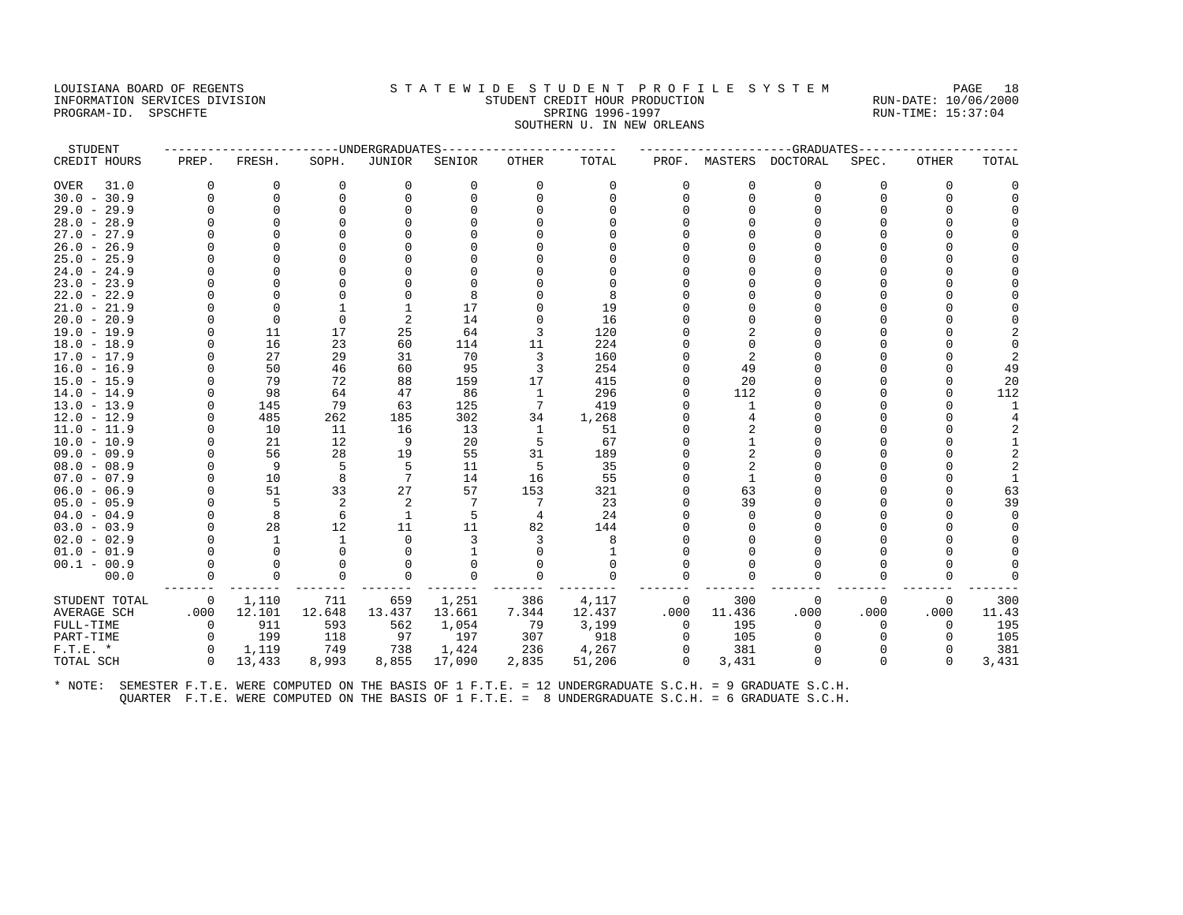LOUISIANA BOARD OF REGENTS
INFORMATION SERVICES DIVISION
PROGRAM-ID. SPSCHFTE

STATEWIDE STUDENT PROFILE SYSTEM
STUDENT CREDIT HOUR PRODUCTION
SPRING 1996-1997
SOUTHERN U. IN NEW ORLEANS

RUN-DATE: 10/06/2000
RUN-TIME: 15:37:04

| STUDENT | UNDERGRADUATES | | | | | | | GRADUATES | | | | | |
|---|---|---|---|---|---|---|---|---|---|---|---|---|---|
| CREDIT HOURS | PREP. | FRESH. | SOPH. | JUNIOR | SENIOR | OTHER | TOTAL | PROF. | MASTERS | DOCTORAL | SPEC. | OTHER | TOTAL |
| OVER 31.0 | 0 | 0 | 0 | 0 | 0 | 0 | 0 | 0 | 0 | 0 | 0 | 0 | 0 |
| 30.0 - 30.9 | 0 | 0 | 0 | 0 | 0 | 0 | 0 | 0 | 0 | 0 | 0 | 0 | 0 |
| 29.0 - 29.9 | 0 | 0 | 0 | 0 | 0 | 0 | 0 | 0 | 0 | 0 | 0 | 0 | 0 |
| 28.0 - 28.9 | 0 | 0 | 0 | 0 | 0 | 0 | 0 | 0 | 0 | 0 | 0 | 0 | 0 |
| 27.0 - 27.9 | 0 | 0 | 0 | 0 | 0 | 0 | 0 | 0 | 0 | 0 | 0 | 0 | 0 |
| 26.0 - 26.9 | 0 | 0 | 0 | 0 | 0 | 0 | 0 | 0 | 0 | 0 | 0 | 0 | 0 |
| 25.0 - 25.9 | 0 | 0 | 0 | 0 | 0 | 0 | 0 | 0 | 0 | 0 | 0 | 0 | 0 |
| 24.0 - 24.9 | 0 | 0 | 0 | 0 | 0 | 0 | 0 | 0 | 0 | 0 | 0 | 0 | 0 |
| 23.0 - 23.9 | 0 | 0 | 0 | 0 | 0 | 0 | 0 | 0 | 0 | 0 | 0 | 0 | 0 |
| 22.0 - 22.9 | 0 | 0 | 0 | 0 | 8 | 0 | 8 | 0 | 0 | 0 | 0 | 0 | 0 |
| 21.0 - 21.9 | 0 | 0 | 1 | 1 | 17 | 0 | 19 | 0 | 0 | 0 | 0 | 0 | 0 |
| 20.0 - 20.9 | 0 | 0 | 0 | 2 | 14 | 0 | 16 | 0 | 0 | 0 | 0 | 0 | 0 |
| 19.0 - 19.9 | 0 | 11 | 17 | 25 | 64 | 3 | 120 | 0 | 2 | 0 | 0 | 0 | 2 |
| 18.0 - 18.9 | 0 | 16 | 23 | 60 | 114 | 11 | 224 | 0 | 0 | 0 | 0 | 0 | 0 |
| 17.0 - 17.9 | 0 | 27 | 29 | 31 | 70 | 3 | 160 | 0 | 2 | 0 | 0 | 0 | 2 |
| 16.0 - 16.9 | 0 | 50 | 46 | 60 | 95 | 3 | 254 | 0 | 49 | 0 | 0 | 0 | 49 |
| 15.0 - 15.9 | 0 | 79 | 72 | 88 | 159 | 17 | 415 | 0 | 20 | 0 | 0 | 0 | 20 |
| 14.0 - 14.9 | 0 | 98 | 64 | 47 | 86 | 1 | 296 | 0 | 112 | 0 | 0 | 0 | 112 |
| 13.0 - 13.9 | 0 | 145 | 79 | 63 | 125 | 7 | 419 | 0 | 1 | 0 | 0 | 0 | 1 |
| 12.0 - 12.9 | 0 | 485 | 262 | 185 | 302 | 34 | 1,268 | 0 | 4 | 0 | 0 | 0 | 4 |
| 11.0 - 11.9 | 0 | 10 | 11 | 16 | 13 | 1 | 51 | 0 | 2 | 0 | 0 | 0 | 2 |
| 10.0 - 10.9 | 0 | 21 | 12 | 9 | 20 | 5 | 67 | 0 | 1 | 0 | 0 | 0 | 1 |
| 09.0 - 09.9 | 0 | 56 | 28 | 19 | 55 | 31 | 189 | 0 | 2 | 0 | 0 | 0 | 2 |
| 08.0 - 08.9 | 0 | 9 | 5 | 5 | 11 | 5 | 35 | 0 | 2 | 0 | 0 | 0 | 2 |
| 07.0 - 07.9 | 0 | 10 | 8 | 7 | 14 | 16 | 55 | 0 | 1 | 0 | 0 | 0 | 1 |
| 06.0 - 06.9 | 0 | 51 | 33 | 27 | 57 | 153 | 321 | 0 | 63 | 0 | 0 | 0 | 63 |
| 05.0 - 05.9 | 0 | 5 | 2 | 2 | 7 | 7 | 23 | 0 | 39 | 0 | 0 | 0 | 39 |
| 04.0 - 04.9 | 0 | 8 | 6 | 1 | 5 | 4 | 24 | 0 | 0 | 0 | 0 | 0 | 0 |
| 03.0 - 03.9 | 0 | 28 | 12 | 11 | 11 | 82 | 144 | 0 | 0 | 0 | 0 | 0 | 0 |
| 02.0 - 02.9 | 0 | 1 | 1 | 0 | 3 | 3 | 8 | 0 | 0 | 0 | 0 | 0 | 0 |
| 01.0 - 01.9 | 0 | 0 | 0 | 0 | 1 | 0 | 1 | 0 | 0 | 0 | 0 | 0 | 0 |
| 00.1 - 00.9 | 0 | 0 | 0 | 0 | 0 | 0 | 0 | 0 | 0 | 0 | 0 | 0 | 0 |
| 00.0 | 0 | 0 | 0 | 0 | 0 | 0 | 0 | 0 | 0 | 0 | 0 | 0 | 0 |
| STUDENT TOTAL | 0 | 1,110 | 711 | 659 | 1,251 | 386 | 4,117 | 0 | 300 | 0 | 0 | 0 | 300 |
| AVERAGE SCH | .000 | 12.101 | 12.648 | 13.437 | 13.661 | 7.344 | 12.437 | .000 | 11.436 | .000 | .000 | .000 | 11.43 |
| FULL-TIME | 0 | 911 | 593 | 562 | 1,054 | 79 | 3,199 | 0 | 195 | 0 | 0 | 0 | 195 |
| PART-TIME | 0 | 199 | 118 | 97 | 197 | 307 | 918 | 0 | 105 | 0 | 0 | 0 | 105 |
| F.T.E. * | 0 | 1,119 | 749 | 738 | 1,424 | 236 | 4,267 | 0 | 381 | 0 | 0 | 0 | 381 |
| TOTAL SCH | 0 | 13,433 | 8,993 | 8,855 | 17,090 | 2,835 | 51,206 | 0 | 3,431 | 0 | 0 | 0 | 3,431 |

* NOTE: SEMESTER F.T.E. WERE COMPUTED ON THE BASIS OF 1 F.T.E. = 12 UNDERGRADUATE S.C.H. = 9 GRADUATE S.C.H.
QUARTER F.T.E. WERE COMPUTED ON THE BASIS OF 1 F.T.E. = 8 UNDERGRADUATE S.C.H. = 6 GRADUATE S.C.H.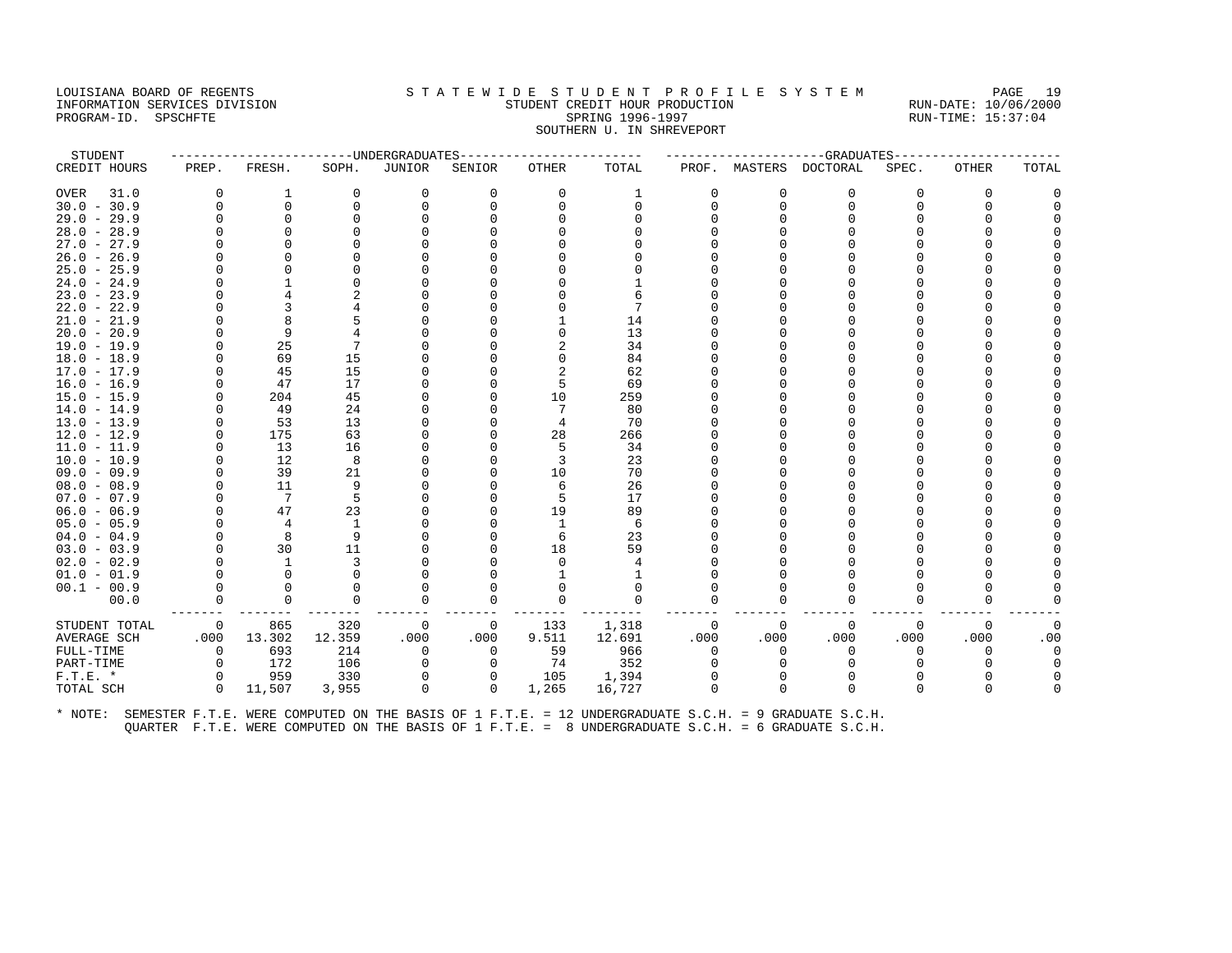LOUISIANA BOARD OF REGENTS
INFORMATION SERVICES DIVISION
PROGRAM-ID. SPSCHFTE

# STATEWIDE STUDENT PROFILE SYSTEM

## STUDENT CREDIT HOUR PRODUCTION
## SPRING 1996-1997
## SOUTHERN U. IN SHREVEPORT

RUN-DATE: 10/06/2000
RUN-TIME: 15:37:04

| STUDENT CREDIT HOURS | UNDERGRADUATES PREP. | FRESH. | SOPH. | JUNIOR | SENIOR | OTHER | TOTAL | GRADUATES PROF. | MASTERS | DOCTORAL | SPEC. | OTHER | TOTAL |
|---|---|---|---|---|---|---|---|---|---|---|---|---|---|
| OVER 31.0 | 0 | 1 | 0 | 0 | 0 | 0 | 1 | 0 | 0 | 0 | 0 | 0 | 0 |
| 30.0 - 30.9 | 0 | 0 | 0 | 0 | 0 | 0 | 0 | 0 | 0 | 0 | 0 | 0 | 0 |
| 29.0 - 29.9 | 0 | 0 | 0 | 0 | 0 | 0 | 0 | 0 | 0 | 0 | 0 | 0 | 0 |
| 28.0 - 28.9 | 0 | 0 | 0 | 0 | 0 | 0 | 0 | 0 | 0 | 0 | 0 | 0 | 0 |
| 27.0 - 27.9 | 0 | 0 | 0 | 0 | 0 | 0 | 0 | 0 | 0 | 0 | 0 | 0 | 0 |
| 26.0 - 26.9 | 0 | 0 | 0 | 0 | 0 | 0 | 0 | 0 | 0 | 0 | 0 | 0 | 0 |
| 25.0 - 25.9 | 0 | 0 | 0 | 0 | 0 | 0 | 0 | 0 | 0 | 0 | 0 | 0 | 0 |
| 24.0 - 24.9 | 0 | 1 | 0 | 0 | 0 | 0 | 1 | 0 | 0 | 0 | 0 | 0 | 0 |
| 23.0 - 23.9 | 0 | 4 | 2 | 0 | 0 | 0 | 6 | 0 | 0 | 0 | 0 | 0 | 0 |
| 22.0 - 22.9 | 0 | 3 | 4 | 0 | 0 | 0 | 7 | 0 | 0 | 0 | 0 | 0 | 0 |
| 21.0 - 21.9 | 0 | 8 | 5 | 0 | 0 | 1 | 14 | 0 | 0 | 0 | 0 | 0 | 0 |
| 20.0 - 20.9 | 0 | 9 | 4 | 0 | 0 | 0 | 13 | 0 | 0 | 0 | 0 | 0 | 0 |
| 19.0 - 19.9 | 0 | 25 | 7 | 0 | 0 | 2 | 34 | 0 | 0 | 0 | 0 | 0 | 0 |
| 18.0 - 18.9 | 0 | 69 | 15 | 0 | 0 | 0 | 84 | 0 | 0 | 0 | 0 | 0 | 0 |
| 17.0 - 17.9 | 0 | 45 | 15 | 0 | 0 | 2 | 62 | 0 | 0 | 0 | 0 | 0 | 0 |
| 16.0 - 16.9 | 0 | 47 | 17 | 0 | 0 | 5 | 69 | 0 | 0 | 0 | 0 | 0 | 0 |
| 15.0 - 15.9 | 0 | 204 | 45 | 0 | 0 | 10 | 259 | 0 | 0 | 0 | 0 | 0 | 0 |
| 14.0 - 14.9 | 0 | 49 | 24 | 0 | 0 | 7 | 80 | 0 | 0 | 0 | 0 | 0 | 0 |
| 13.0 - 13.9 | 0 | 53 | 13 | 0 | 0 | 4 | 70 | 0 | 0 | 0 | 0 | 0 | 0 |
| 12.0 - 12.9 | 0 | 175 | 63 | 0 | 0 | 28 | 266 | 0 | 0 | 0 | 0 | 0 | 0 |
| 11.0 - 11.9 | 0 | 13 | 16 | 0 | 0 | 5 | 34 | 0 | 0 | 0 | 0 | 0 | 0 |
| 10.0 - 10.9 | 0 | 12 | 8 | 0 | 0 | 3 | 23 | 0 | 0 | 0 | 0 | 0 | 0 |
| 09.0 - 09.9 | 0 | 39 | 21 | 0 | 0 | 10 | 70 | 0 | 0 | 0 | 0 | 0 | 0 |
| 08.0 - 08.9 | 0 | 11 | 9 | 0 | 0 | 6 | 26 | 0 | 0 | 0 | 0 | 0 | 0 |
| 07.0 - 07.9 | 0 | 7 | 5 | 0 | 0 | 5 | 17 | 0 | 0 | 0 | 0 | 0 | 0 |
| 06.0 - 06.9 | 0 | 47 | 23 | 0 | 0 | 19 | 89 | 0 | 0 | 0 | 0 | 0 | 0 |
| 05.0 - 05.9 | 0 | 4 | 1 | 0 | 0 | 1 | 6 | 0 | 0 | 0 | 0 | 0 | 0 |
| 04.0 - 04.9 | 0 | 8 | 9 | 0 | 0 | 6 | 23 | 0 | 0 | 0 | 0 | 0 | 0 |
| 03.0 - 03.9 | 0 | 30 | 11 | 0 | 0 | 18 | 59 | 0 | 0 | 0 | 0 | 0 | 0 |
| 02.0 - 02.9 | 0 | 1 | 3 | 0 | 0 | 0 | 4 | 0 | 0 | 0 | 0 | 0 | 0 |
| 01.0 - 01.9 | 0 | 0 | 0 | 0 | 0 | 1 | 1 | 0 | 0 | 0 | 0 | 0 | 0 |
| 00.1 - 00.9 | 0 | 0 | 0 | 0 | 0 | 0 | 0 | 0 | 0 | 0 | 0 | 0 | 0 |
| 00.0 | 0 | 0 | 0 | 0 | 0 | 0 | 0 | 0 | 0 | 0 | 0 | 0 | 0 |
| STUDENT TOTAL | 0 | 865 | 320 | 0 | 0 | 133 | 1,318 | 0 | 0 | 0 | 0 | 0 | 0 |
| AVERAGE SCH | .000 | 13.302 | 12.359 | .000 | .000 | 9.511 | 12.691 | .000 | .000 | .000 | .000 | .000 | .00 |
| FULL-TIME | 0 | 693 | 214 | 0 | 0 | 59 | 966 | 0 | 0 | 0 | 0 | 0 | 0 |
| PART-TIME | 0 | 172 | 106 | 0 | 0 | 74 | 352 | 0 | 0 | 0 | 0 | 0 | 0 |
| F.T.E. * | 0 | 959 | 330 | 0 | 0 | 105 | 1,394 | 0 | 0 | 0 | 0 | 0 | 0 |
| TOTAL SCH | 0 | 11,507 | 3,955 | 0 | 0 | 1,265 | 16,727 | 0 | 0 | 0 | 0 | 0 | 0 |

* NOTE: SEMESTER F.T.E. WERE COMPUTED ON THE BASIS OF 1 F.T.E. = 12 UNDERGRADUATE S.C.H. = 9 GRADUATE S.C.H.
QUARTER F.T.E. WERE COMPUTED ON THE BASIS OF 1 F.T.E. = 8 UNDERGRADUATE S.C.H. = 6 GRADUATE S.C.H.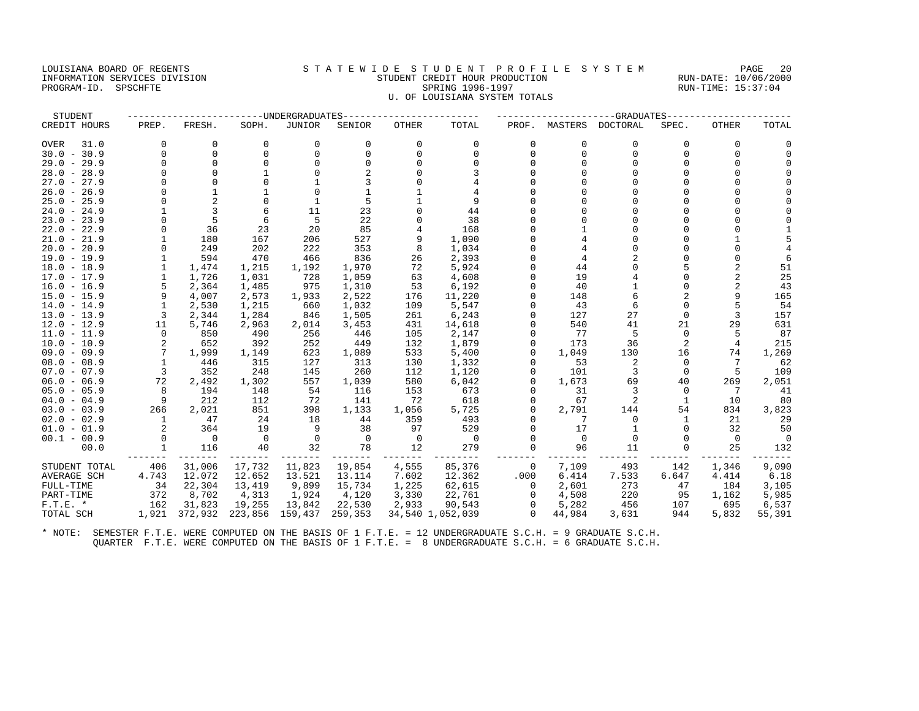LOUISIANA BOARD OF REGENTS
INFORMATION SERVICES DIVISION
PROGRAM-ID. SPSCHFTE

STATEWIDE STUDENT PROFILE SYSTEM
STUDENT CREDIT HOUR PRODUCTION
SPRING 1996-1997
U. OF LOUISIANA SYSTEM TOTALS

RUN-DATE: 10/06/2000
RUN-TIME: 15:37:04

| STUDENT CREDIT HOURS | UNDERGRADUATES PREP. | FRESH. | SOPH. | JUNIOR | SENIOR | OTHER | TOTAL | GRADUATES PROF. | MASTERS | DOCTORAL | SPEC. | OTHER | TOTAL |
|---|---|---|---|---|---|---|---|---|---|---|---|---|---|
| OVER 31.0 | 0 | 0 | 0 | 0 | 0 | 0 | 0 | 0 | 0 | 0 | 0 | 0 | 0 |
| 30.0 - 30.9 | 0 | 0 | 0 | 0 | 0 | 0 | 0 | 0 | 0 | 0 | 0 | 0 | 0 |
| 29.0 - 29.9 | 0 | 0 | 0 | 0 | 0 | 0 | 0 | 0 | 0 | 0 | 0 | 0 | 0 |
| 28.0 - 28.9 | 0 | 0 | 1 | 0 | 2 | 0 | 3 | 0 | 0 | 0 | 0 | 0 | 0 |
| 27.0 - 27.9 | 0 | 0 | 0 | 1 | 3 | 0 | 4 | 0 | 0 | 0 | 0 | 0 | 0 |
| 26.0 - 26.9 | 0 | 1 | 1 | 0 | 1 | 1 | 4 | 0 | 0 | 0 | 0 | 0 | 0 |
| 25.0 - 25.9 | 0 | 2 | 0 | 1 | 5 | 1 | 9 | 0 | 0 | 0 | 0 | 0 | 0 |
| 24.0 - 24.9 | 1 | 3 | 6 | 11 | 23 | 0 | 44 | 0 | 0 | 0 | 0 | 0 | 0 |
| 23.0 - 23.9 | 0 | 5 | 6 | 5 | 22 | 0 | 38 | 0 | 0 | 0 | 0 | 0 | 0 |
| 22.0 - 22.9 | 0 | 36 | 23 | 20 | 85 | 4 | 168 | 0 | 1 | 0 | 0 | 0 | 1 |
| 21.0 - 21.9 | 1 | 180 | 167 | 206 | 527 | 9 | 1,090 | 0 | 4 | 0 | 0 | 1 | 5 |
| 20.0 - 20.9 | 0 | 249 | 202 | 222 | 353 | 8 | 1,034 | 0 | 4 | 0 | 0 | 0 | 4 |
| 19.0 - 19.9 | 1 | 594 | 470 | 466 | 836 | 26 | 2,393 | 0 | 4 | 2 | 0 | 0 | 6 |
| 18.0 - 18.9 | 1 | 1,474 | 1,215 | 1,192 | 1,970 | 72 | 5,924 | 0 | 44 | 0 | 5 | 2 | 51 |
| 17.0 - 17.9 | 1 | 1,726 | 1,031 | 728 | 1,059 | 63 | 4,608 | 0 | 19 | 4 | 0 | 2 | 25 |
| 16.0 - 16.9 | 5 | 2,364 | 1,485 | 975 | 1,310 | 53 | 6,192 | 0 | 40 | 1 | 0 | 2 | 43 |
| 15.0 - 15.9 | 9 | 4,007 | 2,573 | 1,933 | 2,522 | 176 | 11,220 | 0 | 148 | 6 | 2 | 9 | 165 |
| 14.0 - 14.9 | 1 | 2,530 | 1,215 | 660 | 1,032 | 109 | 5,547 | 0 | 43 | 6 | 0 | 5 | 54 |
| 13.0 - 13.9 | 3 | 2,344 | 1,284 | 846 | 1,505 | 261 | 6,243 | 0 | 127 | 27 | 0 | 3 | 157 |
| 12.0 - 12.9 | 11 | 5,746 | 2,963 | 2,014 | 3,453 | 431 | 14,618 | 0 | 540 | 41 | 21 | 29 | 631 |
| 11.0 - 11.9 | 0 | 850 | 490 | 256 | 446 | 105 | 2,147 | 0 | 77 | 5 | 0 | 5 | 87 |
| 10.0 - 10.9 | 2 | 652 | 392 | 252 | 449 | 132 | 1,879 | 0 | 173 | 36 | 2 | 4 | 215 |
| 09.0 - 09.9 | 7 | 1,999 | 1,149 | 623 | 1,089 | 533 | 5,400 | 0 | 1,049 | 130 | 16 | 74 | 1,269 |
| 08.0 - 08.9 | 1 | 446 | 315 | 127 | 313 | 130 | 1,332 | 0 | 53 | 2 | 0 | 7 | 62 |
| 07.0 - 07.9 | 3 | 352 | 248 | 145 | 260 | 112 | 1,120 | 0 | 101 | 3 | 0 | 5 | 109 |
| 06.0 - 06.9 | 72 | 2,492 | 1,302 | 557 | 1,039 | 580 | 6,042 | 0 | 1,673 | 69 | 40 | 269 | 2,051 |
| 05.0 - 05.9 | 8 | 194 | 148 | 54 | 116 | 153 | 673 | 0 | 31 | 3 | 0 | 7 | 41 |
| 04.0 - 04.9 | 9 | 212 | 112 | 72 | 141 | 72 | 618 | 0 | 67 | 2 | 1 | 10 | 80 |
| 03.0 - 03.9 | 266 | 2,021 | 851 | 398 | 1,133 | 1,056 | 5,725 | 0 | 2,791 | 144 | 54 | 834 | 3,823 |
| 02.0 - 02.9 | 1 | 47 | 24 | 18 | 44 | 359 | 493 | 0 | 7 | 0 | 1 | 21 | 29 |
| 01.0 - 01.9 | 2 | 364 | 19 | 9 | 38 | 97 | 529 | 0 | 17 | 1 | 0 | 32 | 50 |
| 00.1 - 00.9 | 0 | 0 | 0 | 0 | 0 | 0 | 0 | 0 | 0 | 0 | 0 | 0 | 0 |
| 00.0 | 1 | 116 | 40 | 32 | 78 | 12 | 279 | 0 | 96 | 11 | 0 | 25 | 132 |
| STUDENT TOTAL | 406 | 31,006 | 17,732 | 11,823 | 19,854 | 4,555 | 85,376 | 0 | 7,109 | 493 | 142 | 1,346 | 9,090 |
| AVERAGE SCH | 4.743 | 12.072 | 12.652 | 13.521 | 13.114 | 7.602 | 12.362 | .000 | 6.414 | 7.533 | 6.647 | 4.414 | 6.18 |
| FULL-TIME | 34 | 22,304 | 13,419 | 9,899 | 15,734 | 1,225 | 62,615 | 0 | 2,601 | 273 | 47 | 184 | 3,105 |
| PART-TIME | 372 | 8,702 | 4,313 | 1,924 | 4,120 | 3,330 | 22,761 | 0 | 4,508 | 220 | 95 | 1,162 | 5,985 |
| F.T.E. * | 162 | 31,823 | 19,255 | 13,842 | 22,530 | 2,933 | 90,543 | 0 | 5,282 | 456 | 107 | 695 | 6,537 |
| TOTAL SCH | 1,921 | 372,932 | 223,856 | 159,437 | 259,353 | 34,540 | 1,052,039 | 0 | 44,984 | 3,631 | 944 | 5,832 | 55,391 |

* NOTE: SEMESTER F.T.E. WERE COMPUTED ON THE BASIS OF 1 F.T.E. = 12 UNDERGRADUATE S.C.H. = 9 GRADUATE S.C.H.
QUARTER F.T.E. WERE COMPUTED ON THE BASIS OF 1 F.T.E. = 8 UNDERGRADUATE S.C.H. = 6 GRADUATE S.C.H.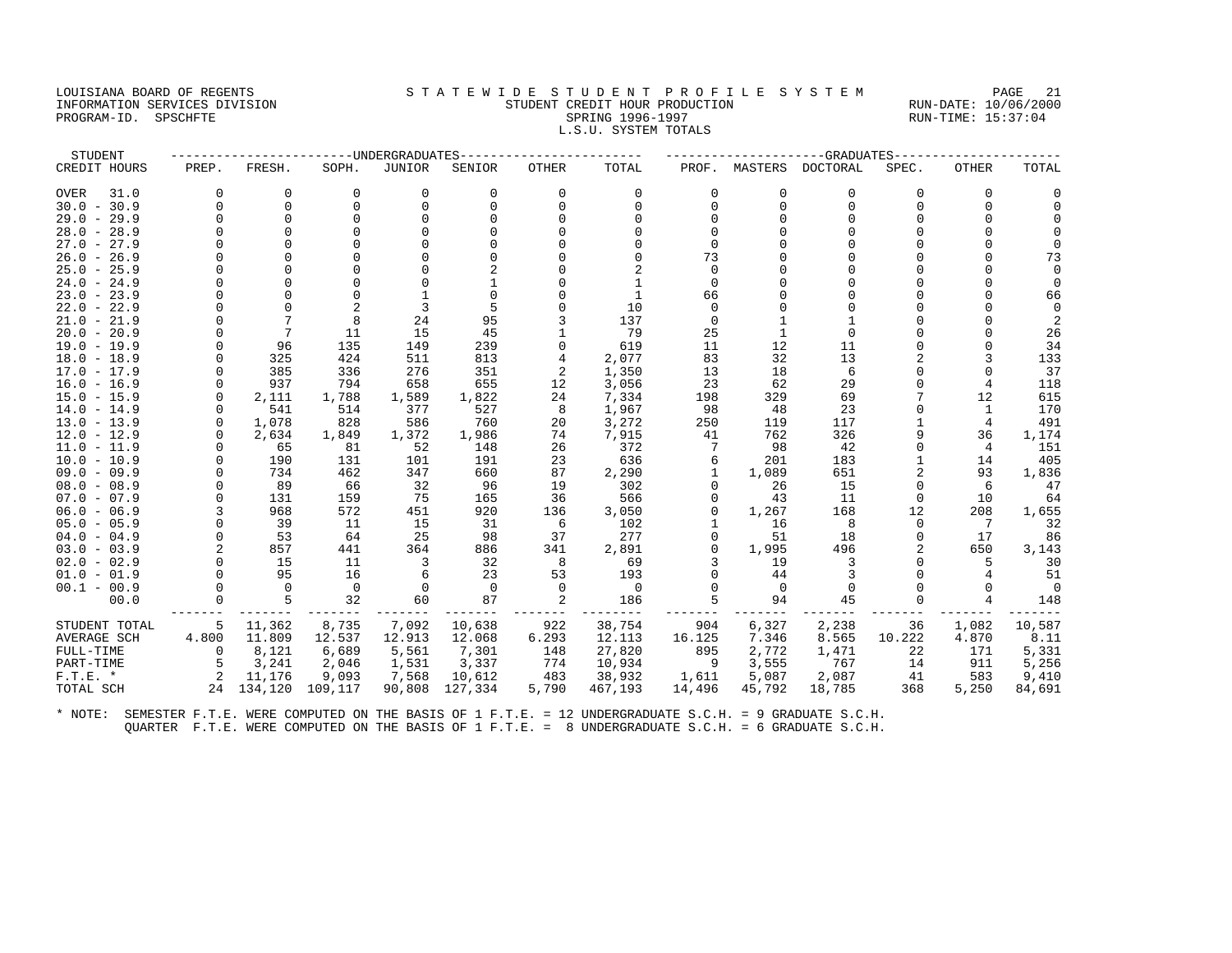LOUISIANA BOARD OF REGENTS
INFORMATION SERVICES DIVISION
PROGRAM-ID. SPSCHFTE

# STATEWIDE STUDENT PROFILE SYSTEM

## STUDENT CREDIT HOUR PRODUCTION
## SPRING 1996-1997
## L.S.U. SYSTEM TOTALS

RUN-DATE: 10/06/2000
RUN-TIME: 15:37:04

| STUDENT | UNDERGRADUATES | | | | | | | GRADUATES | | | | | |
|---|---|---|---|---|---|---|---|---|---|---|---|---|---|
| CREDIT HOURS | PREP. | FRESH. | SOPH. | JUNIOR | SENIOR | OTHER | TOTAL | PROF. | MASTERS | DOCTORAL | SPEC. | OTHER | TOTAL |
| OVER 31.0 | 0 | 0 | 0 | 0 | 0 | 0 | 0 | 0 | 0 | 0 | 0 | 0 | 0 |
| 30.0 - 30.9 | 0 | 0 | 0 | 0 | 0 | 0 | 0 | 0 | 0 | 0 | 0 | 0 | 0 |
| 29.0 - 29.9 | 0 | 0 | 0 | 0 | 0 | 0 | 0 | 0 | 0 | 0 | 0 | 0 | 0 |
| 28.0 - 28.9 | 0 | 0 | 0 | 0 | 0 | 0 | 0 | 0 | 0 | 0 | 0 | 0 | 0 |
| 27.0 - 27.9 | 0 | 0 | 0 | 0 | 0 | 0 | 0 | 0 | 0 | 0 | 0 | 0 | 0 |
| 26.0 - 26.9 | 0 | 0 | 0 | 0 | 0 | 0 | 0 | 73 | 0 | 0 | 0 | 0 | 73 |
| 25.0 - 25.9 | 0 | 0 | 0 | 0 | 2 | 0 | 2 | 0 | 0 | 0 | 0 | 0 | 0 |
| 24.0 - 24.9 | 0 | 0 | 0 | 0 | 1 | 0 | 1 | 0 | 0 | 0 | 0 | 0 | 0 |
| 23.0 - 23.9 | 0 | 0 | 0 | 1 | 0 | 0 | 1 | 66 | 0 | 0 | 0 | 0 | 66 |
| 22.0 - 22.9 | 0 | 0 | 2 | 3 | 5 | 0 | 10 | 0 | 0 | 0 | 0 | 0 | 0 |
| 21.0 - 21.9 | 0 | 7 | 8 | 24 | 95 | 3 | 137 | 0 | 1 | 1 | 0 | 0 | 2 |
| 20.0 - 20.9 | 0 | 7 | 11 | 15 | 45 | 1 | 79 | 25 | 1 | 0 | 0 | 0 | 26 |
| 19.0 - 19.9 | 0 | 96 | 135 | 149 | 239 | 0 | 619 | 11 | 12 | 11 | 0 | 0 | 34 |
| 18.0 - 18.9 | 0 | 325 | 424 | 511 | 813 | 4 | 2,077 | 83 | 32 | 13 | 2 | 3 | 133 |
| 17.0 - 17.9 | 0 | 385 | 336 | 276 | 351 | 2 | 1,350 | 13 | 18 | 6 | 0 | 0 | 37 |
| 16.0 - 16.9 | 0 | 937 | 794 | 658 | 655 | 12 | 3,056 | 23 | 62 | 29 | 0 | 4 | 118 |
| 15.0 - 15.9 | 0 | 2,111 | 1,788 | 1,589 | 1,822 | 24 | 7,334 | 198 | 329 | 69 | 7 | 12 | 615 |
| 14.0 - 14.9 | 0 | 541 | 514 | 377 | 527 | 8 | 1,967 | 98 | 48 | 23 | 0 | 1 | 170 |
| 13.0 - 13.9 | 0 | 1,078 | 828 | 586 | 760 | 20 | 3,272 | 250 | 119 | 117 | 1 | 4 | 491 |
| 12.0 - 12.9 | 0 | 2,634 | 1,849 | 1,372 | 1,986 | 74 | 7,915 | 41 | 762 | 326 | 9 | 36 | 1,174 |
| 11.0 - 11.9 | 0 | 65 | 81 | 52 | 148 | 26 | 372 | 7 | 98 | 42 | 0 | 4 | 151 |
| 10.0 - 10.9 | 0 | 190 | 131 | 101 | 191 | 23 | 636 | 6 | 201 | 183 | 1 | 14 | 405 |
| 09.0 - 09.9 | 0 | 734 | 462 | 347 | 660 | 87 | 2,290 | 1 | 1,089 | 651 | 2 | 93 | 1,836 |
| 08.0 - 08.9 | 0 | 89 | 66 | 32 | 96 | 19 | 302 | 0 | 26 | 15 | 0 | 6 | 47 |
| 07.0 - 07.9 | 0 | 131 | 159 | 75 | 165 | 36 | 566 | 0 | 43 | 11 | 0 | 10 | 64 |
| 06.0 - 06.9 | 3 | 968 | 572 | 451 | 920 | 136 | 3,050 | 0 | 1,267 | 168 | 12 | 208 | 1,655 |
| 05.0 - 05.9 | 0 | 39 | 11 | 15 | 31 | 6 | 102 | 1 | 16 | 8 | 0 | 7 | 32 |
| 04.0 - 04.9 | 0 | 53 | 64 | 25 | 98 | 37 | 277 | 0 | 51 | 18 | 0 | 17 | 86 |
| 03.0 - 03.9 | 2 | 857 | 441 | 364 | 886 | 341 | 2,891 | 0 | 1,995 | 496 | 2 | 650 | 3,143 |
| 02.0 - 02.9 | 0 | 15 | 11 | 3 | 32 | 8 | 69 | 3 | 19 | 3 | 0 | 5 | 30 |
| 01.0 - 01.9 | 0 | 95 | 16 | 6 | 23 | 53 | 193 | 0 | 44 | 3 | 0 | 4 | 51 |
| 00.1 - 00.9 | 0 | 0 | 0 | 0 | 0 | 0 | 0 | 0 | 0 | 0 | 0 | 0 | 0 |
| 00.0 | 0 | 5 | 32 | 60 | 87 | 2 | 186 | 5 | 94 | 45 | 0 | 4 | 148 |
| STUDENT TOTAL | 5 | 11,362 | 8,735 | 7,092 | 10,638 | 922 | 38,754 | 904 | 6,327 | 2,238 | 36 | 1,082 | 10,587 |
| AVERAGE SCH | 4.800 | 11.809 | 12.537 | 12.913 | 12.068 | 6.293 | 12.113 | 16.125 | 7.346 | 8.565 | 10.222 | 4.870 | 8.11 |
| FULL-TIME | 0 | 8,121 | 6,689 | 5,561 | 7,301 | 148 | 27,820 | 895 | 2,772 | 1,471 | 22 | 171 | 5,331 |
| PART-TIME | 5 | 3,241 | 2,046 | 1,531 | 3,337 | 774 | 10,934 | 9 | 3,555 | 767 | 14 | 911 | 5,256 |
| F.T.E. * | 2 | 11,176 | 9,093 | 7,568 | 10,612 | 483 | 38,932 | 1,611 | 5,087 | 2,087 | 41 | 583 | 9,410 |
| TOTAL SCH | 24 | 134,120 | 109,117 | 90,808 | 127,334 | 5,790 | 467,193 | 14,496 | 45,792 | 18,785 | 368 | 5,250 | 84,691 |

\* NOTE: SEMESTER F.T.E. WERE COMPUTED ON THE BASIS OF 1 F.T.E. = 12 UNDERGRADUATE S.C.H. = 9 GRADUATE S.C.H.
QUARTER F.T.E. WERE COMPUTED ON THE BASIS OF 1 F.T.E. = 8 UNDERGRADUATE S.C.H. = 6 GRADUATE S.C.H.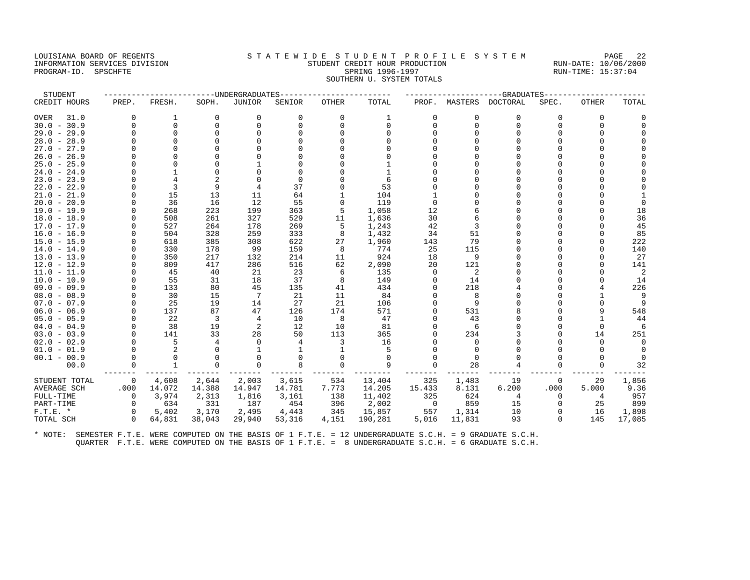LOUISIANA BOARD OF REGENTS
INFORMATION SERVICES DIVISION
PROGRAM-ID. SPSCHFTE

# S T A T E W I D E S T U D E N T P R O F I L E S Y S T E M

STUDENT CREDIT HOUR PRODUCTION
SPRING 1996-1997
SOUTHERN U. SYSTEM TOTALS

RUN-DATE: 10/06/2000
RUN-TIME: 15:37:04

| STUDENT CREDIT HOURS | UNDERGRADUATES PREP. | FRESH. | SOPH. | JUNIOR | SENIOR | OTHER | TOTAL | GRADUATES PROF. | MASTERS | DOCTORAL | SPEC. | OTHER | TOTAL |
|---|---|---|---|---|---|---|---|---|---|---|---|---|---|
| OVER 31.0 | 0 | 1 | 0 | 0 | 0 | 0 | 1 | 0 | 0 | 0 | 0 | 0 | 0 |
| 30.0 - 30.9 | 0 | 0 | 0 | 0 | 0 | 0 | 0 | 0 | 0 | 0 | 0 | 0 | 0 |
| 29.0 - 29.9 | 0 | 0 | 0 | 0 | 0 | 0 | 0 | 0 | 0 | 0 | 0 | 0 | 0 |
| 28.0 - 28.9 | 0 | 0 | 0 | 0 | 0 | 0 | 0 | 0 | 0 | 0 | 0 | 0 | 0 |
| 27.0 - 27.9 | 0 | 0 | 0 | 0 | 0 | 0 | 0 | 0 | 0 | 0 | 0 | 0 | 0 |
| 26.0 - 26.9 | 0 | 0 | 0 | 0 | 0 | 0 | 0 | 0 | 0 | 0 | 0 | 0 | 0 |
| 25.0 - 25.9 | 0 | 0 | 0 | 1 | 0 | 0 | 1 | 0 | 0 | 0 | 0 | 0 | 0 |
| 24.0 - 24.9 | 0 | 1 | 0 | 0 | 0 | 0 | 1 | 0 | 0 | 0 | 0 | 0 | 0 |
| 23.0 - 23.9 | 0 | 4 | 2 | 0 | 0 | 0 | 6 | 0 | 0 | 0 | 0 | 0 | 0 |
| 22.0 - 22.9 | 0 | 3 | 9 | 4 | 37 | 0 | 53 | 0 | 0 | 0 | 0 | 0 | 0 |
| 21.0 - 21.9 | 0 | 15 | 13 | 11 | 64 | 1 | 104 | 1 | 0 | 0 | 0 | 0 | 1 |
| 20.0 - 20.9 | 0 | 36 | 16 | 12 | 55 | 0 | 119 | 0 | 0 | 0 | 0 | 0 | 0 |
| 19.0 - 19.9 | 0 | 268 | 223 | 199 | 363 | 5 | 1,058 | 12 | 6 | 0 | 0 | 0 | 18 |
| 18.0 - 18.9 | 0 | 508 | 261 | 327 | 529 | 11 | 1,636 | 30 | 6 | 0 | 0 | 0 | 36 |
| 17.0 - 17.9 | 0 | 527 | 264 | 178 | 269 | 5 | 1,243 | 42 | 3 | 0 | 0 | 0 | 45 |
| 16.0 - 16.9 | 0 | 504 | 328 | 259 | 333 | 8 | 1,432 | 34 | 51 | 0 | 0 | 0 | 85 |
| 15.0 - 15.9 | 0 | 618 | 385 | 308 | 622 | 27 | 1,960 | 143 | 79 | 0 | 0 | 0 | 222 |
| 14.0 - 14.9 | 0 | 330 | 178 | 99 | 159 | 8 | 774 | 25 | 115 | 0 | 0 | 0 | 140 |
| 13.0 - 13.9 | 0 | 350 | 217 | 132 | 214 | 11 | 924 | 18 | 9 | 0 | 0 | 0 | 27 |
| 12.0 - 12.9 | 0 | 809 | 417 | 286 | 516 | 62 | 2,090 | 20 | 121 | 0 | 0 | 0 | 141 |
| 11.0 - 11.9 | 0 | 45 | 40 | 21 | 23 | 6 | 135 | 0 | 2 | 0 | 0 | 0 | 2 |
| 10.0 - 10.9 | 0 | 55 | 31 | 18 | 37 | 8 | 149 | 0 | 14 | 0 | 0 | 0 | 14 |
| 09.0 - 09.9 | 0 | 133 | 80 | 45 | 135 | 41 | 434 | 0 | 218 | 4 | 0 | 4 | 226 |
| 08.0 - 08.9 | 0 | 30 | 15 | 7 | 21 | 11 | 84 | 0 | 8 | 0 | 0 | 1 | 9 |
| 07.0 - 07.9 | 0 | 25 | 19 | 14 | 27 | 21 | 106 | 0 | 9 | 0 | 0 | 0 | 9 |
| 06.0 - 06.9 | 0 | 137 | 87 | 47 | 126 | 174 | 571 | 0 | 531 | 8 | 0 | 9 | 548 |
| 05.0 - 05.9 | 0 | 22 | 3 | 4 | 10 | 8 | 47 | 0 | 43 | 0 | 0 | 1 | 44 |
| 04.0 - 04.9 | 0 | 38 | 19 | 2 | 12 | 10 | 81 | 0 | 6 | 0 | 0 | 0 | 6 |
| 03.0 - 03.9 | 0 | 141 | 33 | 28 | 50 | 113 | 365 | 0 | 234 | 3 | 0 | 14 | 251 |
| 02.0 - 02.9 | 0 | 5 | 4 | 0 | 4 | 3 | 16 | 0 | 0 | 0 | 0 | 0 | 0 |
| 01.0 - 01.9 | 0 | 2 | 0 | 1 | 1 | 1 | 5 | 0 | 0 | 0 | 0 | 0 | 0 |
| 00.1 - 00.9 | 0 | 0 | 0 | 0 | 0 | 0 | 0 | 0 | 0 | 0 | 0 | 0 | 0 |
| 00.0 | 0 | 1 | 0 | 0 | 8 | 0 | 9 | 0 | 28 | 4 | 0 | 0 | 32 |
| STUDENT TOTAL | 0 | 4,608 | 2,644 | 2,003 | 3,615 | 534 | 13,404 | 325 | 1,483 | 19 | 0 | 29 | 1,856 |
| AVERAGE SCH | .000 | 14.072 | 14.388 | 14.947 | 14.781 | 7.773 | 14.205 | 15.433 | 8.131 | 6.200 | .000 | 5.000 | 9.36 |
| FULL-TIME | 0 | 3,974 | 2,313 | 1,816 | 3,161 | 138 | 11,402 | 325 | 624 | 4 | 0 | 4 | 957 |
| PART-TIME | 0 | 634 | 331 | 187 | 454 | 396 | 2,002 | 0 | 859 | 15 | 0 | 25 | 899 |
| F.T.E. * | 0 | 5,402 | 3,170 | 2,495 | 4,443 | 345 | 15,857 | 557 | 1,314 | 10 | 0 | 16 | 1,898 |
| TOTAL SCH | 0 | 64,831 | 38,043 | 29,940 | 53,316 | 4,151 | 190,281 | 5,016 | 11,831 | 93 | 0 | 145 | 17,085 |

* NOTE: SEMESTER F.T.E. WERE COMPUTED ON THE BASIS OF 1 F.T.E. = 12 UNDERGRADUATE S.C.H. = 9 GRADUATE S.C.H.
QUARTER F.T.E. WERE COMPUTED ON THE BASIS OF 1 F.T.E. = 8 UNDERGRADUATE S.C.H. = 6 GRADUATE S.C.H.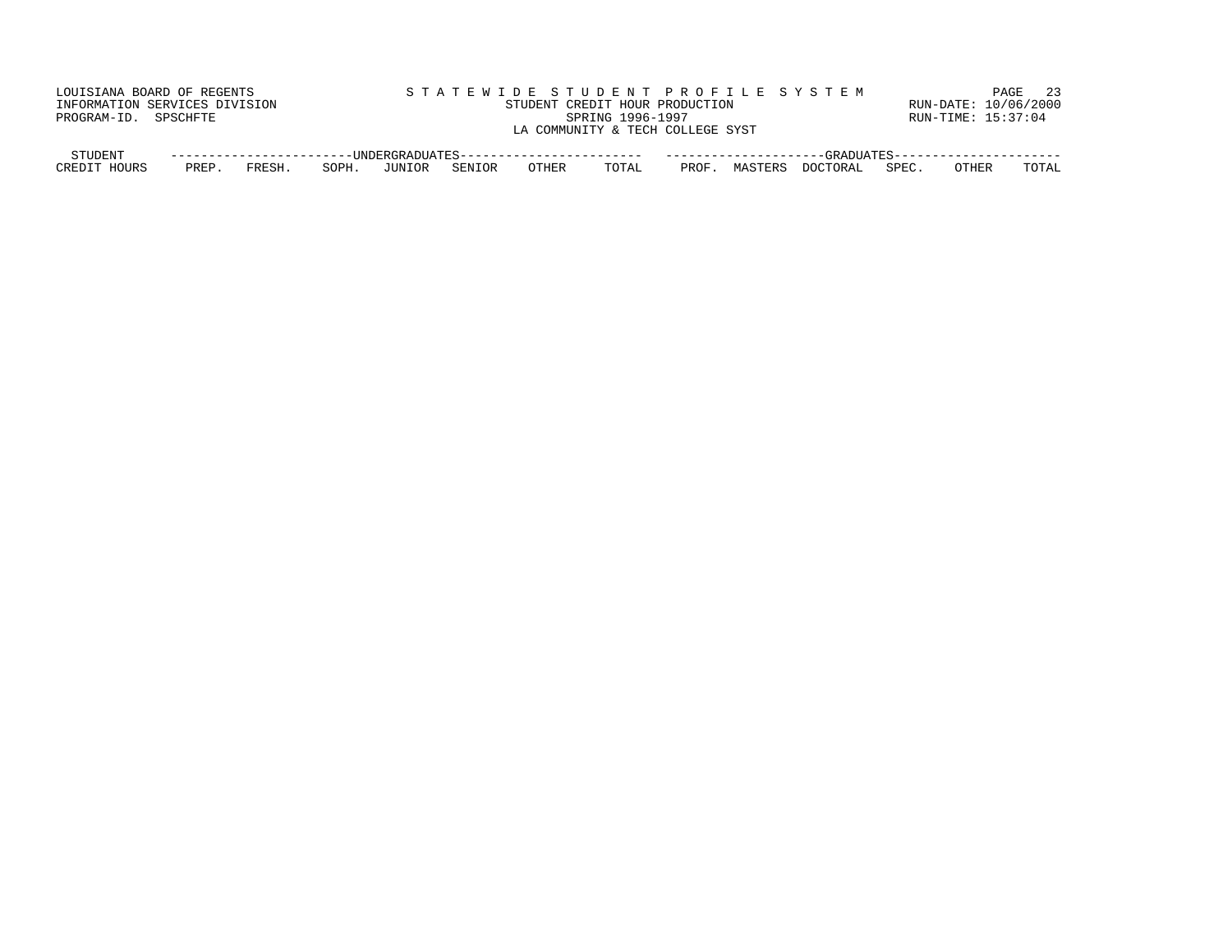LOUISIANA BOARD OF REGENTS
INFORMATION SERVICES DIVISION
PROGRAM-ID. SPSCHFTE

STATEWIDE STUDENT PROFILE SYSTEM
STUDENT CREDIT HOUR PRODUCTION
SPRING 1996-1997
LA COMMUNITY & TECH COLLEGE SYST

RUN-DATE: 10/06/2000
RUN-TIME: 15:37:04

| STUDENT | UNDERGRADUATES | | | | | | | GRADUATES | | | | | |
|---|---|---|---|---|---|---|---|---|---|---|---|---|---|
| CREDIT HOURS | PREP. | FRESH. | SOPH. | JUNIOR | SENIOR | OTHER | TOTAL | PROF. | MASTERS | DOCTORAL | SPEC. | OTHER | TOTAL |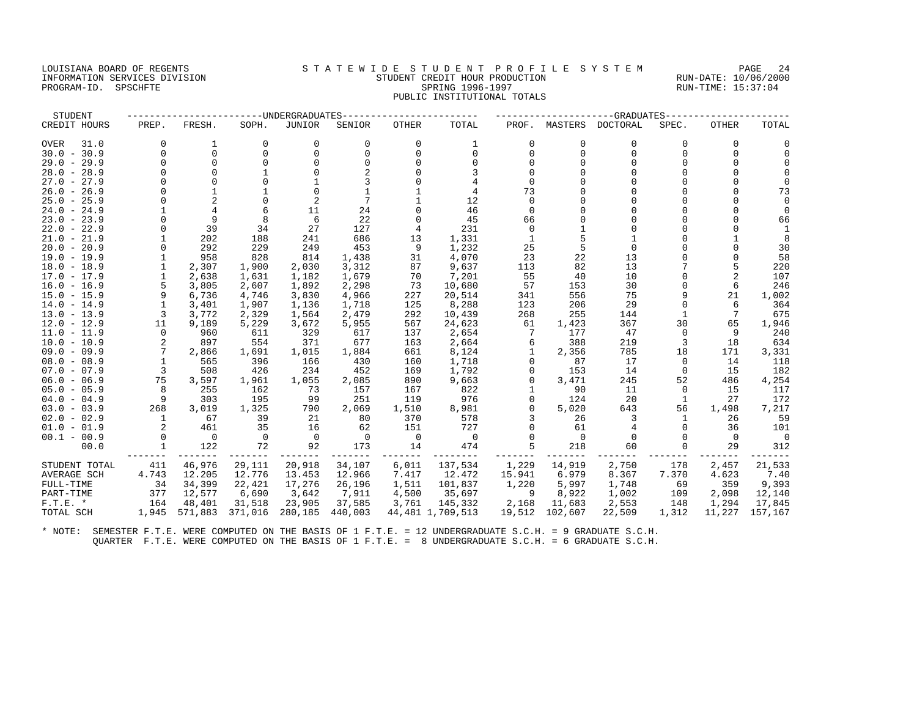LOUISIANA BOARD OF REGENTS
INFORMATION SERVICES DIVISION
PROGRAM-ID. SPSCHFTE

# S T A T E W I D E S T U D E N T P R O F I L E S Y S T E M
## STUDENT CREDIT HOUR PRODUCTION
SPRING 1996-1997
PUBLIC INSTITUTIONAL TOTALS

RUN-DATE: 10/06/2000
RUN-TIME: 15:37:04

| STUDENT | UNDERGRADUATES | | | | | | | GRADUATES | | | | | |
|---|---|---|---|---|---|---|---|---|---|---|---|---|---|
| CREDIT HOURS | PREP. | FRESH. | SOPH. | JUNIOR | SENIOR | OTHER | TOTAL | PROF. | MASTERS | DOCTORAL | SPEC. | OTHER | TOTAL |
| OVER 31.0 | 0 | 1 | 0 | 0 | 0 | 0 | 1 | 0 | 0 | 0 | 0 | 0 | 0 |
| 30.0 - 30.9 | 0 | 0 | 0 | 0 | 0 | 0 | 0 | 0 | 0 | 0 | 0 | 0 | 0 |
| 29.0 - 29.9 | 0 | 0 | 0 | 0 | 0 | 0 | 0 | 0 | 0 | 0 | 0 | 0 | 0 |
| 28.0 - 28.9 | 0 | 0 | 1 | 0 | 2 | 0 | 3 | 0 | 0 | 0 | 0 | 0 | 0 |
| 27.0 - 27.9 | 0 | 0 | 0 | 1 | 3 | 0 | 4 | 0 | 0 | 0 | 0 | 0 | 0 |
| 26.0 - 26.9 | 0 | 1 | 1 | 0 | 1 | 1 | 4 | 73 | 0 | 0 | 0 | 0 | 73 |
| 25.0 - 25.9 | 0 | 2 | 0 | 2 | 7 | 1 | 12 | 0 | 0 | 0 | 0 | 0 | 0 |
| 24.0 - 24.9 | 1 | 4 | 6 | 11 | 24 | 0 | 46 | 0 | 0 | 0 | 0 | 0 | 0 |
| 23.0 - 23.9 | 0 | 9 | 8 | 6 | 22 | 0 | 45 | 66 | 0 | 0 | 0 | 0 | 66 |
| 22.0 - 22.9 | 0 | 39 | 34 | 27 | 127 | 4 | 231 | 0 | 1 | 0 | 0 | 0 | 1 |
| 21.0 - 21.9 | 1 | 202 | 188 | 241 | 686 | 13 | 1,331 | 1 | 5 | 1 | 0 | 1 | 8 |
| 20.0 - 20.9 | 0 | 292 | 229 | 249 | 453 | 9 | 1,232 | 25 | 5 | 0 | 0 | 0 | 30 |
| 19.0 - 19.9 | 1 | 958 | 828 | 814 | 1,438 | 31 | 4,070 | 23 | 22 | 13 | 0 | 0 | 58 |
| 18.0 - 18.9 | 1 | 2,307 | 1,900 | 2,030 | 3,312 | 87 | 9,637 | 113 | 82 | 13 | 7 | 5 | 220 |
| 17.0 - 17.9 | 1 | 2,638 | 1,631 | 1,182 | 1,679 | 70 | 7,201 | 55 | 40 | 10 | 0 | 2 | 107 |
| 16.0 - 16.9 | 5 | 3,805 | 2,607 | 1,892 | 2,298 | 73 | 10,680 | 57 | 153 | 30 | 0 | 6 | 246 |
| 15.0 - 15.9 | 9 | 6,736 | 4,746 | 3,830 | 4,966 | 227 | 20,514 | 341 | 556 | 75 | 9 | 21 | 1,002 |
| 14.0 - 14.9 | 1 | 3,401 | 1,907 | 1,136 | 1,718 | 125 | 8,288 | 123 | 206 | 29 | 0 | 6 | 364 |
| 13.0 - 13.9 | 3 | 3,772 | 2,329 | 1,564 | 2,479 | 292 | 10,439 | 268 | 255 | 144 | 1 | 7 | 675 |
| 12.0 - 12.9 | 11 | 9,189 | 5,229 | 3,672 | 5,955 | 567 | 24,623 | 61 | 1,423 | 367 | 30 | 65 | 1,946 |
| 11.0 - 11.9 | 0 | 960 | 611 | 329 | 617 | 137 | 2,654 | 7 | 177 | 47 | 0 | 9 | 240 |
| 10.0 - 10.9 | 2 | 897 | 554 | 371 | 677 | 163 | 2,664 | 6 | 388 | 219 | 3 | 18 | 634 |
| 09.0 - 09.9 | 7 | 2,866 | 1,691 | 1,015 | 1,884 | 661 | 8,124 | 1 | 2,356 | 785 | 18 | 171 | 3,331 |
| 08.0 - 08.9 | 1 | 565 | 396 | 166 | 430 | 160 | 1,718 | 0 | 87 | 17 | 0 | 14 | 118 |
| 07.0 - 07.9 | 3 | 508 | 426 | 234 | 452 | 169 | 1,792 | 0 | 153 | 14 | 0 | 15 | 182 |
| 06.0 - 06.9 | 75 | 3,597 | 1,961 | 1,055 | 2,085 | 890 | 9,663 | 0 | 3,471 | 245 | 52 | 486 | 4,254 |
| 05.0 - 05.9 | 8 | 255 | 162 | 73 | 157 | 167 | 822 | 1 | 90 | 11 | 0 | 15 | 117 |
| 04.0 - 04.9 | 9 | 303 | 195 | 99 | 251 | 119 | 976 | 0 | 124 | 20 | 1 | 27 | 172 |
| 03.0 - 03.9 | 268 | 3,019 | 1,325 | 790 | 2,069 | 1,510 | 8,981 | 0 | 5,020 | 643 | 56 | 1,498 | 7,217 |
| 02.0 - 02.9 | 1 | 67 | 39 | 21 | 80 | 370 | 578 | 3 | 26 | 3 | 1 | 26 | 59 |
| 01.0 - 01.9 | 2 | 461 | 35 | 16 | 62 | 151 | 727 | 0 | 61 | 4 | 0 | 36 | 101 |
| 00.1 - 00.9 | 0 | 0 | 0 | 0 | 0 | 0 | 0 | 0 | 0 | 0 | 0 | 0 | 0 |
| 00.0 | 1 | 122 | 72 | 92 | 173 | 14 | 474 | 5 | 218 | 60 | 0 | 29 | 312 |
| STUDENT TOTAL | 411 | 46,976 | 29,111 | 20,918 | 34,107 | 6,011 | 137,534 | 1,229 | 14,919 | 2,750 | 178 | 2,457 | 21,533 |
| AVERAGE SCH | 4.743 | 12.205 | 12.776 | 13.453 | 12.966 | 7.417 | 12.472 | 15.941 | 6.979 | 8.367 | 7.370 | 4.623 | 7.40 |
| FULL-TIME | 34 | 34,399 | 22,421 | 17,276 | 26,196 | 1,511 | 101,837 | 1,220 | 5,997 | 1,748 | 69 | 359 | 9,393 |
| PART-TIME | 377 | 12,577 | 6,690 | 3,642 | 7,911 | 4,500 | 35,697 | 9 | 8,922 | 1,002 | 109 | 2,098 | 12,140 |
| F.T.E. * | 164 | 48,401 | 31,518 | 23,905 | 37,585 | 3,761 | 145,332 | 2,168 | 11,683 | 2,553 | 148 | 1,294 | 17,845 |
| TOTAL SCH | 1,945 | 571,883 | 371,016 | 280,185 | 440,003 | 44,481 | 1,709,513 | 19,512 | 102,607 | 22,509 | 1,312 | 11,227 | 157,167 |

* NOTE: SEMESTER F.T.E. WERE COMPUTED ON THE BASIS OF 1 F.T.E. = 12 UNDERGRADUATE S.C.H. = 9 GRADUATE S.C.H.
QUARTER F.T.E. WERE COMPUTED ON THE BASIS OF 1 F.T.E. = 8 UNDERGRADUATE S.C.H. = 6 GRADUATE S.C.H.